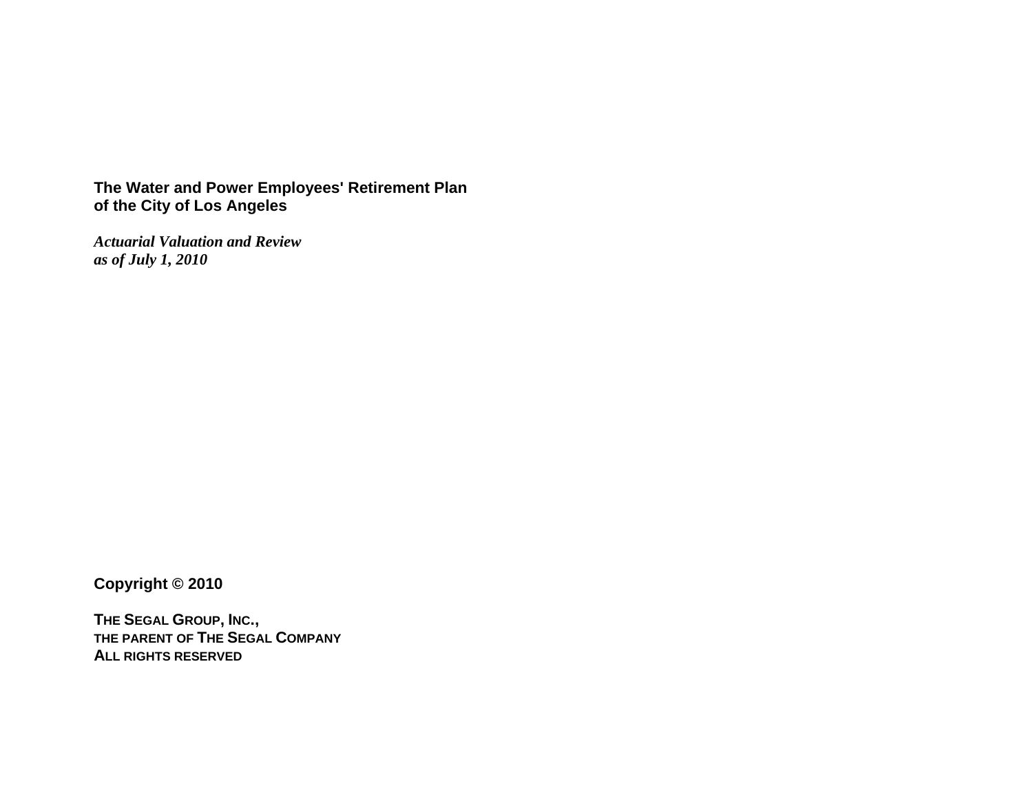**The Water and Power Employees' Retirement Plan of the City of Los Angeles**

***Actuarial Valuation and Review as of July 1, 2010***

**Copyright © 2010**

**THE SEGAL GROUP, INC., THE PARENT OF THE SEGAL COMPANY ALL RIGHTS RESERVED**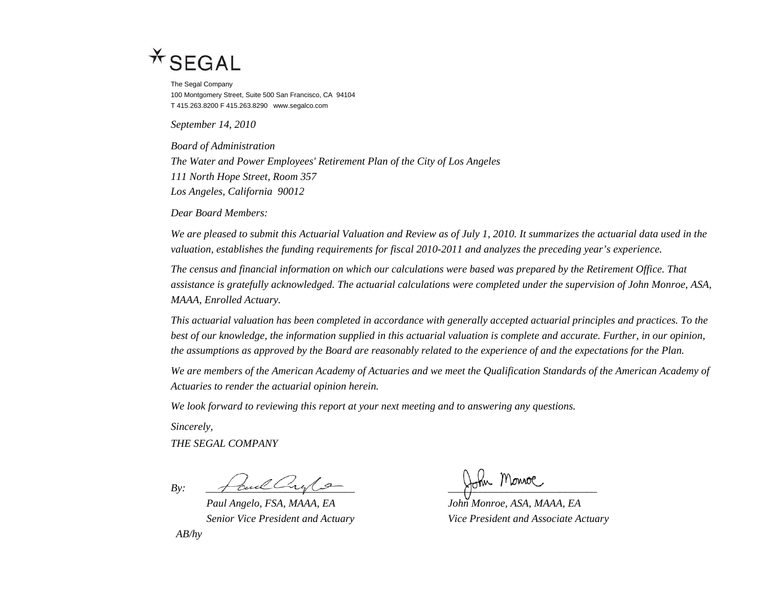SEGAL

The Segal Company
100 Montgomery Street, Suite 500 San Francisco, CA 94104
T 415.263.8200 F 415.263.8290 www.segalco.com

*September 14, 2010*

*Board of Administration*
*The Water and Power Employees' Retirement Plan of the City of Los Angeles*
*111 North Hope Street, Room 357*
*Los Angeles, California 90012*

*Dear Board Members:*

*We are pleased to submit this Actuarial Valuation and Review as of July 1, 2010. It summarizes the actuarial data used in the valuation, establishes the funding requirements for fiscal 2010-2011 and analyzes the preceding year's experience.*

*The census and financial information on which our calculations were based was prepared by the Retirement Office. That assistance is gratefully acknowledged. The actuarial calculations were completed under the supervision of John Monroe, ASA, MAAA, Enrolled Actuary.*

*This actuarial valuation has been completed in accordance with generally accepted actuarial principles and practices. To the best of our knowledge, the information supplied in this actuarial valuation is complete and accurate. Further, in our opinion, the assumptions as approved by the Board are reasonably related to the experience of and the expectations for the Plan.*

*We are members of the American Academy of Actuaries and we meet the Qualification Standards of the American Academy of Actuaries to render the actuarial opinion herein.*

*We look forward to reviewing this report at your next meeting and to answering any questions.*

*Sincerely,*

*THE SEGAL COMPANY*

*By:*

*Paul Angelo, FSA, MAAA, EA*
*Senior Vice President and Actuary*

*John Monroe, ASA, MAAA, EA*
*Vice President and Associate Actuary*

*AB/hy*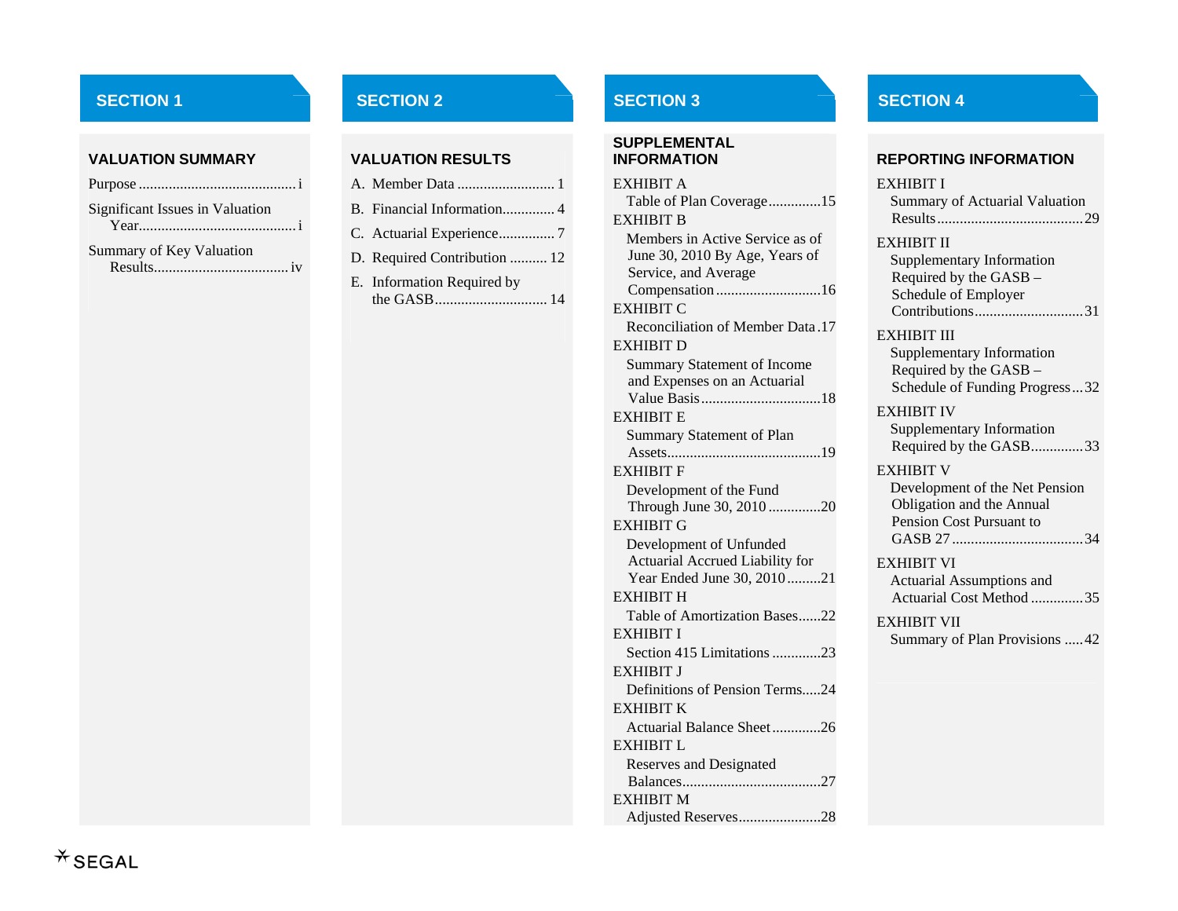## SECTION 1

### VALUATION SUMMARY

Purpose .......................................... i

Significant Issues in Valuation Year.......................................... i

Summary of Key Valuation Results.................................... iv

## SECTION 2

### VALUATION RESULTS

A. Member Data .......................... 1

B. Financial Information............. 4

C. Actuarial Experience............... 7

D. Required Contribution .......... 12

E. Information Required by the GASB............................. 14

## SECTION 3

### SUPPLEMENTAL INFORMATION

EXHIBIT A
Table of Plan Coverage.............15

EXHIBIT B
Members in Active Service as of June 30, 2010 By Age, Years of Service, and Average Compensation ............................16

EXHIBIT C
Reconciliation of Member Data .17

EXHIBIT D
Summary Statement of Income and Expenses on an Actuarial Value Basis................................18

EXHIBIT E
Summary Statement of Plan Assets.........................................19

EXHIBIT F
Development of the Fund Through June 30, 2010 .............20

EXHIBIT G
Development of Unfunded Actuarial Accrued Liability for Year Ended June 30, 2010 .........21

EXHIBIT H
Table of Amortization Bases......22

EXHIBIT I
Section 415 Limitations .............23

EXHIBIT J
Definitions of Pension Terms.....24

EXHIBIT K
Actuarial Balance Sheet.............26

EXHIBIT L
Reserves and Designated Balances....................................27

EXHIBIT M
Adjusted Reserves......................28

## SECTION 4

### REPORTING INFORMATION

EXHIBIT I
Summary of Actuarial Valuation Results......................................29

EXHIBIT II
Supplementary Information Required by the GASB – Schedule of Employer Contributions.............................31

EXHIBIT III
Supplementary Information Required by the GASB – Schedule of Funding Progress...32

EXHIBIT IV
Supplementary Information Required by the GASB..............33

EXHIBIT V
Development of the Net Pension Obligation and the Annual Pension Cost Pursuant to GASB 27 ..................................34

EXHIBIT VI
Actuarial Assumptions and Actuarial Cost Method ..............35

EXHIBIT VII
Summary of Plan Provisions .....42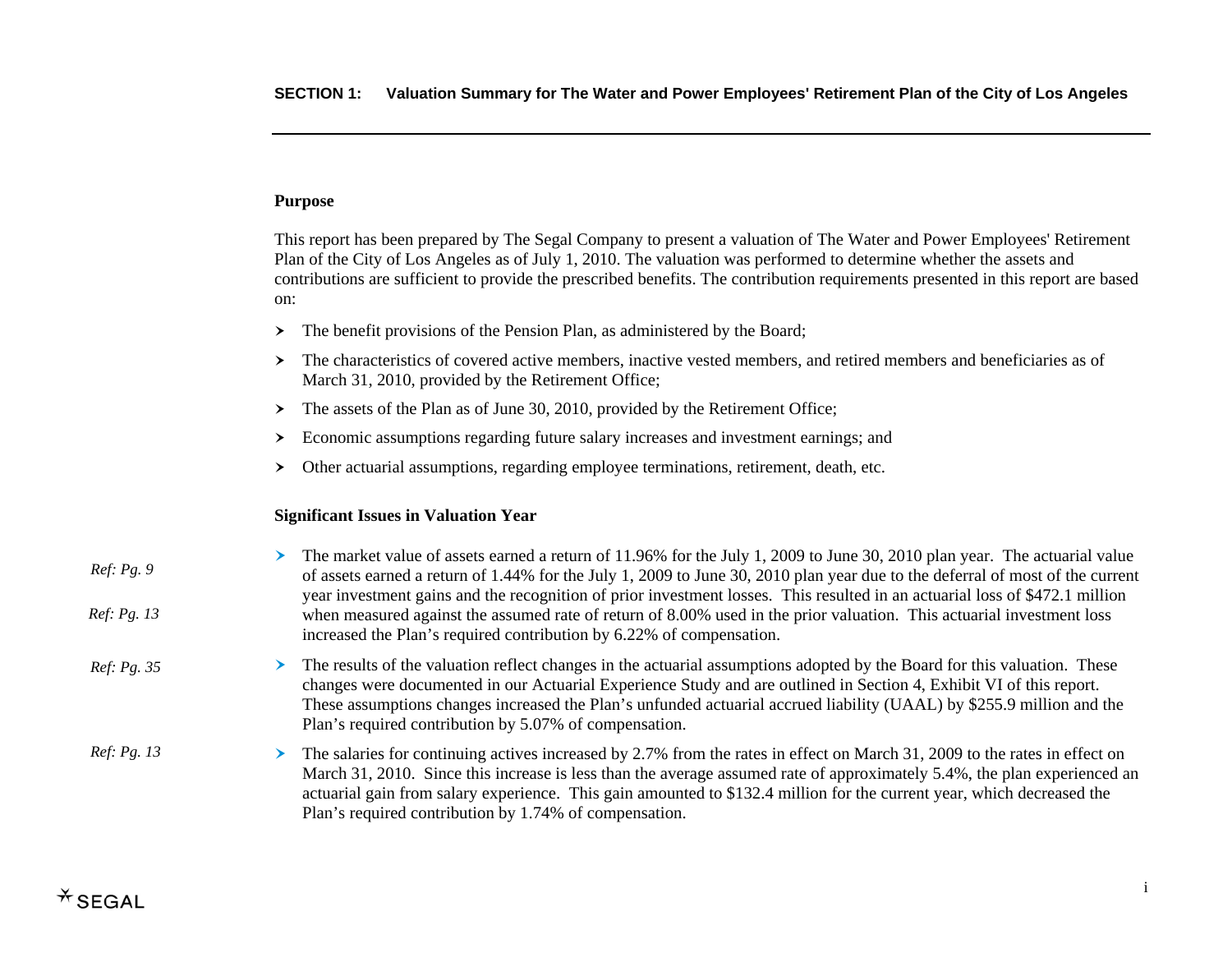## SECTION 1: Valuation Summary for The Water and Power Employees' Retirement Plan of the City of Los Angeles

**Purpose**

This report has been prepared by The Segal Company to present a valuation of The Water and Power Employees' Retirement Plan of the City of Los Angeles as of July 1, 2010. The valuation was performed to determine whether the assets and contributions are sufficient to provide the prescribed benefits. The contribution requirements presented in this report are based on:

- The benefit provisions of the Pension Plan, as administered by the Board;
- The characteristics of covered active members, inactive vested members, and retired members and beneficiaries as of March 31, 2010, provided by the Retirement Office;
- The assets of the Plan as of June 30, 2010, provided by the Retirement Office;
- Economic assumptions regarding future salary increases and investment earnings; and
- Other actuarial assumptions, regarding employee terminations, retirement, death, etc.

**Significant Issues in Valuation Year**

*Ref: Pg. 9*

*Ref: Pg. 13*

- The market value of assets earned a return of 11.96% for the July 1, 2009 to June 30, 2010 plan year. The actuarial value of assets earned a return of 1.44% for the July 1, 2009 to June 30, 2010 plan year due to the deferral of most of the current year investment gains and the recognition of prior investment losses. This resulted in an actuarial loss of $472.1 million when measured against the assumed rate of return of 8.00% used in the prior valuation. This actuarial investment loss increased the Plan's required contribution by 6.22% of compensation.

*Ref: Pg. 35*

- The results of the valuation reflect changes in the actuarial assumptions adopted by the Board for this valuation. These changes were documented in our Actuarial Experience Study and are outlined in Section 4, Exhibit VI of this report. These assumptions changes increased the Plan's unfunded actuarial accrued liability (UAAL) by $255.9 million and the Plan's required contribution by 5.07% of compensation.

*Ref: Pg. 13*

- The salaries for continuing actives increased by 2.7% from the rates in effect on March 31, 2009 to the rates in effect on March 31, 2010. Since this increase is less than the average assumed rate of approximately 5.4%, the plan experienced an actuarial gain from salary experience. This gain amounted to $132.4 million for the current year, which decreased the Plan's required contribution by 1.74% of compensation.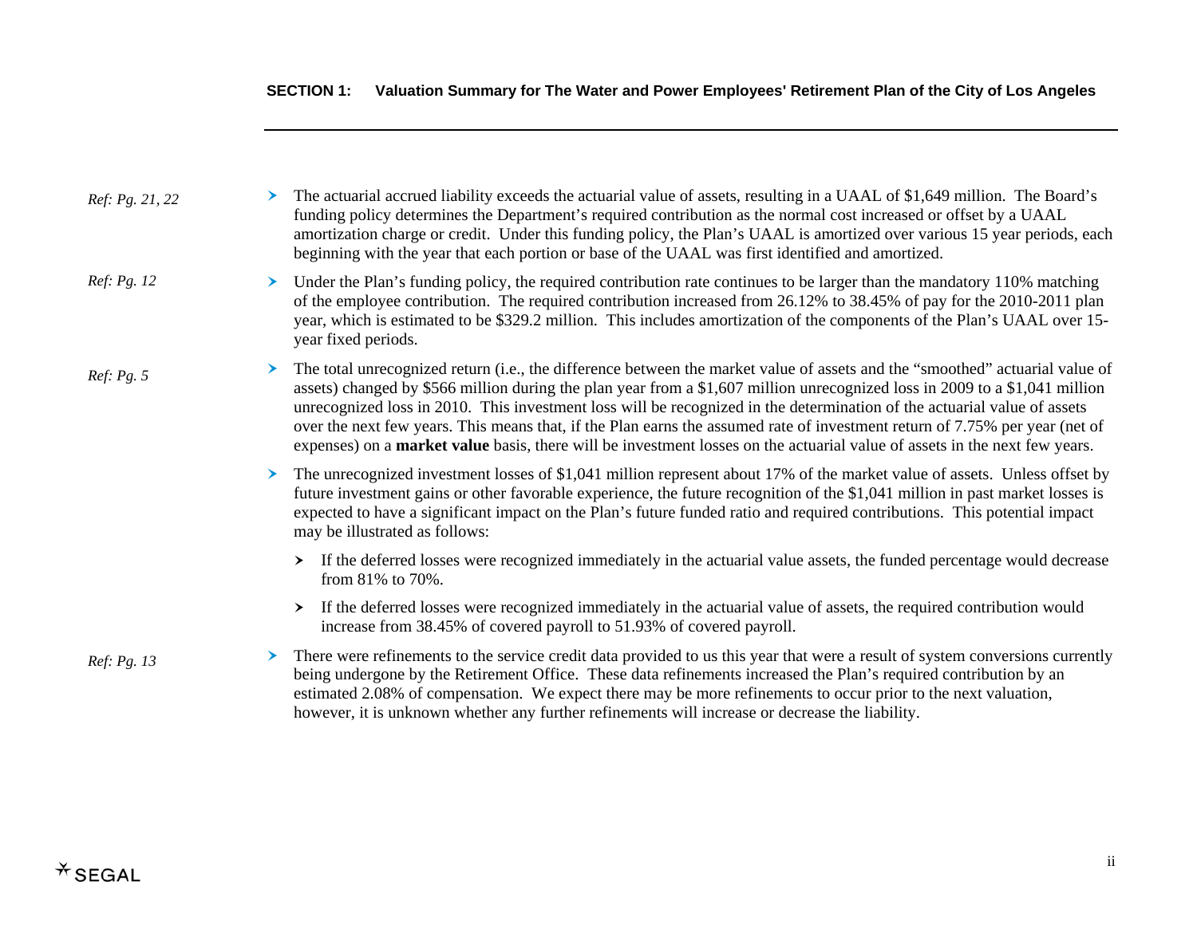*Ref: Pg. 21, 22*

- The actuarial accrued liability exceeds the actuarial value of assets, resulting in a UAAL of $1,649 million. The Board's funding policy determines the Department's required contribution as the normal cost increased or offset by a UAAL amortization charge or credit. Under this funding policy, the Plan's UAAL is amortized over various 15 year periods, each beginning with the year that each portion or base of the UAAL was first identified and amortized.

*Ref: Pg. 12*

- Under the Plan's funding policy, the required contribution rate continues to be larger than the mandatory 110% matching of the employee contribution. The required contribution increased from 26.12% to 38.45% of pay for the 2010-2011 plan year, which is estimated to be $329.2 million. This includes amortization of the components of the Plan's UAAL over 15-year fixed periods.

*Ref: Pg. 5*

- The total unrecognized return (i.e., the difference between the market value of assets and the "smoothed" actuarial value of assets) changed by $566 million during the plan year from a $1,607 million unrecognized loss in 2009 to a $1,041 million unrecognized loss in 2010. This investment loss will be recognized in the determination of the actuarial value of assets over the next few years. This means that, if the Plan earns the assumed rate of investment return of 7.75% per year (net of expenses) on a **market value** basis, there will be investment losses on the actuarial value of assets in the next few years.

- The unrecognized investment losses of $1,041 million represent about 17% of the market value of assets. Unless offset by future investment gains or other favorable experience, the future recognition of the $1,041 million in past market losses is expected to have a significant impact on the Plan's future funded ratio and required contributions. This potential impact may be illustrated as follows:
  - If the deferred losses were recognized immediately in the actuarial value assets, the funded percentage would decrease from 81% to 70%.
  - If the deferred losses were recognized immediately in the actuarial value of assets, the required contribution would increase from 38.45% of covered payroll to 51.93% of covered payroll.

*Ref: Pg. 13*

- There were refinements to the service credit data provided to us this year that were a result of system conversions currently being undergone by the Retirement Office. These data refinements increased the Plan's required contribution by an estimated 2.08% of compensation. We expect there may be more refinements to occur prior to the next valuation, however, it is unknown whether any further refinements will increase or decrease the liability.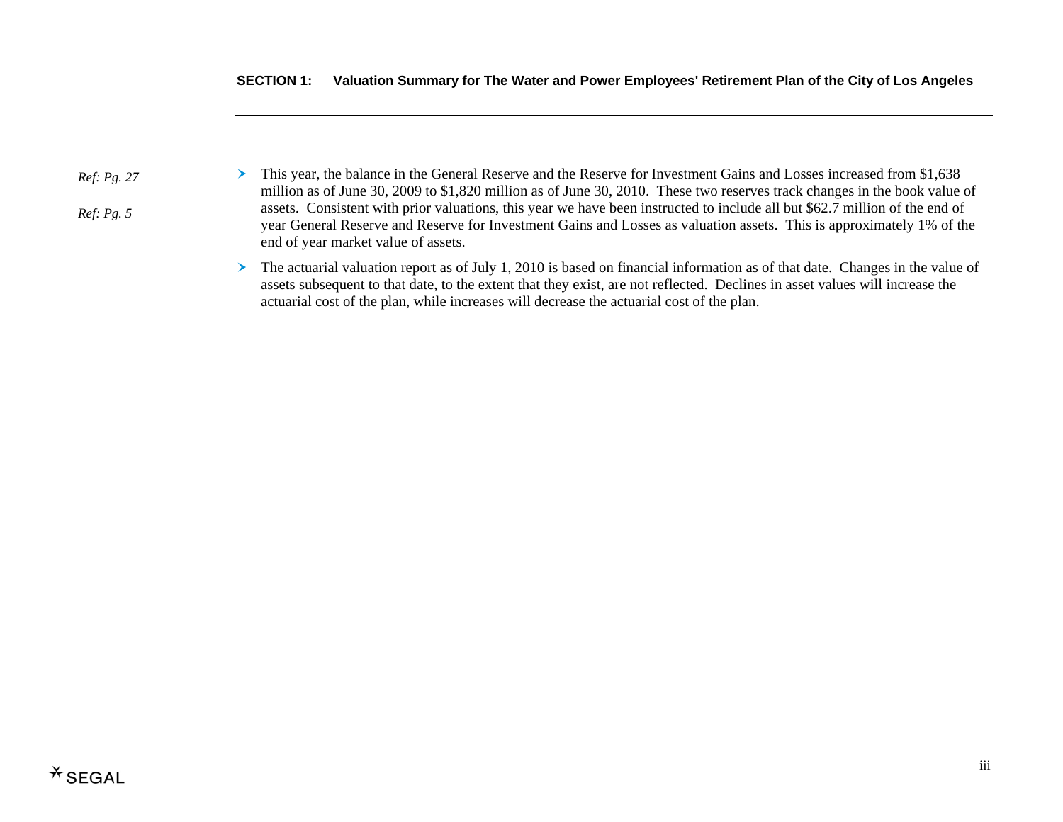*Ref: Pg. 27*

*Ref: Pg. 5*

- This year, the balance in the General Reserve and the Reserve for Investment Gains and Losses increased from $1,638 million as of June 30, 2009 to $1,820 million as of June 30, 2010. These two reserves track changes in the book value of assets. Consistent with prior valuations, this year we have been instructed to include all but $62.7 million of the end of year General Reserve and Reserve for Investment Gains and Losses as valuation assets. This is approximately 1% of the end of year market value of assets.
- The actuarial valuation report as of July 1, 2010 is based on financial information as of that date. Changes in the value of assets subsequent to that date, to the extent that they exist, are not reflected. Declines in asset values will increase the actuarial cost of the plan, while increases will decrease the actuarial cost of the plan.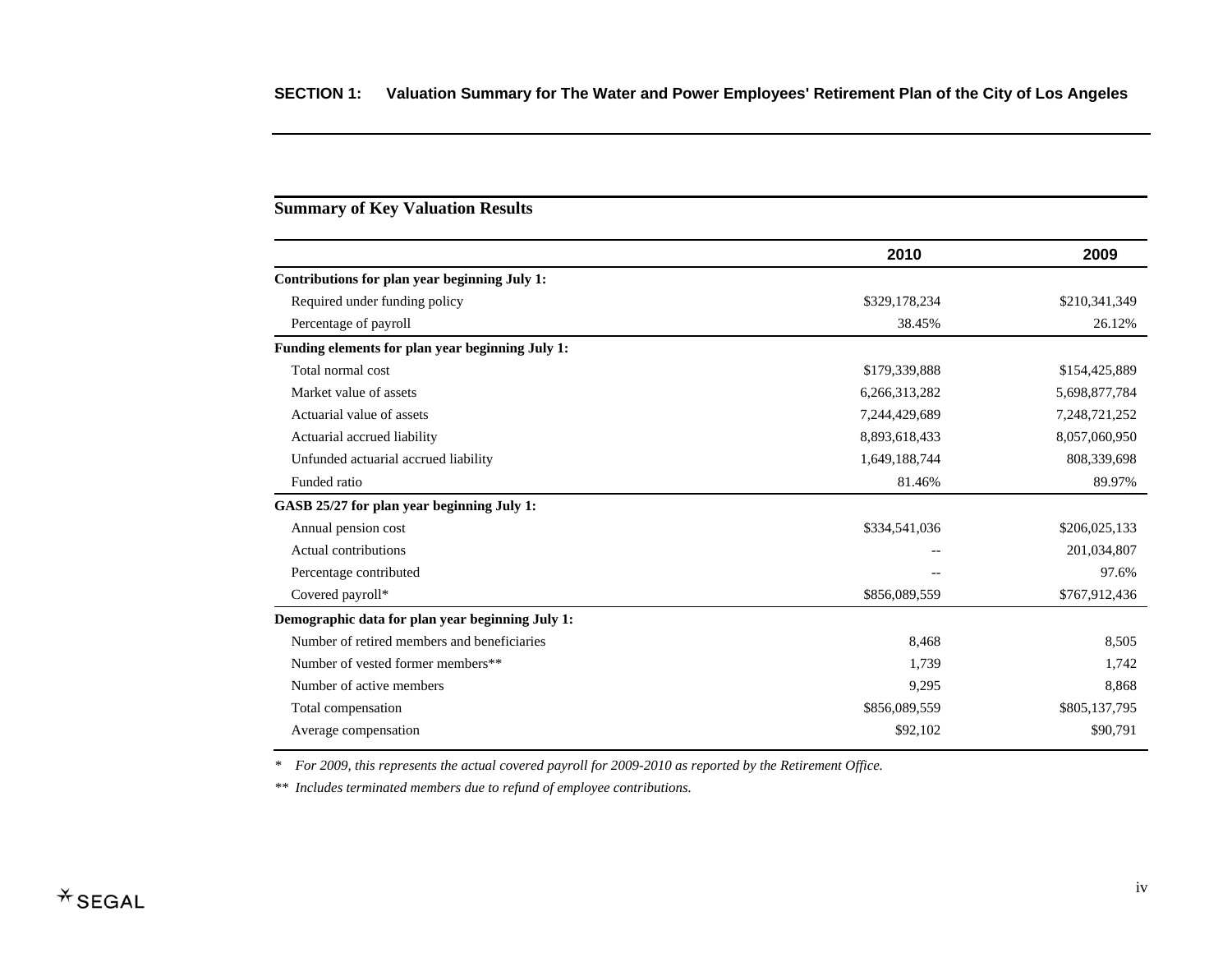## SECTION 1: Valuation Summary for The Water and Power Employees' Retirement Plan of the City of Los Angeles

### Summary of Key Valuation Results

| | 2010 | 2009 |
|---|---|---|
| **Contributions for plan year beginning July 1:** | | |
| Required under funding policy | $329,178,234 | $210,341,349 |
| Percentage of payroll | 38.45% | 26.12% |
| **Funding elements for plan year beginning July 1:** | | |
| Total normal cost | $179,339,888 | $154,425,889 |
| Market value of assets | 6,266,313,282 | 5,698,877,784 |
| Actuarial value of assets | 7,244,429,689 | 7,248,721,252 |
| Actuarial accrued liability | 8,893,618,433 | 8,057,060,950 |
| Unfunded actuarial accrued liability | 1,649,188,744 | 808,339,698 |
| Funded ratio | 81.46% | 89.97% |
| **GASB 25/27 for plan year beginning July 1:** | | |
| Annual pension cost | $334,541,036 | $206,025,133 |
| Actual contributions | -- | 201,034,807 |
| Percentage contributed | -- | 97.6% |
| Covered payroll* | $856,089,559 | $767,912,436 |
| **Demographic data for plan year beginning July 1:** | | |
| Number of retired members and beneficiaries | 8,468 | 8,505 |
| Number of vested former members** | 1,739 | 1,742 |
| Number of active members | 9,295 | 8,868 |
| Total compensation | $856,089,559 | $805,137,795 |
| Average compensation | $92,102 | $90,791 |

*\* For 2009, this represents the actual covered payroll for 2009-2010 as reported by the Retirement Office.*

*\*\* Includes terminated members due to refund of employee contributions.*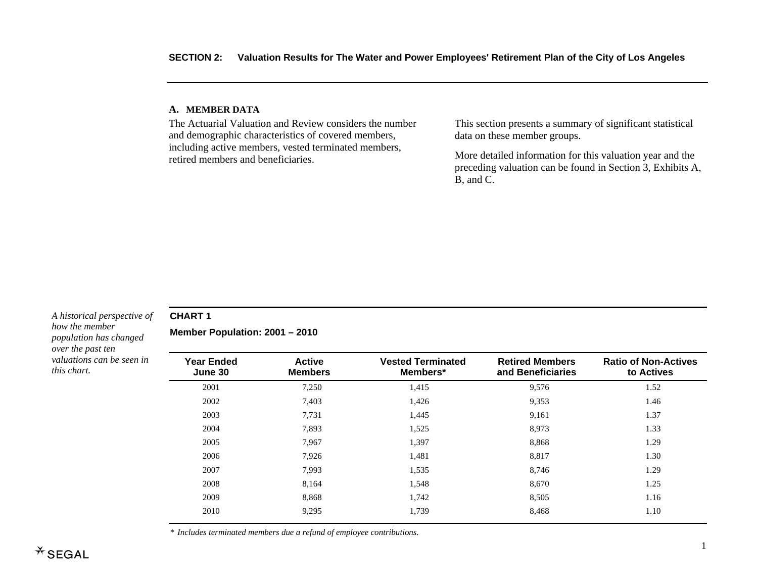## A. MEMBER DATA

The Actuarial Valuation and Review considers the number and demographic characteristics of covered members, including active members, vested terminated members, retired members and beneficiaries.

This section presents a summary of significant statistical data on these member groups.

More detailed information for this valuation year and the preceding valuation can be found in Section 3, Exhibits A, B, and C.

*A historical perspective of how the member population has changed over the past ten valuations can be seen in this chart.*

**CHART 1**

**Member Population: 2001 – 2010**

| Year Ended June 30 | Active Members | Vested Terminated Members* | Retired Members and Beneficiaries | Ratio of Non-Actives to Actives |
|---|---|---|---|---|
| 2001 | 7,250 | 1,415 | 9,576 | 1.52 |
| 2002 | 7,403 | 1,426 | 9,353 | 1.46 |
| 2003 | 7,731 | 1,445 | 9,161 | 1.37 |
| 2004 | 7,893 | 1,525 | 8,973 | 1.33 |
| 2005 | 7,967 | 1,397 | 8,868 | 1.29 |
| 2006 | 7,926 | 1,481 | 8,817 | 1.30 |
| 2007 | 7,993 | 1,535 | 8,746 | 1.29 |
| 2008 | 8,164 | 1,548 | 8,670 | 1.25 |
| 2009 | 8,868 | 1,742 | 8,505 | 1.16 |
| 2010 | 9,295 | 1,739 | 8,468 | 1.10 |

\* *Includes terminated members due a refund of employee contributions.*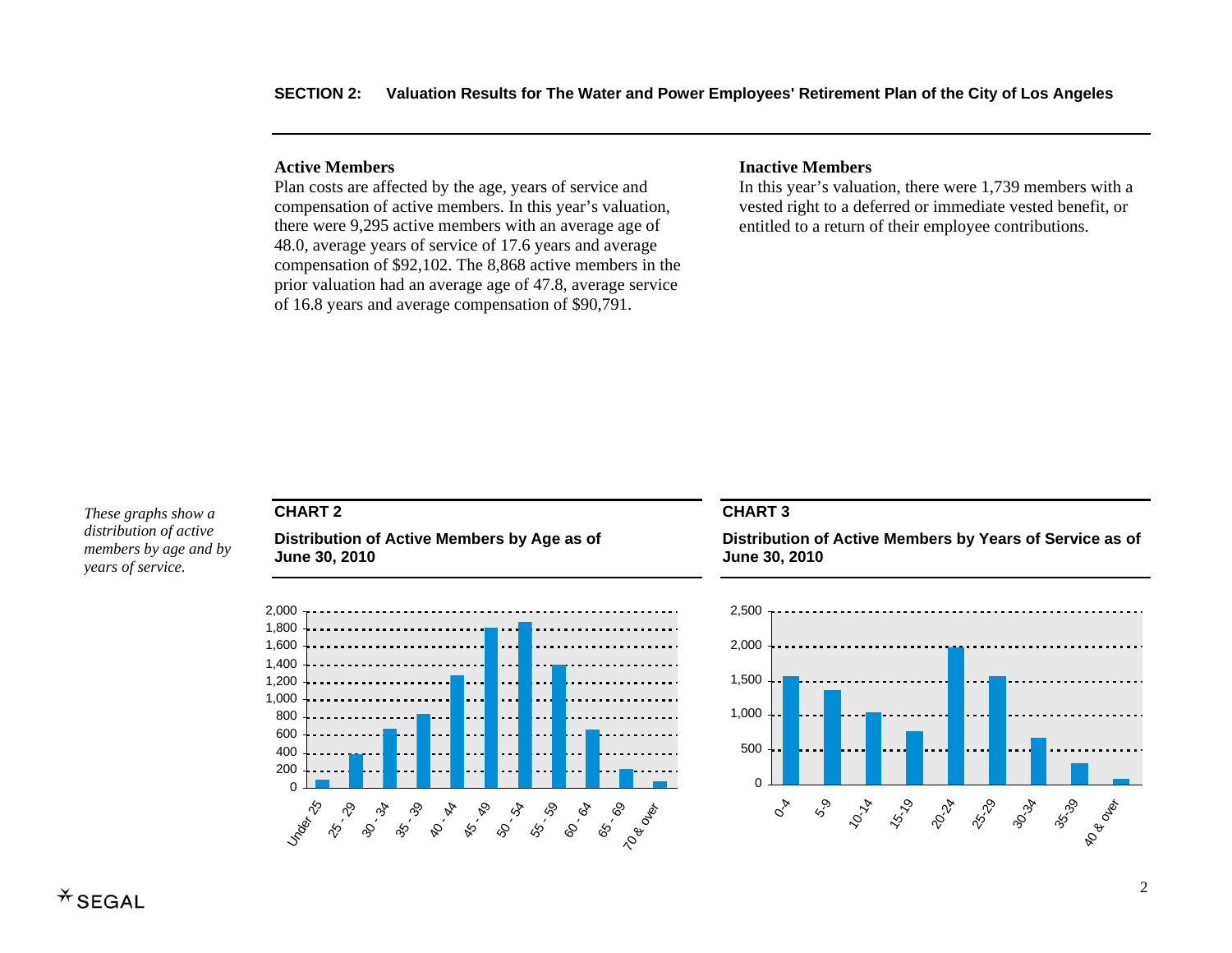## SECTION 2: Valuation Results for The Water and Power Employees' Retirement Plan of the City of Los Angeles

**Active Members**

Plan costs are affected by the age, years of service and compensation of active members. In this year's valuation, there were 9,295 active members with an average age of 48.0, average years of service of 17.6 years and average compensation of $92,102. The 8,868 active members in the prior valuation had an average age of 47.8, average service of 16.8 years and average compensation of $90,791.

**Inactive Members**

In this year's valuation, there were 1,739 members with a vested right to a deferred or immediate vested benefit, or entitled to a return of their employee contributions.

*These graphs show a distribution of active members by age and by years of service.*

**CHART 2**

**Distribution of Active Members by Age as of June 30, 2010**

**CHART 3**

**Distribution of Active Members by Years of Service as of June 30, 2010**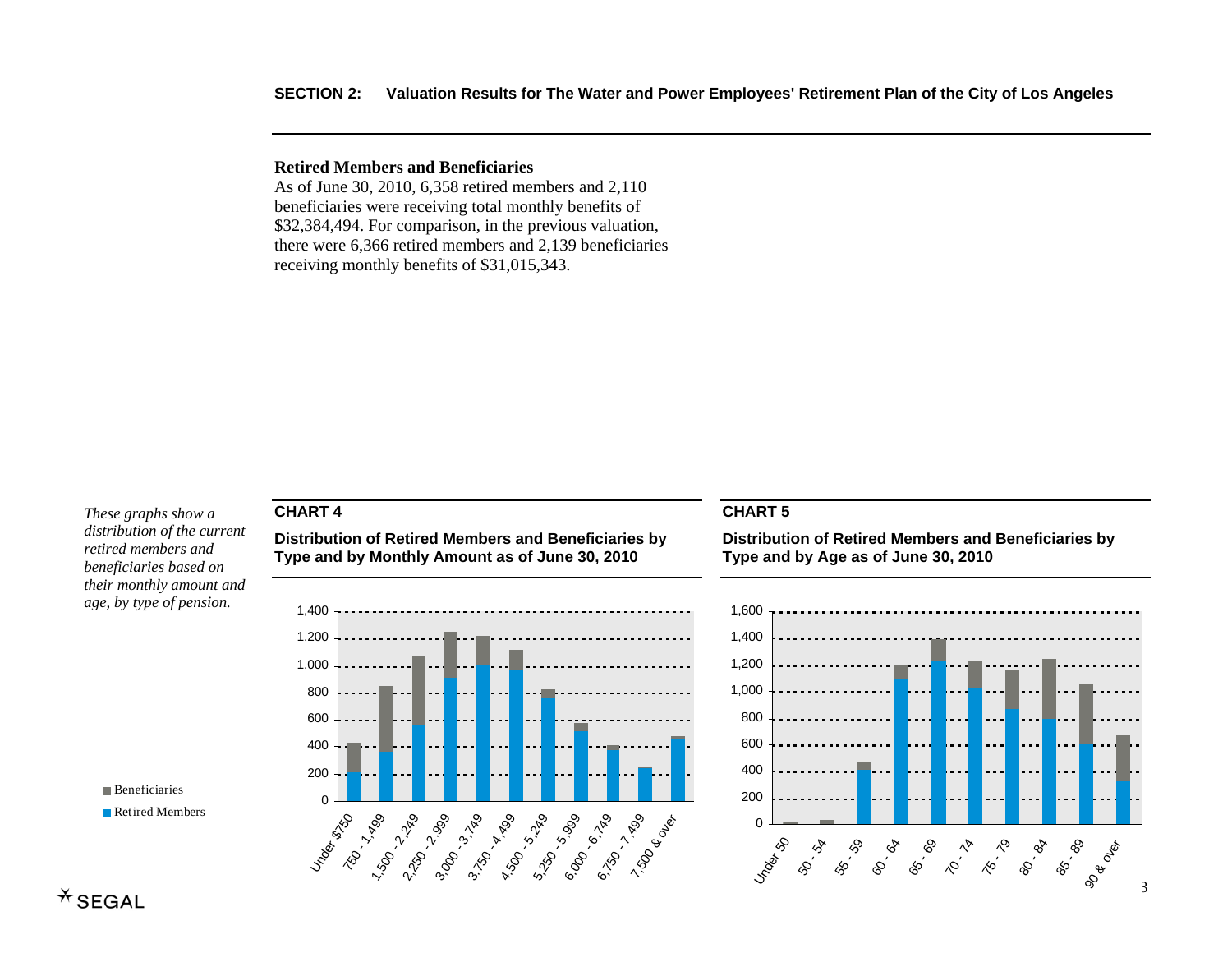## Retired Members and Beneficiaries

As of June 30, 2010, 6,358 retired members and 2,110 beneficiaries were receiving total monthly benefits of $32,384,494. For comparison, in the previous valuation, there were 6,366 retired members and 2,139 beneficiaries receiving monthly benefits of $31,015,343.

*These graphs show a distribution of the current retired members and beneficiaries based on their monthly amount and age, by type of pension.*

**CHART 4**

**Distribution of Retired Members and Beneficiaries by Type and by Monthly Amount as of June 30, 2010**

**CHART 5**

**Distribution of Retired Members and Beneficiaries by Type and by Age as of June 30, 2010**

Beneficiaries

Retired Members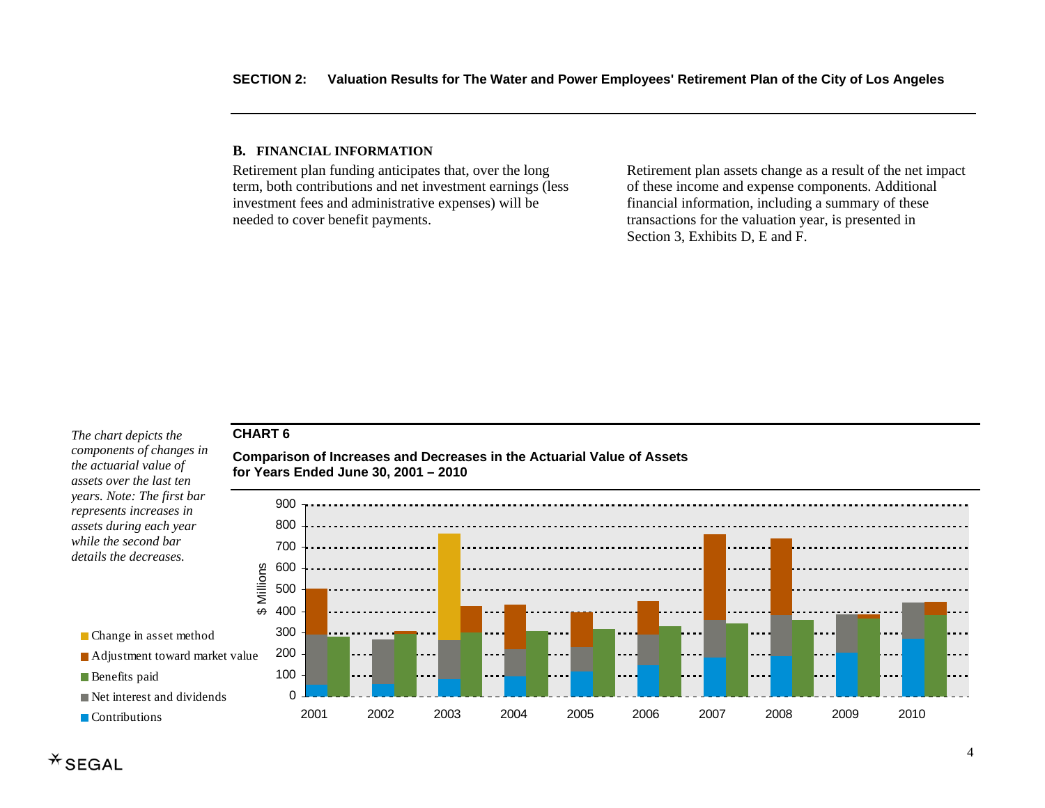### B. FINANCIAL INFORMATION

Retirement plan funding anticipates that, over the long term, both contributions and net investment earnings (less investment fees and administrative expenses) will be needed to cover benefit payments.

Retirement plan assets change as a result of the net impact of these income and expense components. Additional financial information, including a summary of these transactions for the valuation year, is presented in Section 3, Exhibits D, E and F.

*The chart depicts the components of changes in the actuarial value of assets over the last ten years. Note: The first bar represents increases in assets during each year while the second bar details the decreases.*

**CHART 6**

**Comparison of Increases and Decreases in the Actuarial Value of Assets for Years Ended June 30, 2001 – 2010**

- Change in asset method
- Adjustment toward market value
- Benefits paid
- Net interest and dividends
- Contributions

$ Millions: 0, 100, 200, 300, 400, 500, 600, 700, 800, 900

Years: 2001, 2002, 2003, 2004, 2005, 2006, 2007, 2008, 2009, 2010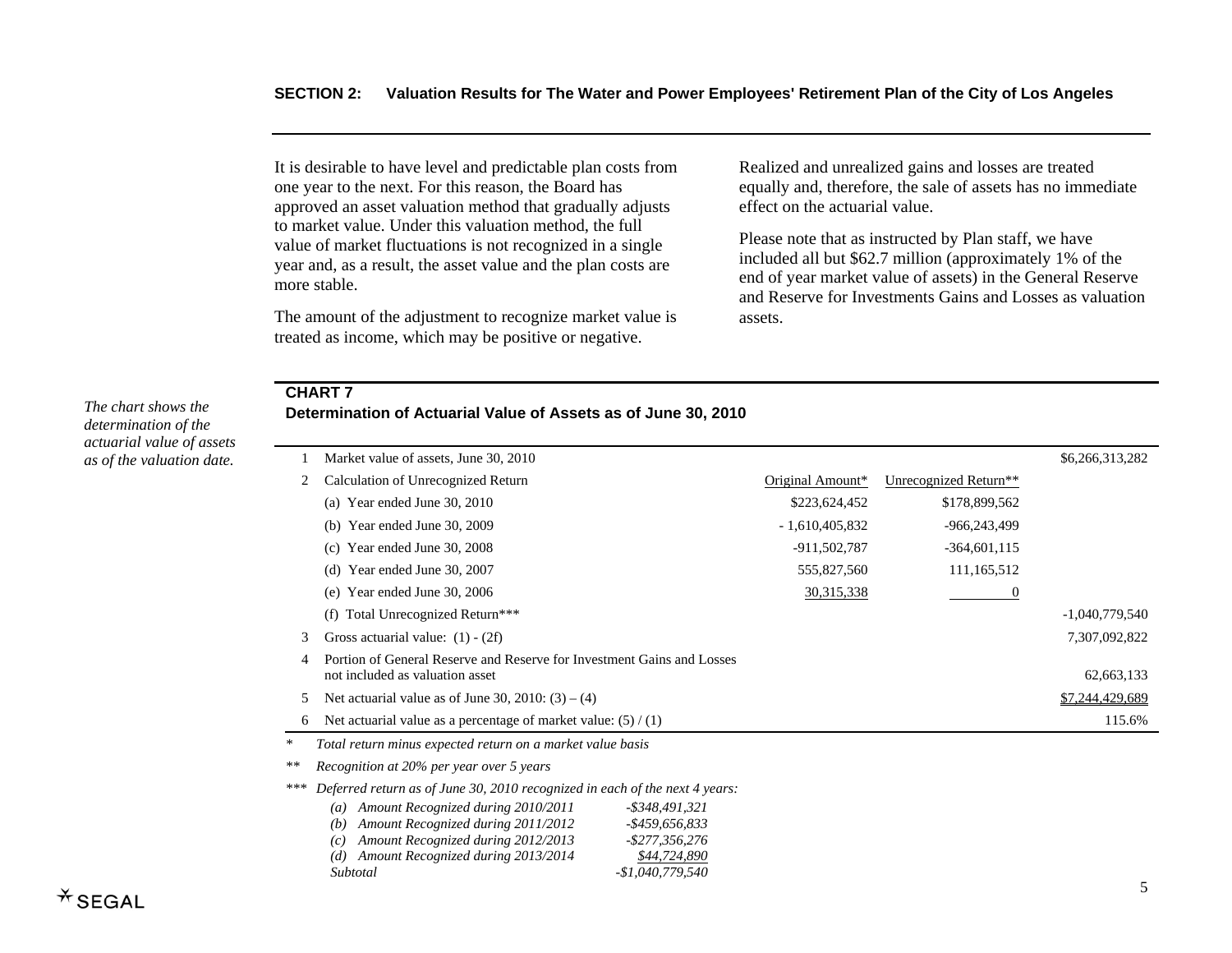It is desirable to have level and predictable plan costs from one year to the next. For this reason, the Board has approved an asset valuation method that gradually adjusts to market value. Under this valuation method, the full value of market fluctuations is not recognized in a single year and, as a result, the asset value and the plan costs are more stable.

The amount of the adjustment to recognize market value is treated as income, which may be positive or negative.

Realized and unrealized gains and losses are treated equally and, therefore, the sale of assets has no immediate effect on the actuarial value.

Please note that as instructed by Plan staff, we have included all but $62.7 million (approximately 1% of the end of year market value of assets) in the General Reserve and Reserve for Investments Gains and Losses as valuation assets.

*The chart shows the determination of the actuarial value of assets as of the valuation date.*

**CHART 7**

**Determination of Actuarial Value of Assets as of June 30, 2010**

| | | | | |
|---|---|---|---|---|
| 1 | Market value of assets, June 30, 2010 | | | $6,266,313,282 |
| 2 | Calculation of Unrecognized Return | Original Amount* | Unrecognized Return** | |
| | (a) Year ended June 30, 2010 | $223,624,452 | $178,899,562 | |
| | (b) Year ended June 30, 2009 | - 1,610,405,832 | -966,243,499 | |
| | (c) Year ended June 30, 2008 | -911,502,787 | -364,601,115 | |
| | (d) Year ended June 30, 2007 | 555,827,560 | 111,165,512 | |
| | (e) Year ended June 30, 2006 | 30,315,338 | 0 | |
| | (f) Total Unrecognized Return*** | | | -1,040,779,540 |
| 3 | Gross actuarial value: (1) - (2f) | | | 7,307,092,822 |
| 4 | Portion of General Reserve and Reserve for Investment Gains and Losses not included as valuation asset | | | 62,663,133 |
| 5 | Net actuarial value as of June 30, 2010: (3) – (4) | | | $7,244,429,689 |
| 6 | Net actuarial value as a percentage of market value: (5) / (1) | | | 115.6% |

\* *Total return minus expected return on a market value basis*

\*\* *Recognition at 20% per year over 5 years*

\*\*\* *Deferred return as of June 30, 2010 recognized in each of the next 4 years:*

| | |
|---|---|
| *(a) Amount Recognized during 2010/2011* | *-$348,491,321* |
| *(b) Amount Recognized during 2011/2012* | *-$459,656,833* |
| *(c) Amount Recognized during 2012/2013* | *-$277,356,276* |
| *(d) Amount Recognized during 2013/2014* | *$44,724,890* |
| *Subtotal* | *-$1,040,779,540* |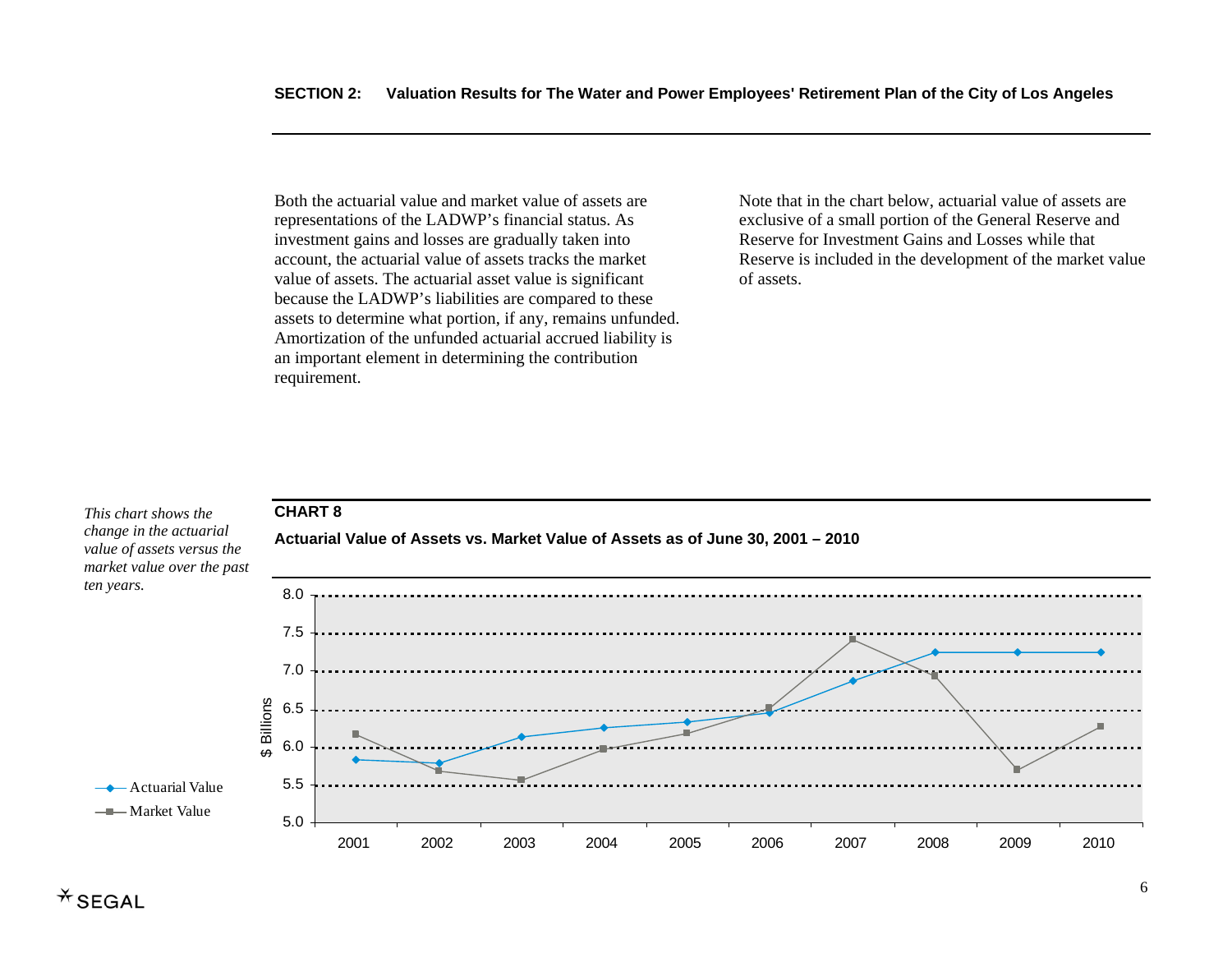Both the actuarial value and market value of assets are representations of the LADWP's financial status. As investment gains and losses are gradually taken into account, the actuarial value of assets tracks the market value of assets. The actuarial asset value is significant because the LADWP's liabilities are compared to these assets to determine what portion, if any, remains unfunded. Amortization of the unfunded actuarial accrued liability is an important element in determining the contribution requirement.

Note that in the chart below, actuarial value of assets are exclusive of a small portion of the General Reserve and Reserve for Investment Gains and Losses while that Reserve is included in the development of the market value of assets.

*This chart shows the change in the actuarial value of assets versus the market value over the past ten years.*

**CHART 8**

**Actuarial Value of Assets vs. Market Value of Assets as of June 30, 2001 – 2010**

$ Billions

8.0
7.5
7.0
6.5
6.0
5.5
5.0

2001 2002 2003 2004 2005 2006 2007 2008 2009 2010

Actuarial Value

Market Value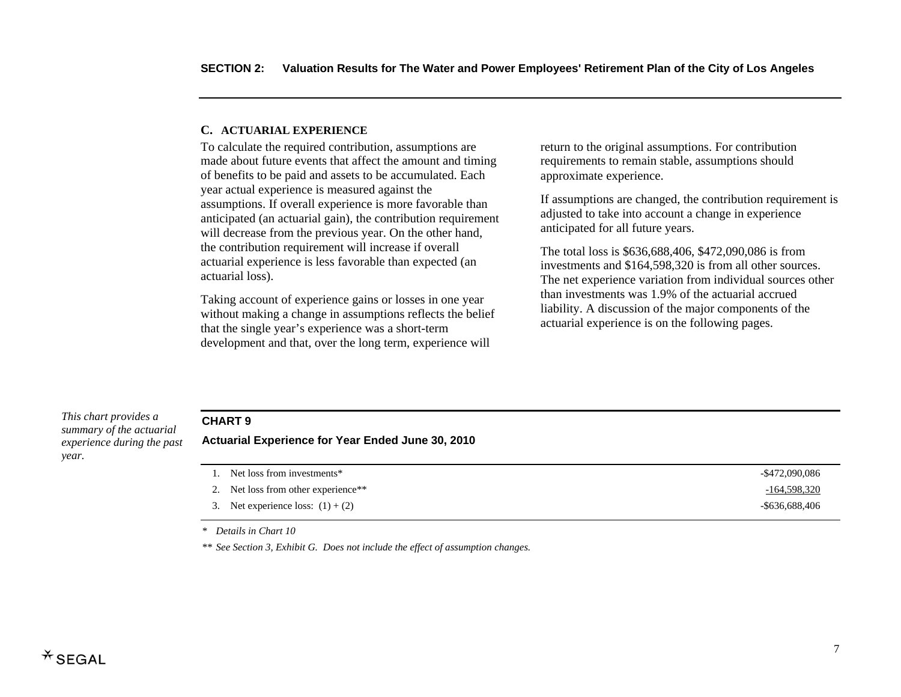### C. ACTUARIAL EXPERIENCE

To calculate the required contribution, assumptions are made about future events that affect the amount and timing of benefits to be paid and assets to be accumulated. Each year actual experience is measured against the assumptions. If overall experience is more favorable than anticipated (an actuarial gain), the contribution requirement will decrease from the previous year. On the other hand, the contribution requirement will increase if overall actuarial experience is less favorable than expected (an actuarial loss).

Taking account of experience gains or losses in one year without making a change in assumptions reflects the belief that the single year's experience was a short-term development and that, over the long term, experience will return to the original assumptions. For contribution requirements to remain stable, assumptions should approximate experience.

If assumptions are changed, the contribution requirement is adjusted to take into account a change in experience anticipated for all future years.

The total loss is $636,688,406, $472,090,086 is from investments and $164,598,320 is from all other sources. The net experience variation from individual sources other than investments was 1.9% of the actuarial accrued liability. A discussion of the major components of the actuarial experience is on the following pages.

*This chart provides a summary of the actuarial experience during the past year.*

**CHART 9**

**Actuarial Experience for Year Ended June 30, 2010**

| | |
|---|---|
| 1. Net loss from investments* | -$472,090,086 |
| 2. Net loss from other experience** | -164,598,320 |
| 3. Net experience loss: (1) + (2) | -$636,688,406 |

\* *Details in Chart 10*

\** *See Section 3, Exhibit G. Does not include the effect of assumption changes.*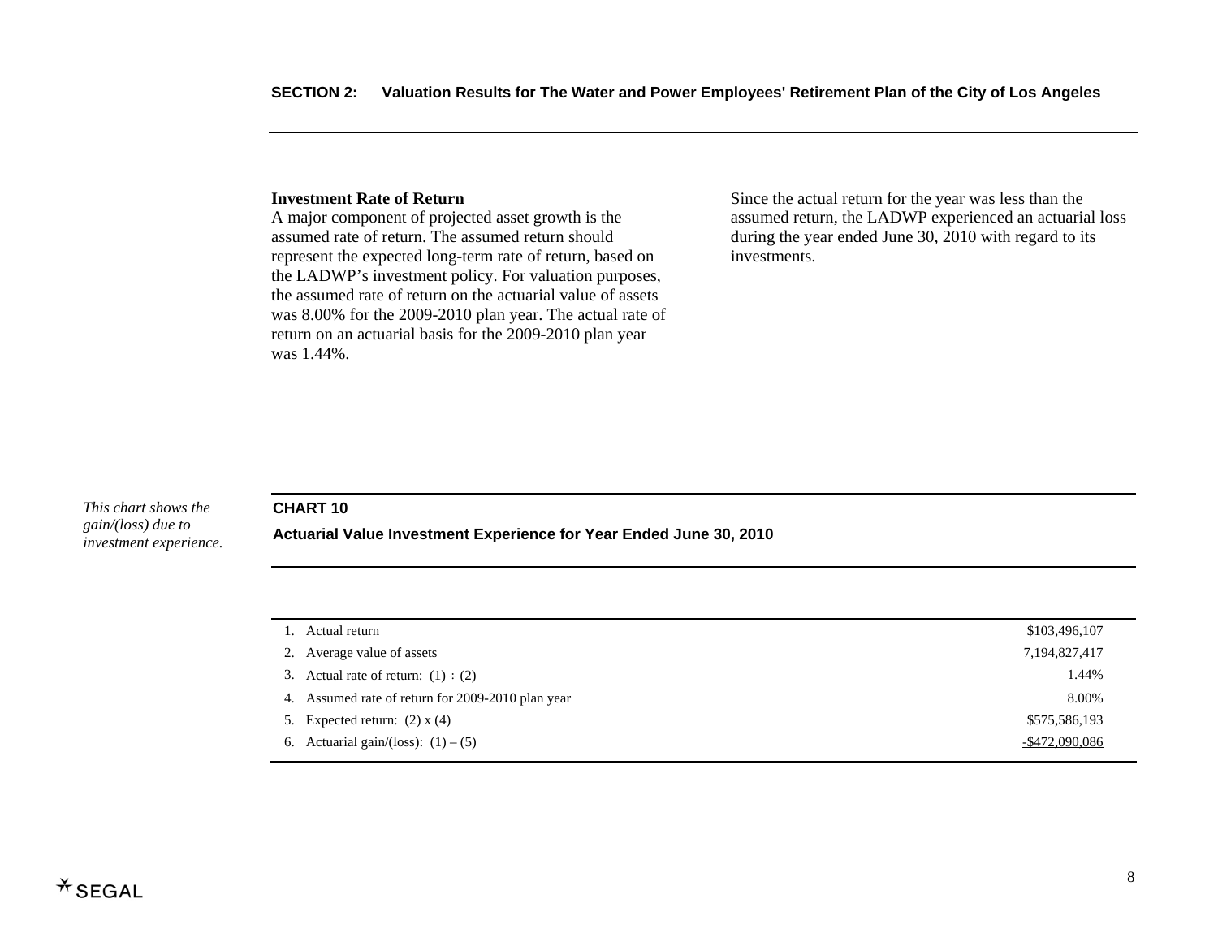**Investment Rate of Return**

A major component of projected asset growth is the assumed rate of return. The assumed return should represent the expected long-term rate of return, based on the LADWP's investment policy. For valuation purposes, the assumed rate of return on the actuarial value of assets was 8.00% for the 2009-2010 plan year. The actual rate of return on an actuarial basis for the 2009-2010 plan year was 1.44%.

Since the actual return for the year was less than the assumed return, the LADWP experienced an actuarial loss during the year ended June 30, 2010 with regard to its investments.

*This chart shows the gain/(loss) due to investment experience.*

**CHART 10**

**Actuarial Value Investment Experience for Year Ended June 30, 2010**

| | |
|---|---:|
| 1. Actual return | \$103,496,107 |
| 2. Average value of assets | 7,194,827,417 |
| 3. Actual rate of return: (1) ÷ (2) | 1.44% |
| 4. Assumed rate of return for 2009-2010 plan year | 8.00% |
| 5. Expected return: (2) x (4) | \$575,586,193 |
| 6. Actuarial gain/(loss): (1) – (5) | -\$472,090,086 |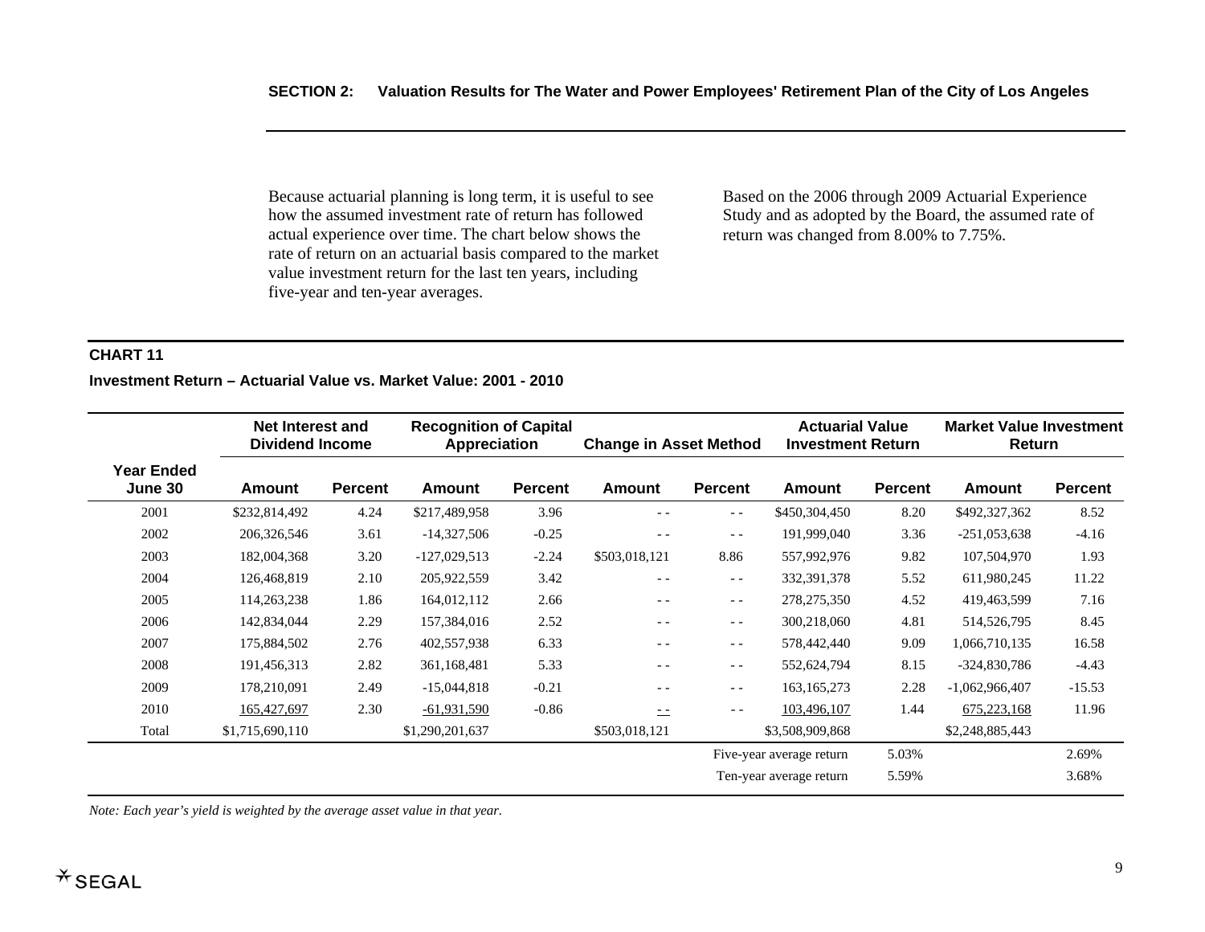Because actuarial planning is long term, it is useful to see how the assumed investment rate of return has followed actual experience over time. The chart below shows the rate of return on an actuarial basis compared to the market value investment return for the last ten years, including five-year and ten-year averages.

Based on the 2006 through 2009 Actuarial Experience Study and as adopted by the Board, the assumed rate of return was changed from 8.00% to 7.75%.

**CHART 11**

**Investment Return – Actuarial Value vs. Market Value: 2001 - 2010**

| | Net Interest and Dividend Income | | Recognition of Capital Appreciation | | Change in Asset Method | | Actuarial Value Investment Return | | Market Value Investment Return | |
|---|---|---|---|---|---|---|---|---|---|---|
| **Year Ended June 30** | **Amount** | **Percent** | **Amount** | **Percent** | **Amount** | **Percent** | **Amount** | **Percent** | **Amount** | **Percent** |
| 2001 | $232,814,492 | 4.24 | $217,489,958 | 3.96 | - - | - - | $450,304,450 | 8.20 | $492,327,362 | 8.52 |
| 2002 | 206,326,546 | 3.61 | -14,327,506 | -0.25 | - - | - - | 191,999,040 | 3.36 | -251,053,638 | -4.16 |
| 2003 | 182,004,368 | 3.20 | -127,029,513 | -2.24 | $503,018,121 | 8.86 | 557,992,976 | 9.82 | 107,504,970 | 1.93 |
| 2004 | 126,468,819 | 2.10 | 205,922,559 | 3.42 | - - | - - | 332,391,378 | 5.52 | 611,980,245 | 11.22 |
| 2005 | 114,263,238 | 1.86 | 164,012,112 | 2.66 | - - | - - | 278,275,350 | 4.52 | 419,463,599 | 7.16 |
| 2006 | 142,834,044 | 2.29 | 157,384,016 | 2.52 | - - | - - | 300,218,060 | 4.81 | 514,526,795 | 8.45 |
| 2007 | 175,884,502 | 2.76 | 402,557,938 | 6.33 | - - | - - | 578,442,440 | 9.09 | 1,066,710,135 | 16.58 |
| 2008 | 191,456,313 | 2.82 | 361,168,481 | 5.33 | - - | - - | 552,624,794 | 8.15 | -324,830,786 | -4.43 |
| 2009 | 178,210,091 | 2.49 | -15,044,818 | -0.21 | - - | - - | 163,165,273 | 2.28 | -1,062,966,407 | -15.53 |
| 2010 | 165,427,697 | 2.30 | -61,931,590 | -0.86 | - - | - - | 103,496,107 | 1.44 | 675,223,168 | 11.96 |
| Total | $1,715,690,110 | | $1,290,201,637 | | $503,018,121 | | $3,508,909,868 | | $2,248,885,443 | |
| | | | | | | | Five-year average return | 5.03% | | 2.69% |
| | | | | | | | Ten-year average return | 5.59% | | 3.68% |

*Note: Each year's yield is weighted by the average asset value in that year.*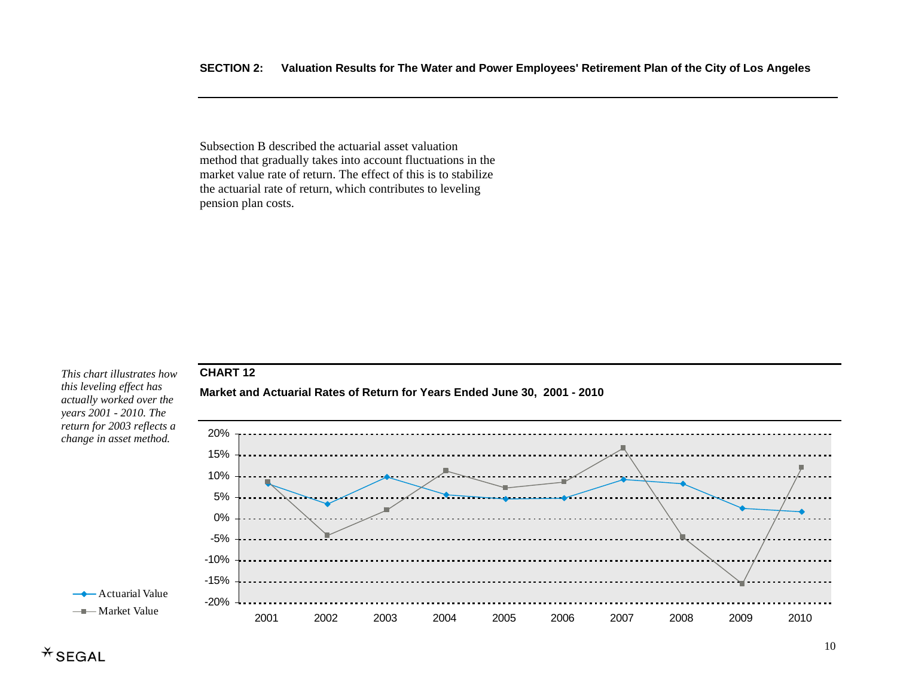Subsection B described the actuarial asset valuation method that gradually takes into account fluctuations in the market value rate of return. The effect of this is to stabilize the actuarial rate of return, which contributes to leveling pension plan costs.

*This chart illustrates how this leveling effect has actually worked over the years 2001 - 2010. The return for 2003 reflects a change in asset method.*

**CHART 12**

**Market and Actuarial Rates of Return for Years Ended June 30, 2001 - 2010**

20%
15%
10%
5%
0%
-5%
-10%
-15%
-20%

2001 2002 2003 2004 2005 2006 2007 2008 2009 2010

Actuarial Value
Market Value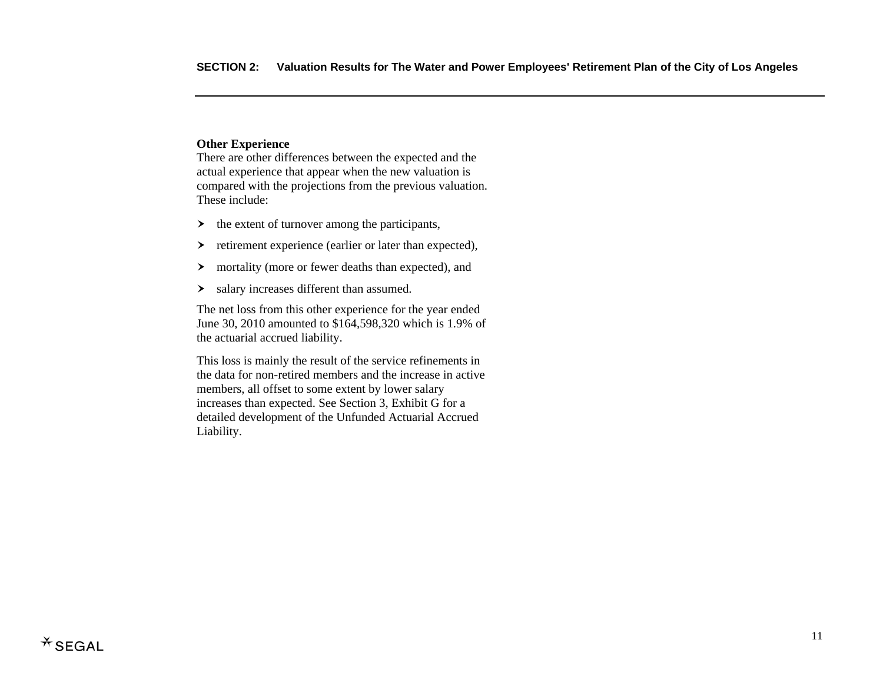### Other Experience

There are other differences between the expected and the actual experience that appear when the new valuation is compared with the projections from the previous valuation. These include:

- the extent of turnover among the participants,
- retirement experience (earlier or later than expected),
- mortality (more or fewer deaths than expected), and
- salary increases different than assumed.

The net loss from this other experience for the year ended June 30, 2010 amounted to $164,598,320 which is 1.9% of the actuarial accrued liability.

This loss is mainly the result of the service refinements in the data for non-retired members and the increase in active members, all offset to some extent by lower salary increases than expected. See Section 3, Exhibit G for a detailed development of the Unfunded Actuarial Accrued Liability.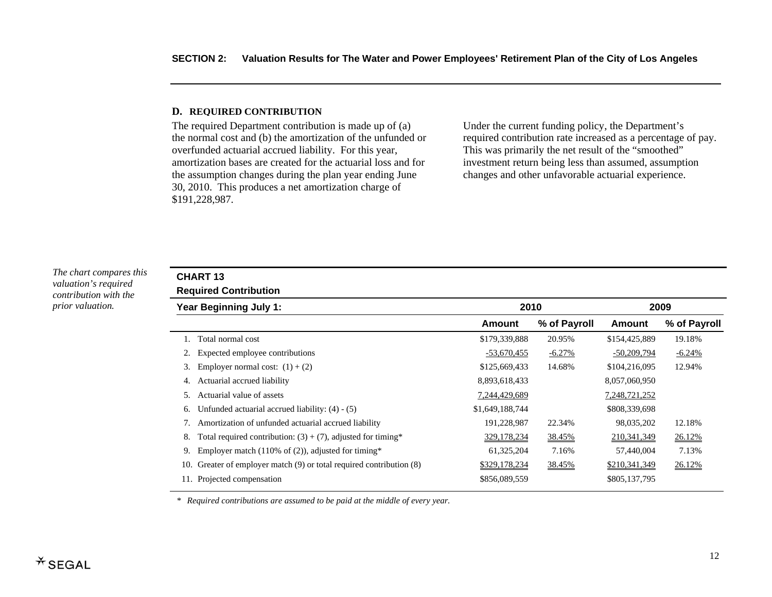## D. REQUIRED CONTRIBUTION

The required Department contribution is made up of (a) the normal cost and (b) the amortization of the unfunded or overfunded actuarial accrued liability. For this year, amortization bases are created for the actuarial loss and for the assumption changes during the plan year ending June 30, 2010. This produces a net amortization charge of $191,228,987.

Under the current funding policy, the Department's required contribution rate increased as a percentage of pay. This was primarily the net result of the "smoothed" investment return being less than assumed, assumption changes and other unfavorable actuarial experience.

*The chart compares this valuation's required contribution with the prior valuation.*

**CHART 13**
**Required Contribution**

| Year Beginning July 1: | 2010 | | 2009 | |
|---|---|---|---|---|
| | Amount | % of Payroll | Amount | % of Payroll |
| 1. Total normal cost | $179,339,888 | 20.95% | $154,425,889 | 19.18% |
| 2. Expected employee contributions | -53,670,455 | -6.27% | -50,209,794 | -6.24% |
| 3. Employer normal cost: (1) + (2) | $125,669,433 | 14.68% | $104,216,095 | 12.94% |
| 4. Actuarial accrued liability | 8,893,618,433 | | 8,057,060,950 | |
| 5. Actuarial value of assets | 7,244,429,689 | | 7,248,721,252 | |
| 6. Unfunded actuarial accrued liability: (4) - (5) | $1,649,188,744 | | $808,339,698 | |
| 7. Amortization of unfunded actuarial accrued liability | 191,228,987 | 22.34% | 98,035,202 | 12.18% |
| 8. Total required contribution: (3) + (7), adjusted for timing* | 329,178,234 | 38.45% | 210,341,349 | 26.12% |
| 9. Employer match (110% of (2)), adjusted for timing* | 61,325,204 | 7.16% | 57,440,004 | 7.13% |
| 10. Greater of employer match (9) or total required contribution (8) | $329,178,234 | 38.45% | $210,341,349 | 26.12% |
| 11. Projected compensation | $856,089,559 | | $805,137,795 | |

\* *Required contributions are assumed to be paid at the middle of every year.*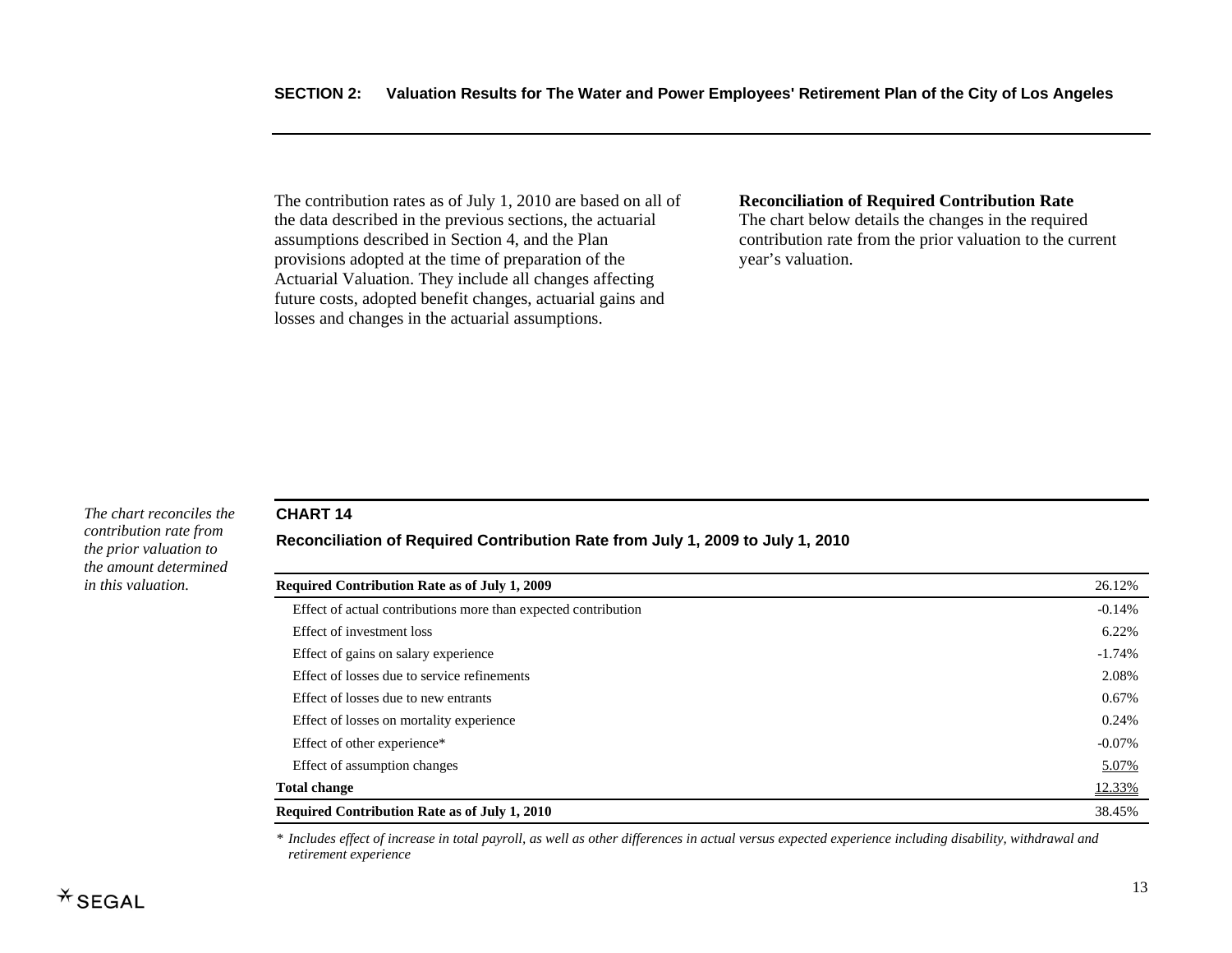The contribution rates as of July 1, 2010 are based on all of the data described in the previous sections, the actuarial assumptions described in Section 4, and the Plan provisions adopted at the time of preparation of the Actuarial Valuation. They include all changes affecting future costs, adopted benefit changes, actuarial gains and losses and changes in the actuarial assumptions.

**Reconciliation of Required Contribution Rate**

The chart below details the changes in the required contribution rate from the prior valuation to the current year's valuation.

*The chart reconciles the contribution rate from the prior valuation to the amount determined in this valuation.*

**CHART 14**

**Reconciliation of Required Contribution Rate from July 1, 2009 to July 1, 2010**

| **Required Contribution Rate as of July 1, 2009** | 26.12% |
|---|---|
| Effect of actual contributions more than expected contribution | -0.14% |
| Effect of investment loss | 6.22% |
| Effect of gains on salary experience | -1.74% |
| Effect of losses due to service refinements | 2.08% |
| Effect of losses due to new entrants | 0.67% |
| Effect of losses on mortality experience | 0.24% |
| Effect of other experience* | -0.07% |
| Effect of assumption changes | 5.07% |
| **Total change** | 12.33% |
| **Required Contribution Rate as of July 1, 2010** | 38.45% |

\* *Includes effect of increase in total payroll, as well as other differences in actual versus expected experience including disability, withdrawal and retirement experience*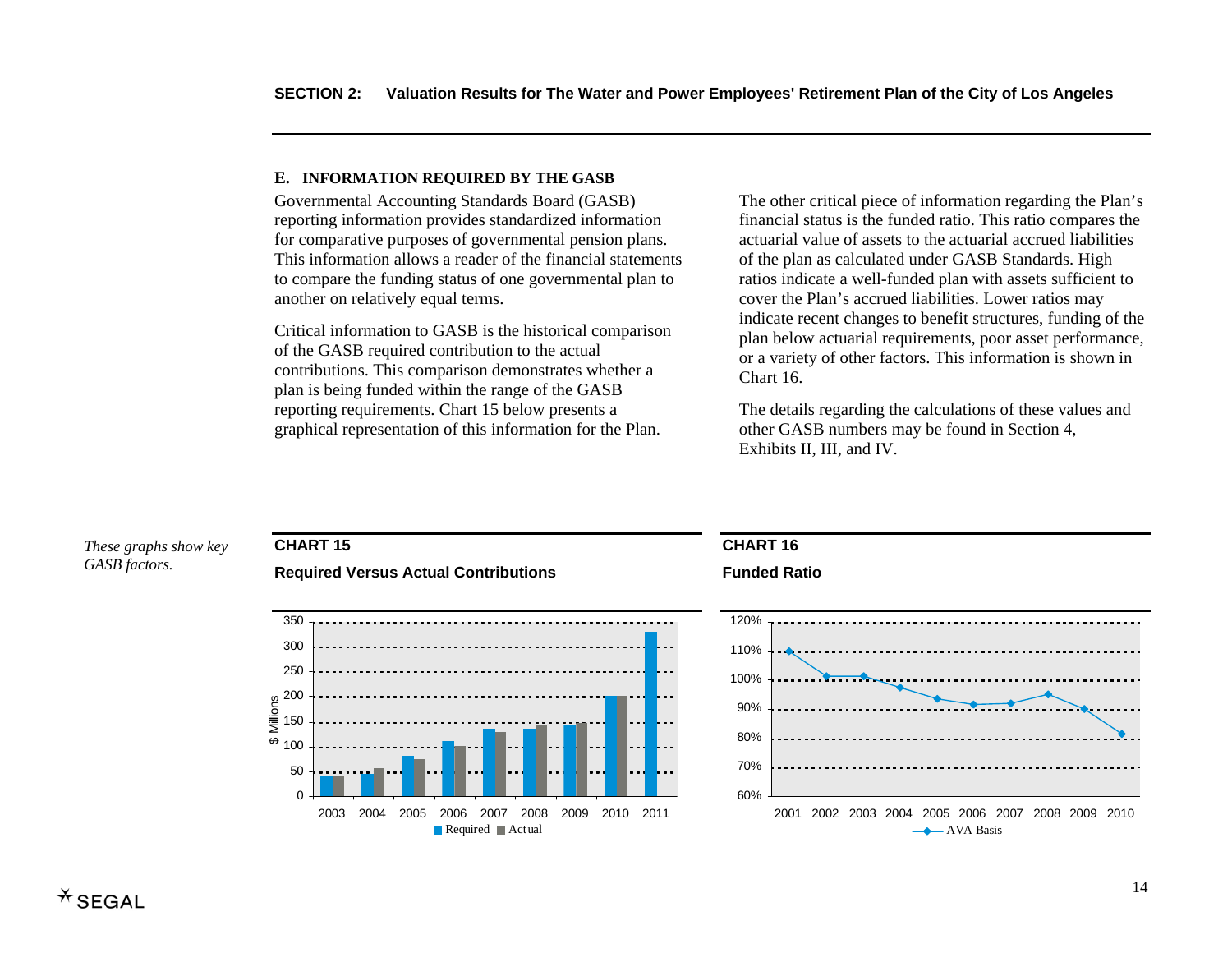### E. INFORMATION REQUIRED BY THE GASB

Governmental Accounting Standards Board (GASB) reporting information provides standardized information for comparative purposes of governmental pension plans. This information allows a reader of the financial statements to compare the funding status of one governmental plan to another on relatively equal terms.

Critical information to GASB is the historical comparison of the GASB required contribution to the actual contributions. This comparison demonstrates whether a plan is being funded within the range of the GASB reporting requirements. Chart 15 below presents a graphical representation of this information for the Plan.

The other critical piece of information regarding the Plan's financial status is the funded ratio. This ratio compares the actuarial value of assets to the actuarial accrued liabilities of the plan as calculated under GASB Standards. High ratios indicate a well-funded plan with assets sufficient to cover the Plan's accrued liabilities. Lower ratios may indicate recent changes to benefit structures, funding of the plan below actuarial requirements, poor asset performance, or a variety of other factors. This information is shown in Chart 16.

The details regarding the calculations of these values and other GASB numbers may be found in Section 4, Exhibits II, III, and IV.

*These graphs show key GASB factors.*

**CHART 15**

**Required Versus Actual Contributions**

**CHART 16**

**Funded Ratio**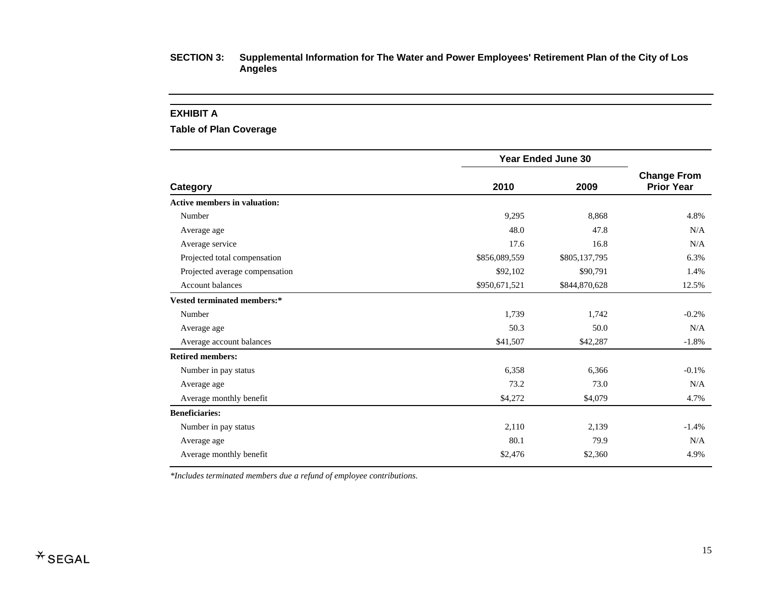**SECTION 3: Supplemental Information for The Water and Power Employees' Retirement Plan of the City of Los Angeles**

## EXHIBIT A

### Table of Plan Coverage

| Category | Year Ended June 30 | | Change From Prior Year |
|---|---|---|---|
| | 2010 | 2009 | |
| **Active members in valuation:** | | | |
| Number | 9,295 | 8,868 | 4.8% |
| Average age | 48.0 | 47.8 | N/A |
| Average service | 17.6 | 16.8 | N/A |
| Projected total compensation | $856,089,559 | $805,137,795 | 6.3% |
| Projected average compensation | $92,102 | $90,791 | 1.4% |
| Account balances | $950,671,521 | $844,870,628 | 12.5% |
| **Vested terminated members:*** | | | |
| Number | 1,739 | 1,742 | -0.2% |
| Average age | 50.3 | 50.0 | N/A |
| Average account balances | $41,507 | $42,287 | -1.8% |
| **Retired members:** | | | |
| Number in pay status | 6,358 | 6,366 | -0.1% |
| Average age | 73.2 | 73.0 | N/A |
| Average monthly benefit | $4,272 | $4,079 | 4.7% |
| **Beneficiaries:** | | | |
| Number in pay status | 2,110 | 2,139 | -1.4% |
| Average age | 80.1 | 79.9 | N/A |
| Average monthly benefit | $2,476 | $2,360 | 4.9% |

*\*Includes terminated members due a refund of employee contributions.*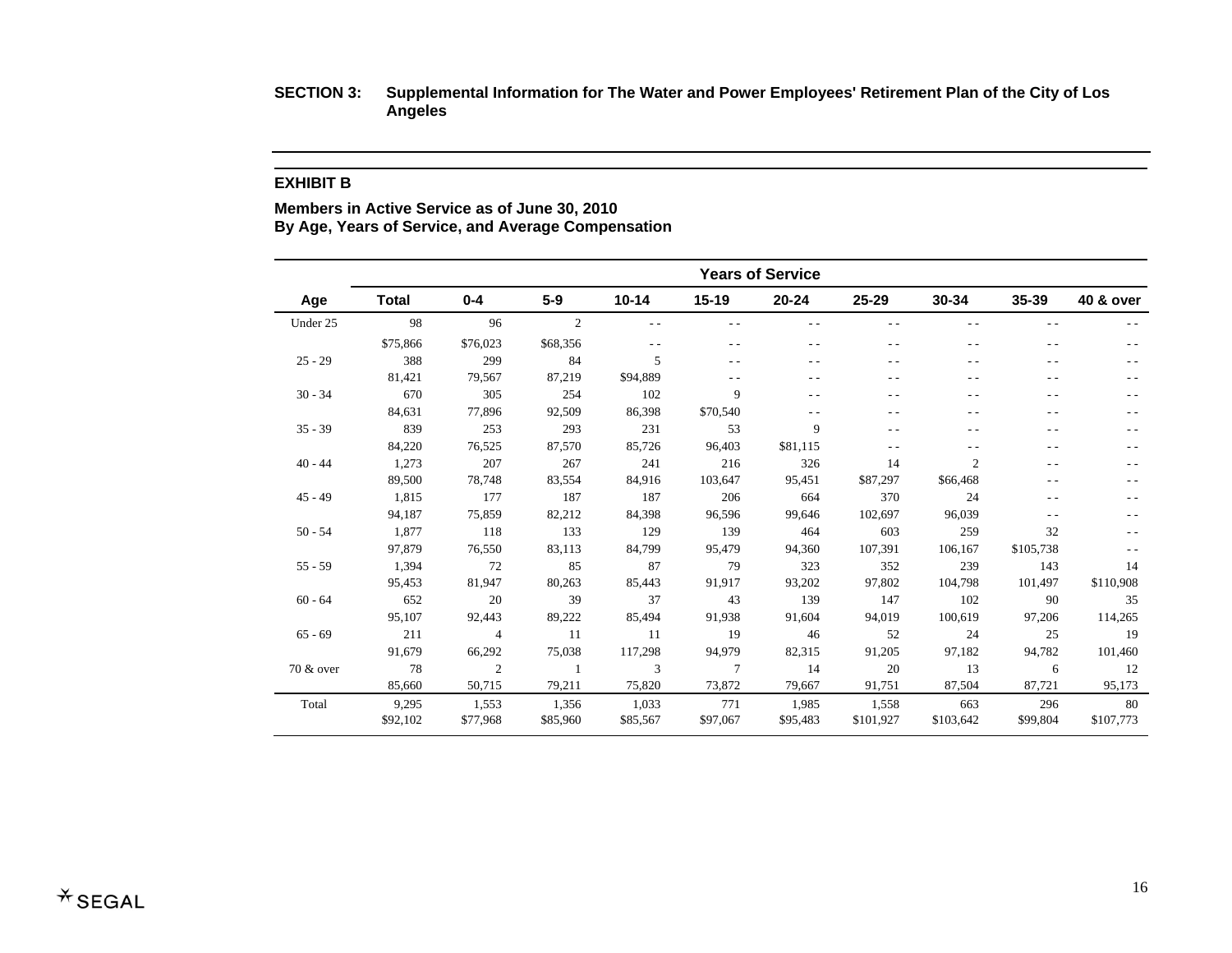**SECTION 3: Supplemental Information for The Water and Power Employees' Retirement Plan of the City of Los Angeles**

## EXHIBIT B

### Members in Active Service as of June 30, 2010
### By Age, Years of Service, and Average Compensation

| | | Years of Service | | | | | | | | |
|---|---|---|---|---|---|---|---|---|---|---|
| **Age** | **Total** | **0-4** | **5-9** | **10-14** | **15-19** | **20-24** | **25-29** | **30-34** | **35-39** | **40 & over** |
| Under 25 | 98 | 96 | 2 | - - | - - | - - | - - | - - | - - | - - |
| | $75,866 | $76,023 | $68,356 | - - | - - | - - | - - | - - | - - | - - |
| 25 - 29 | 388 | 299 | 84 | 5 | - - | - - | - - | - - | - - | - - |
| | 81,421 | 79,567 | 87,219 | $94,889 | - - | - - | - - | - - | - - | - - |
| 30 - 34 | 670 | 305 | 254 | 102 | 9 | - - | - - | - - | - - | - - |
| | 84,631 | 77,896 | 92,509 | 86,398 | $70,540 | - - | - - | - - | - - | - - |
| 35 - 39 | 839 | 253 | 293 | 231 | 53 | 9 | - - | - - | - - | - - |
| | 84,220 | 76,525 | 87,570 | 85,726 | 96,403 | $81,115 | - - | - - | - - | - - |
| 40 - 44 | 1,273 | 207 | 267 | 241 | 216 | 326 | 14 | 2 | - - | - - |
| | 89,500 | 78,748 | 83,554 | 84,916 | 103,647 | 95,451 | $87,297 | $66,468 | - - | - - |
| 45 - 49 | 1,815 | 177 | 187 | 187 | 206 | 664 | 370 | 24 | - - | - - |
| | 94,187 | 75,859 | 82,212 | 84,398 | 96,596 | 99,646 | 102,697 | 96,039 | - - | - - |
| 50 - 54 | 1,877 | 118 | 133 | 129 | 139 | 464 | 603 | 259 | 32 | - - |
| | 97,879 | 76,550 | 83,113 | 84,799 | 95,479 | 94,360 | 107,391 | 106,167 | $105,738 | - - |
| 55 - 59 | 1,394 | 72 | 85 | 87 | 79 | 323 | 352 | 239 | 143 | 14 |
| | 95,453 | 81,947 | 80,263 | 85,443 | 91,917 | 93,202 | 97,802 | 104,798 | 101,497 | $110,908 |
| 60 - 64 | 652 | 20 | 39 | 37 | 43 | 139 | 147 | 102 | 90 | 35 |
| | 95,107 | 92,443 | 89,222 | 85,494 | 91,938 | 91,604 | 94,019 | 100,619 | 97,206 | 114,265 |
| 65 - 69 | 211 | 4 | 11 | 11 | 19 | 46 | 52 | 24 | 25 | 19 |
| | 91,679 | 66,292 | 75,038 | 117,298 | 94,979 | 82,315 | 91,205 | 97,182 | 94,782 | 101,460 |
| 70 & over | 78 | 2 | 1 | 3 | 7 | 14 | 20 | 13 | 6 | 12 |
| | 85,660 | 50,715 | 79,211 | 75,820 | 73,872 | 79,667 | 91,751 | 87,504 | 87,721 | 95,173 |
| Total | 9,295 | 1,553 | 1,356 | 1,033 | 771 | 1,985 | 1,558 | 663 | 296 | 80 |
| | $92,102 | $77,968 | $85,960 | $85,567 | $97,067 | $95,483 | $101,927 | $103,642 | $99,804 | $107,773 |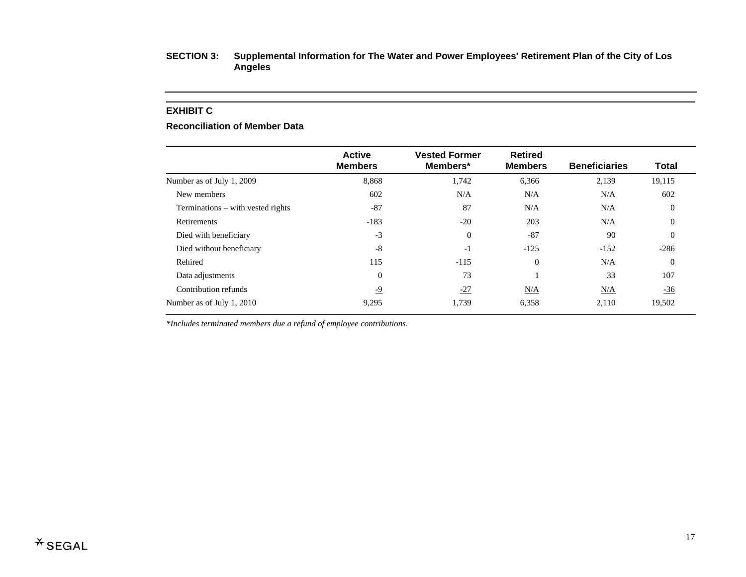**SECTION 3: Supplemental Information for The Water and Power Employees' Retirement Plan of the City of Los Angeles**

## EXHIBIT C

### Reconciliation of Member Data

| | Active Members | Vested Former Members* | Retired Members | Beneficiaries | Total |
|---|---|---|---|---|---|
| Number as of July 1, 2009 | 8,868 | 1,742 | 6,366 | 2,139 | 19,115 |
| New members | 602 | N/A | N/A | N/A | 602 |
| Terminations – with vested rights | -87 | 87 | N/A | N/A | 0 |
| Retirements | -183 | -20 | 203 | N/A | 0 |
| Died with beneficiary | -3 | 0 | -87 | 90 | 0 |
| Died without beneficiary | -8 | -1 | -125 | -152 | -286 |
| Rehired | 115 | -115 | 0 | N/A | 0 |
| Data adjustments | 0 | 73 | 1 | 33 | 107 |
| Contribution refunds | -9 | -27 | N/A | N/A | -36 |
| Number as of July 1, 2010 | 9,295 | 1,739 | 6,358 | 2,110 | 19,502 |

*\*Includes terminated members due a refund of employee contributions.*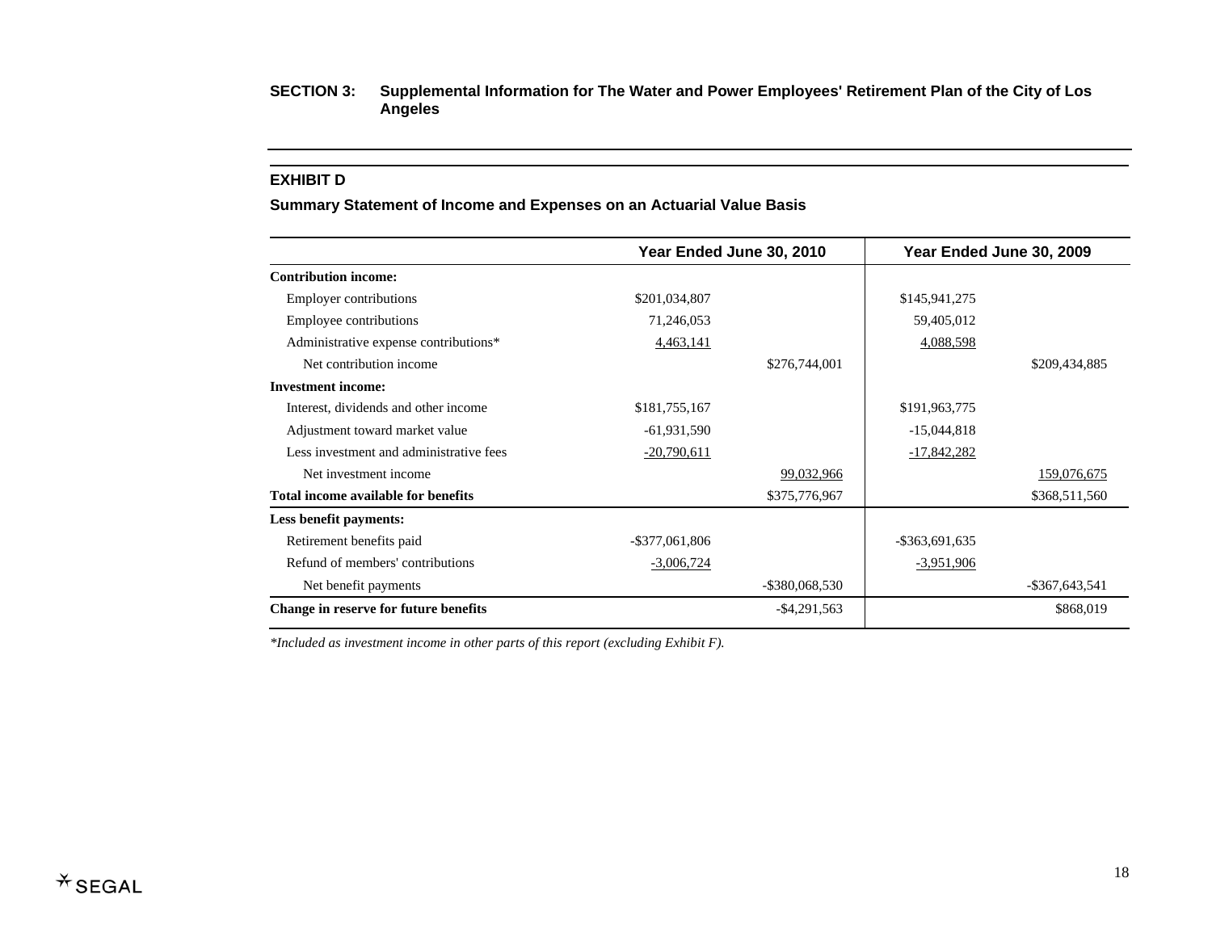**SECTION 3: Supplemental Information for The Water and Power Employees' Retirement Plan of the City of Los Angeles**

## EXHIBIT D

### Summary Statement of Income and Expenses on an Actuarial Value Basis

| | Year Ended June 30, 2010 | | Year Ended June 30, 2009 | |
|---|---|---|---|---|
| **Contribution income:** | | | | |
| Employer contributions | $201,034,807 | | $145,941,275 | |
| Employee contributions | 71,246,053 | | 59,405,012 | |
| Administrative expense contributions* | 4,463,141 | | 4,088,598 | |
| Net contribution income | | $276,744,001 | | $209,434,885 |
| **Investment income:** | | | | |
| Interest, dividends and other income | $181,755,167 | | $191,963,775 | |
| Adjustment toward market value | -61,931,590 | | -15,044,818 | |
| Less investment and administrative fees | -20,790,611 | | -17,842,282 | |
| Net investment income | | 99,032,966 | | 159,076,675 |
| **Total income available for benefits** | | $375,776,967 | | $368,511,560 |
| **Less benefit payments:** | | | | |
| Retirement benefits paid | -$377,061,806 | | -$363,691,635 | |
| Refund of members' contributions | -3,006,724 | | -3,951,906 | |
| Net benefit payments | | -$380,068,530 | | -$367,643,541 |
| **Change in reserve for future benefits** | | -$4,291,563 | | $868,019 |

*Included as investment income in other parts of this report (excluding Exhibit F).*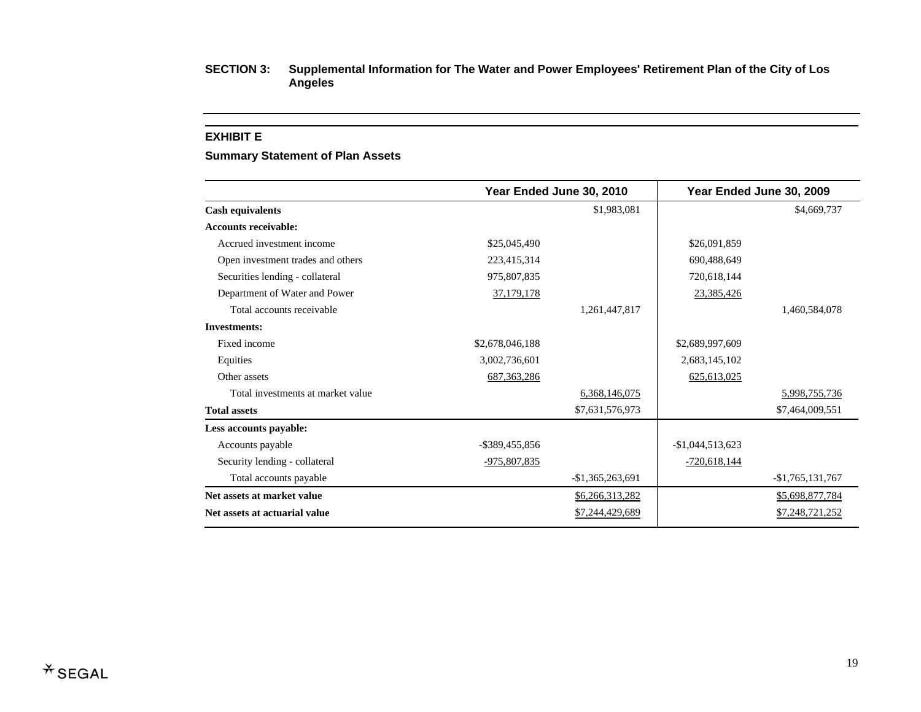**SECTION 3: Supplemental Information for The Water and Power Employees' Retirement Plan of the City of Los Angeles**

## EXHIBIT E

### Summary Statement of Plan Assets

| | Year Ended June 30, 2010 | | Year Ended June 30, 2009 | |
|---|---|---|---|---|
| **Cash equivalents** | | $1,983,081 | | $4,669,737 |
| **Accounts receivable:** | | | | |
| Accrued investment income | $25,045,490 | | $26,091,859 | |
| Open investment trades and others | 223,415,314 | | 690,488,649 | |
| Securities lending - collateral | 975,807,835 | | 720,618,144 | |
| Department of Water and Power | 37,179,178 | | 23,385,426 | |
| Total accounts receivable | | 1,261,447,817 | | 1,460,584,078 |
| **Investments:** | | | | |
| Fixed income | $2,678,046,188 | | $2,689,997,609 | |
| Equities | 3,002,736,601 | | 2,683,145,102 | |
| Other assets | 687,363,286 | | 625,613,025 | |
| Total investments at market value | | 6,368,146,075 | | 5,998,755,736 |
| **Total assets** | | $7,631,576,973 | | $7,464,009,551 |
| **Less accounts payable:** | | | | |
| Accounts payable | -$389,455,856 | | -$1,044,513,623 | |
| Security lending - collateral | -975,807,835 | | -720,618,144 | |
| Total accounts payable | | -$1,365,263,691 | | -$1,765,131,767 |
| **Net assets at market value** | | $6,266,313,282 | | $5,698,877,784 |
| **Net assets at actuarial value** | | $7,244,429,689 | | $7,248,721,252 |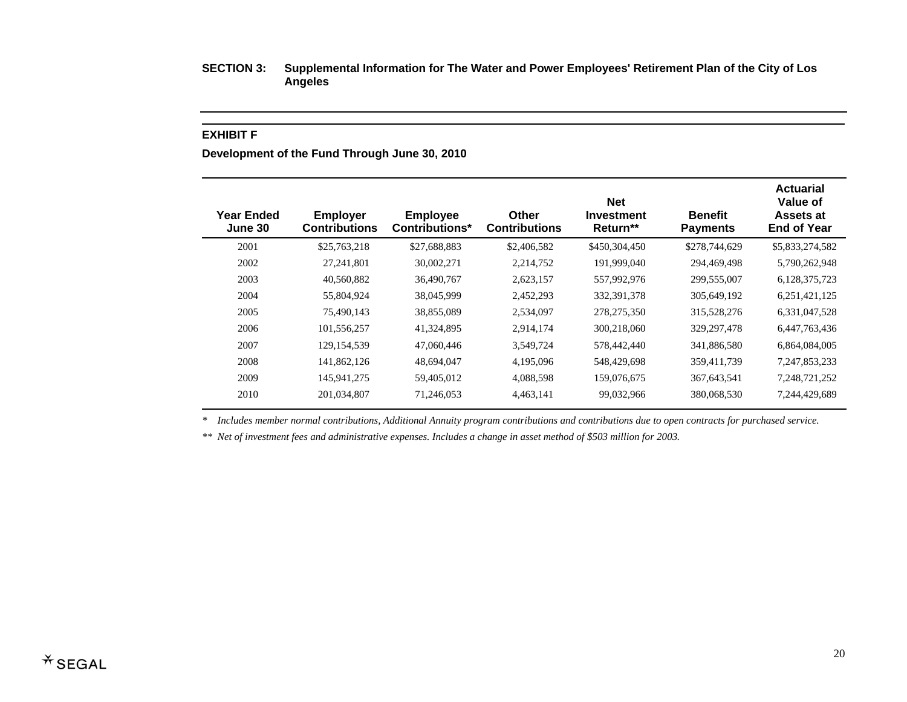**SECTION 3: Supplemental Information for The Water and Power Employees' Retirement Plan of the City of Los Angeles**

---

### EXHIBIT F

**Development of the Fund Through June 30, 2010**

| Year Ended June 30 | Employer Contributions | Employee Contributions* | Other Contributions | Net Investment Return** | Benefit Payments | Actuarial Value of Assets at End of Year |
|---|---|---|---|---|---|---|
| 2001 | $25,763,218 | $27,688,883 | $2,406,582 | $450,304,450 | $278,744,629 | $5,833,274,582 |
| 2002 | 27,241,801 | 30,002,271 | 2,214,752 | 191,999,040 | 294,469,498 | 5,790,262,948 |
| 2003 | 40,560,882 | 36,490,767 | 2,623,157 | 557,992,976 | 299,555,007 | 6,128,375,723 |
| 2004 | 55,804,924 | 38,045,999 | 2,452,293 | 332,391,378 | 305,649,192 | 6,251,421,125 |
| 2005 | 75,490,143 | 38,855,089 | 2,534,097 | 278,275,350 | 315,528,276 | 6,331,047,528 |
| 2006 | 101,556,257 | 41,324,895 | 2,914,174 | 300,218,060 | 329,297,478 | 6,447,763,436 |
| 2007 | 129,154,539 | 47,060,446 | 3,549,724 | 578,442,440 | 341,886,580 | 6,864,084,005 |
| 2008 | 141,862,126 | 48,694,047 | 4,195,096 | 548,429,698 | 359,411,739 | 7,247,853,233 |
| 2009 | 145,941,275 | 59,405,012 | 4,088,598 | 159,076,675 | 367,643,541 | 7,248,721,252 |
| 2010 | 201,034,807 | 71,246,053 | 4,463,141 | 99,032,966 | 380,068,530 | 7,244,429,689 |

\* *Includes member normal contributions, Additional Annuity program contributions and contributions due to open contracts for purchased service.*

\*\* *Net of investment fees and administrative expenses. Includes a change in asset method of $503 million for 2003.*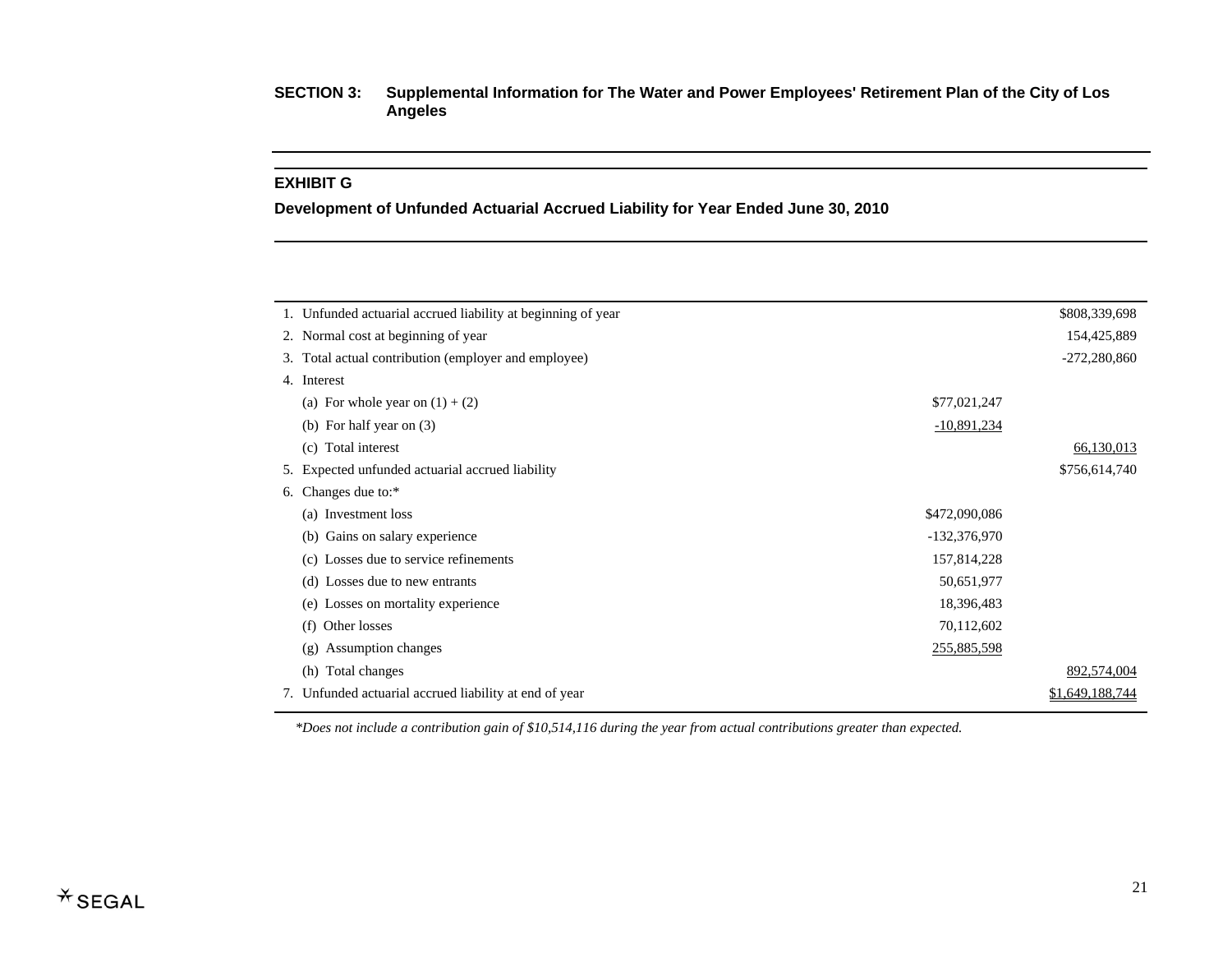**SECTION 3: Supplemental Information for The Water and Power Employees' Retirement Plan of the City of Los Angeles**

## EXHIBIT G

### Development of Unfunded Actuarial Accrued Liability for Year Ended June 30, 2010

| | | |
|---|---|---|
| 1. Unfunded actuarial accrued liability at beginning of year | | $808,339,698 |
| 2. Normal cost at beginning of year | | 154,425,889 |
| 3. Total actual contribution (employer and employee) | | -272,280,860 |
| 4. Interest | | |
| (a) For whole year on (1) + (2) | $77,021,247 | |
| (b) For half year on (3) | -10,891,234 | |
| (c) Total interest | | 66,130,013 |
| 5. Expected unfunded actuarial accrued liability | | $756,614,740 |
| 6. Changes due to:* | | |
| (a) Investment loss | $472,090,086 | |
| (b) Gains on salary experience | -132,376,970 | |
| (c) Losses due to service refinements | 157,814,228 | |
| (d) Losses due to new entrants | 50,651,977 | |
| (e) Losses on mortality experience | 18,396,483 | |
| (f) Other losses | 70,112,602 | |
| (g) Assumption changes | 255,885,598 | |
| (h) Total changes | | 892,574,004 |
| 7. Unfunded actuarial accrued liability at end of year | | $1,649,188,744 |

*\*Does not include a contribution gain of $10,514,116 during the year from actual contributions greater than expected.*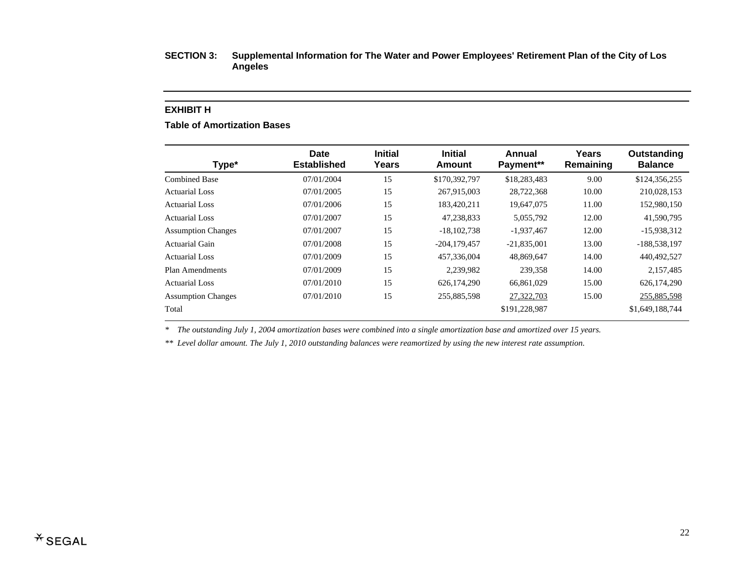## SECTION 3: Supplemental Information for The Water and Power Employees' Retirement Plan of the City of Los Angeles

### EXHIBIT H

**Table of Amortization Bases**

| Type* | Date Established | Initial Years | Initial Amount | Annual Payment** | Years Remaining | Outstanding Balance |
|---|---|---|---|---|---|---|
| Combined Base | 07/01/2004 | 15 | $170,392,797 | $18,283,483 | 9.00 | $124,356,255 |
| Actuarial Loss | 07/01/2005 | 15 | 267,915,003 | 28,722,368 | 10.00 | 210,028,153 |
| Actuarial Loss | 07/01/2006 | 15 | 183,420,211 | 19,647,075 | 11.00 | 152,980,150 |
| Actuarial Loss | 07/01/2007 | 15 | 47,238,833 | 5,055,792 | 12.00 | 41,590,795 |
| Assumption Changes | 07/01/2007 | 15 | -18,102,738 | -1,937,467 | 12.00 | -15,938,312 |
| Actuarial Gain | 07/01/2008 | 15 | -204,179,457 | -21,835,001 | 13.00 | -188,538,197 |
| Actuarial Loss | 07/01/2009 | 15 | 457,336,004 | 48,869,647 | 14.00 | 440,492,527 |
| Plan Amendments | 07/01/2009 | 15 | 2,239,982 | 239,358 | 14.00 | 2,157,485 |
| Actuarial Loss | 07/01/2010 | 15 | 626,174,290 | 66,861,029 | 15.00 | 626,174,290 |
| Assumption Changes | 07/01/2010 | 15 | 255,885,598 | 27,322,703 | 15.00 | 255,885,598 |
| Total | | | | $191,228,987 | | $1,649,188,744 |

\* *The outstanding July 1, 2004 amortization bases were combined into a single amortization base and amortized over 15 years.*

\*\* *Level dollar amount. The July 1, 2010 outstanding balances were reamortized by using the new interest rate assumption.*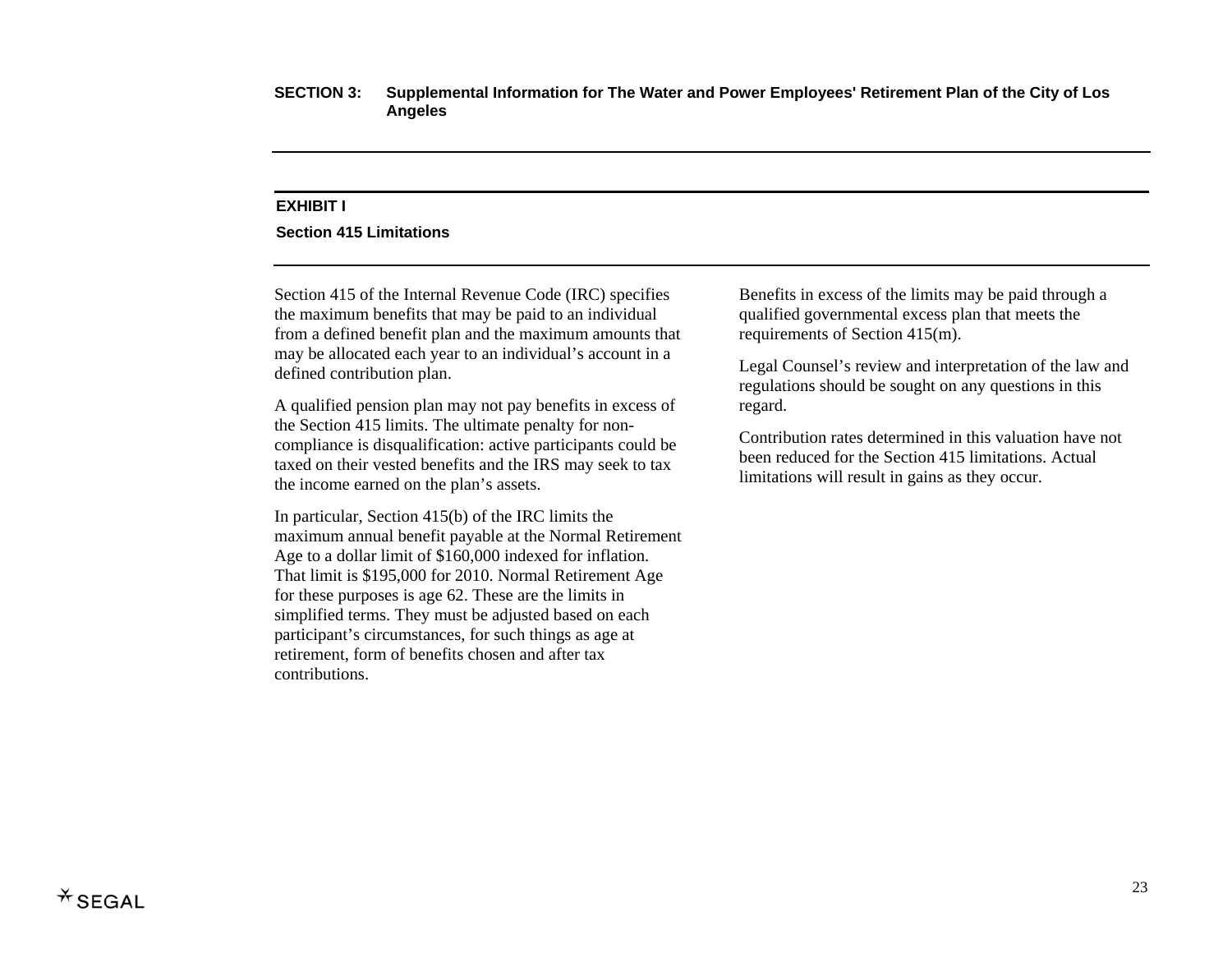## EXHIBIT I

### Section 415 Limitations

Section 415 of the Internal Revenue Code (IRC) specifies the maximum benefits that may be paid to an individual from a defined benefit plan and the maximum amounts that may be allocated each year to an individual's account in a defined contribution plan.

A qualified pension plan may not pay benefits in excess of the Section 415 limits. The ultimate penalty for non-compliance is disqualification: active participants could be taxed on their vested benefits and the IRS may seek to tax the income earned on the plan's assets.

In particular, Section 415(b) of the IRC limits the maximum annual benefit payable at the Normal Retirement Age to a dollar limit of $160,000 indexed for inflation. That limit is $195,000 for 2010. Normal Retirement Age for these purposes is age 62. These are the limits in simplified terms. They must be adjusted based on each participant's circumstances, for such things as age at retirement, form of benefits chosen and after tax contributions.

Benefits in excess of the limits may be paid through a qualified governmental excess plan that meets the requirements of Section 415(m).

Legal Counsel's review and interpretation of the law and regulations should be sought on any questions in this regard.

Contribution rates determined in this valuation have not been reduced for the Section 415 limitations. Actual limitations will result in gains as they occur.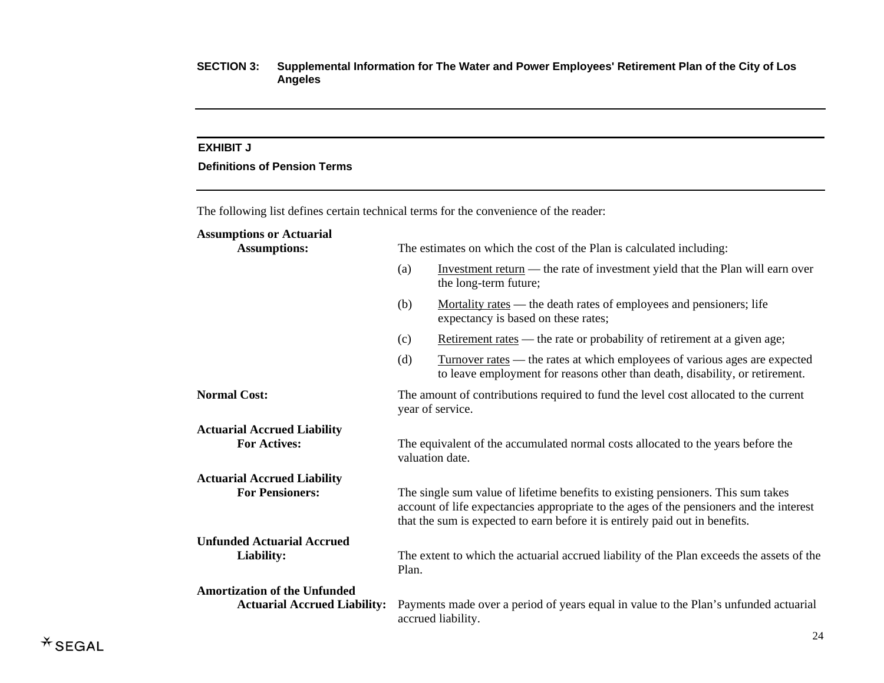## SECTION 3: Supplemental Information for The Water and Power Employees' Retirement Plan of the City of Los Angeles

### EXHIBIT J

**Definitions of Pension Terms**

The following list defines certain technical terms for the convenience of the reader:

**Assumptions or Actuarial Assumptions:** The estimates on which the cost of the Plan is calculated including:

(a) Investment return — the rate of investment yield that the Plan will earn over the long-term future;

(b) Mortality rates — the death rates of employees and pensioners; life expectancy is based on these rates;

(c) Retirement rates — the rate or probability of retirement at a given age;

(d) Turnover rates — the rates at which employees of various ages are expected to leave employment for reasons other than death, disability, or retirement.

**Normal Cost:** The amount of contributions required to fund the level cost allocated to the current year of service.

**Actuarial Accrued Liability For Actives:** The equivalent of the accumulated normal costs allocated to the years before the valuation date.

**Actuarial Accrued Liability For Pensioners:** The single sum value of lifetime benefits to existing pensioners. This sum takes account of life expectancies appropriate to the ages of the pensioners and the interest that the sum is expected to earn before it is entirely paid out in benefits.

**Unfunded Actuarial Accrued Liability:** The extent to which the actuarial accrued liability of the Plan exceeds the assets of the Plan.

**Amortization of the Unfunded Actuarial Accrued Liability:** Payments made over a period of years equal in value to the Plan's unfunded actuarial accrued liability.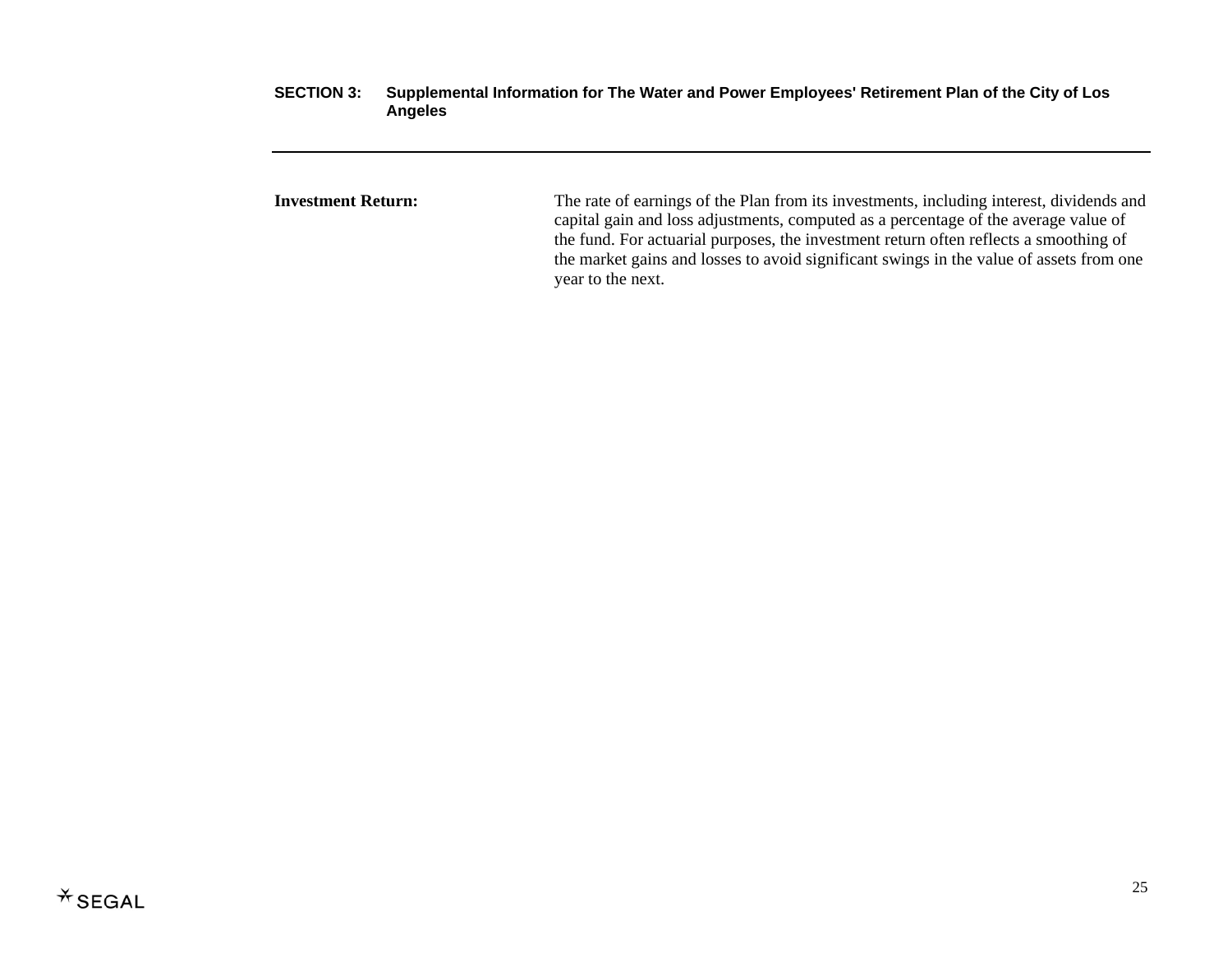**Investment Return:** The rate of earnings of the Plan from its investments, including interest, dividends and capital gain and loss adjustments, computed as a percentage of the average value of the fund. For actuarial purposes, the investment return often reflects a smoothing of the market gains and losses to avoid significant swings in the value of assets from one year to the next.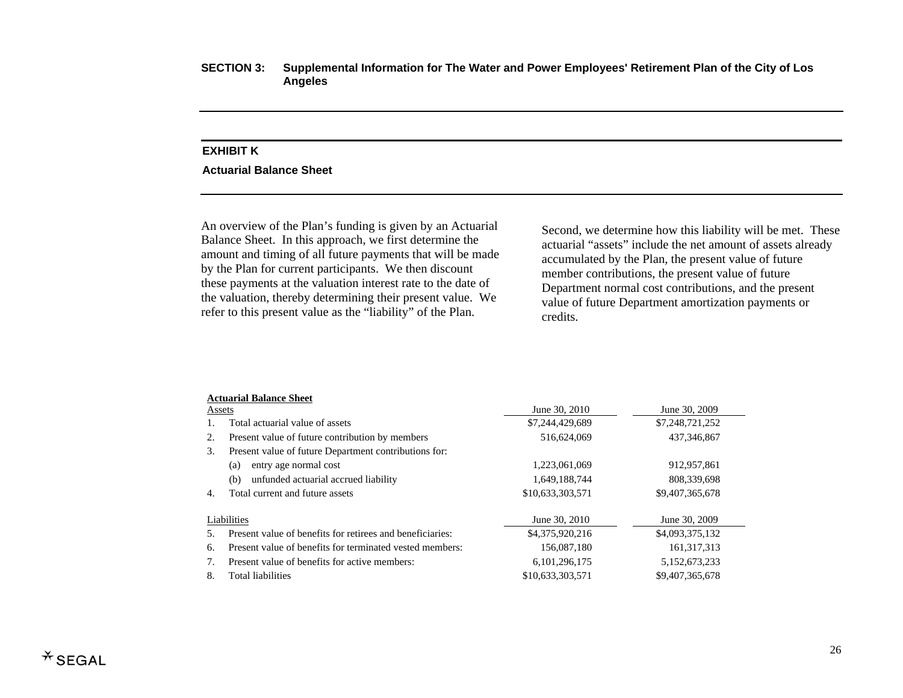**SECTION 3: Supplemental Information for The Water and Power Employees' Retirement Plan of the City of Los Angeles**

## EXHIBIT K

### Actuarial Balance Sheet

An overview of the Plan's funding is given by an Actuarial Balance Sheet. In this approach, we first determine the amount and timing of all future payments that will be made by the Plan for current participants. We then discount these payments at the valuation interest rate to the date of the valuation, thereby determining their present value. We refer to this present value as the "liability" of the Plan.

Second, we determine how this liability will be met. These actuarial "assets" include the net amount of assets already accumulated by the Plan, the present value of future member contributions, the present value of future Department normal cost contributions, and the present value of future Department amortization payments or credits.

**Actuarial Balance Sheet**

| Assets | June 30, 2010 | June 30, 2009 |
|---|---|---|
| 1. Total actuarial value of assets | $7,244,429,689 | $7,248,721,252 |
| 2. Present value of future contribution by members | 516,624,069 | 437,346,867 |
| 3. Present value of future Department contributions for: | | |
| (a) entry age normal cost | 1,223,061,069 | 912,957,861 |
| (b) unfunded actuarial accrued liability | 1,649,188,744 | 808,339,698 |
| 4. Total current and future assets | $10,633,303,571 | $9,407,365,678 |
| **Liabilities** | **June 30, 2010** | **June 30, 2009** |
| 5. Present value of benefits for retirees and beneficiaries: | $4,375,920,216 | $4,093,375,132 |
| 6. Present value of benefits for terminated vested members: | 156,087,180 | 161,317,313 |
| 7. Present value of benefits for active members: | 6,101,296,175 | 5,152,673,233 |
| 8. Total liabilities | $10,633,303,571 | $9,407,365,678 |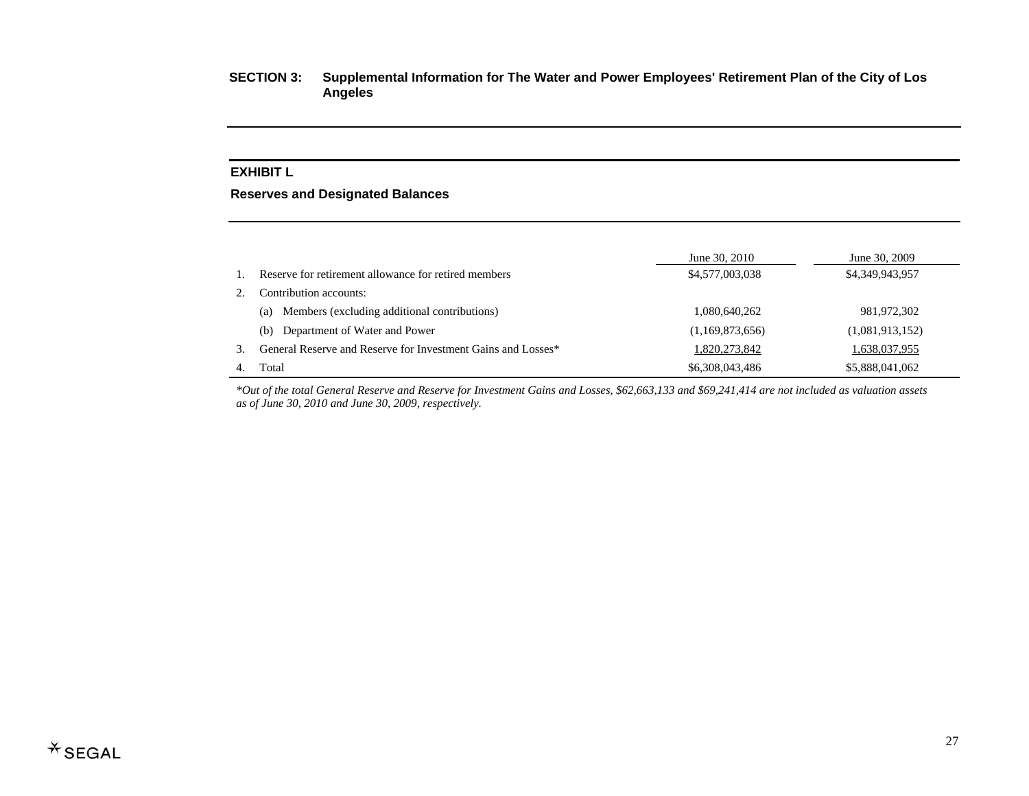**SECTION 3: Supplemental Information for The Water and Power Employees' Retirement Plan of the City of Los Angeles**

## EXHIBIT L

### Reserves and Designated Balances

| | | June 30, 2010 | June 30, 2009 |
|---|---|---|---|
| 1. | Reserve for retirement allowance for retired members | $4,577,003,038 | $4,349,943,957 |
| 2. | Contribution accounts: | | |
| | (a) Members (excluding additional contributions) | 1,080,640,262 | 981,972,302 |
| | (b) Department of Water and Power | (1,169,873,656) | (1,081,913,152) |
| 3. | General Reserve and Reserve for Investment Gains and Losses* | 1,820,273,842 | 1,638,037,955 |
| 4. | Total | $6,308,043,486 | $5,888,041,062 |

*\*Out of the total General Reserve and Reserve for Investment Gains and Losses, $62,663,133 and $69,241,414 are not included as valuation assets as of June 30, 2010 and June 30, 2009, respectively.*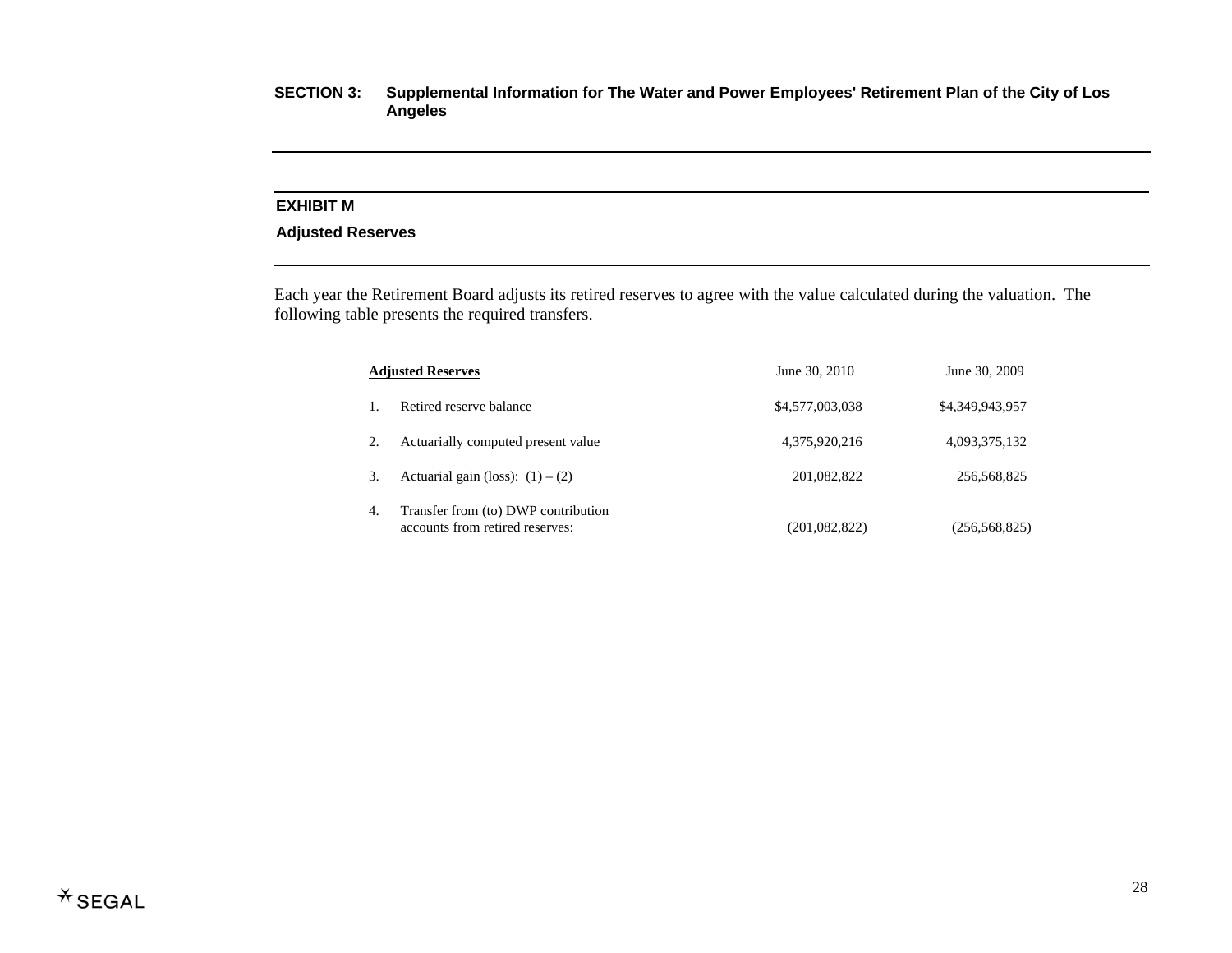## SECTION 3: Supplemental Information for The Water and Power Employees' Retirement Plan of the City of Los Angeles

### EXHIBIT M

### Adjusted Reserves

Each year the Retirement Board adjusts its retired reserves to agree with the value calculated during the valuation. The following table presents the required transfers.

| | **Adjusted Reserves** | June 30, 2010 | June 30, 2009 |
|---|---|---|---|
| 1. | Retired reserve balance | $4,577,003,038 | $4,349,943,957 |
| 2. | Actuarially computed present value | 4,375,920,216 | 4,093,375,132 |
| 3. | Actuarial gain (loss): (1) – (2) | 201,082,822 | 256,568,825 |
| 4. | Transfer from (to) DWP contribution accounts from retired reserves: | (201,082,822) | (256,568,825) |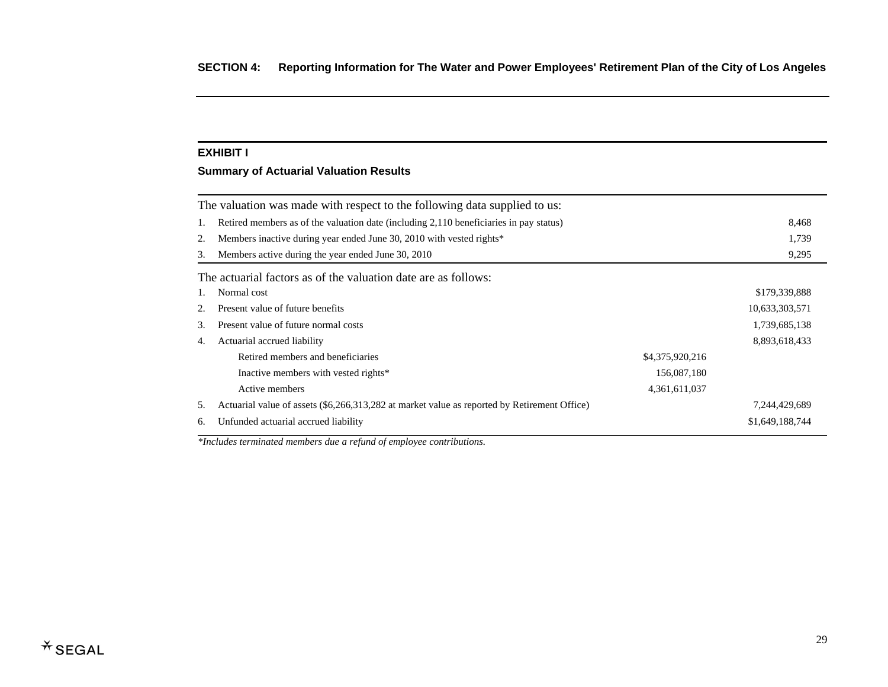## EXHIBIT I

### Summary of Actuarial Valuation Results

| The valuation was made with respect to the following data supplied to us: | | |
|---|---|---|
| 1. Retired members as of the valuation date (including 2,110 beneficiaries in pay status) | | 8,468 |
| 2. Members inactive during year ended June 30, 2010 with vested rights* | | 1,739 |
| 3. Members active during the year ended June 30, 2010 | | 9,295 |

| The actuarial factors as of the valuation date are as follows: | | |
|---|---|---|
| 1. Normal cost | | $179,339,888 |
| 2. Present value of future benefits | | 10,633,303,571 |
| 3. Present value of future normal costs | | 1,739,685,138 |
| 4. Actuarial accrued liability | | 8,893,618,433 |
| Retired members and beneficiaries | $4,375,920,216 | |
| Inactive members with vested rights* | 156,087,180 | |
| Active members | 4,361,611,037 | |
| 5. Actuarial value of assets ($6,266,313,282 at market value as reported by Retirement Office) | | 7,244,429,689 |
| 6. Unfunded actuarial accrued liability | | $1,649,188,744 |

*\*Includes terminated members due a refund of employee contributions.*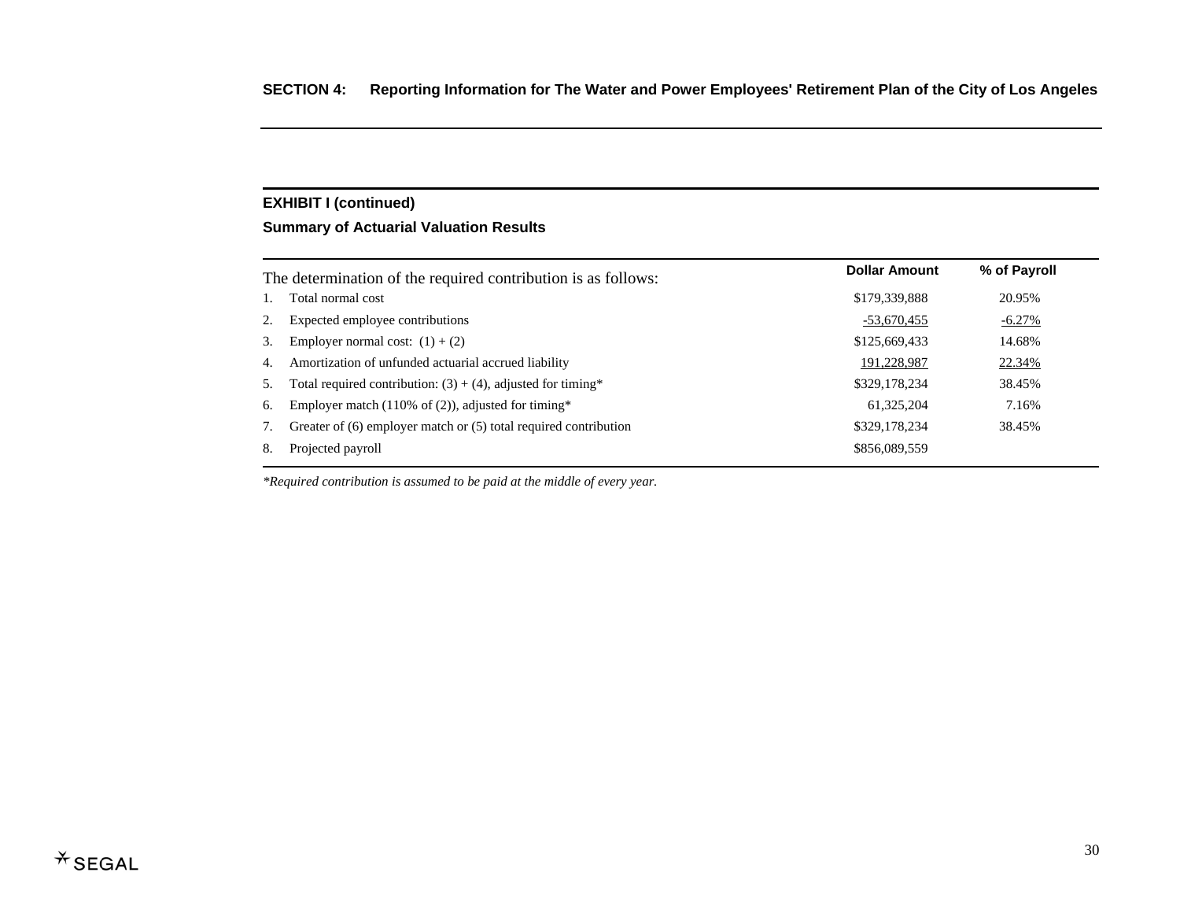## EXHIBIT I (continued)

### Summary of Actuarial Valuation Results

| The determination of the required contribution is as follows: | Dollar Amount | % of Payroll |
|---|---|---|
| 1. Total normal cost | $179,339,888 | 20.95% |
| 2. Expected employee contributions | -53,670,455 | -6.27% |
| 3. Employer normal cost: (1) + (2) | $125,669,433 | 14.68% |
| 4. Amortization of unfunded actuarial accrued liability | 191,228,987 | 22.34% |
| 5. Total required contribution: (3) + (4), adjusted for timing* | $329,178,234 | 38.45% |
| 6. Employer match (110% of (2)), adjusted for timing* | 61,325,204 | 7.16% |
| 7. Greater of (6) employer match or (5) total required contribution | $329,178,234 | 38.45% |
| 8. Projected payroll | $856,089,559 | |

*\*Required contribution is assumed to be paid at the middle of every year.*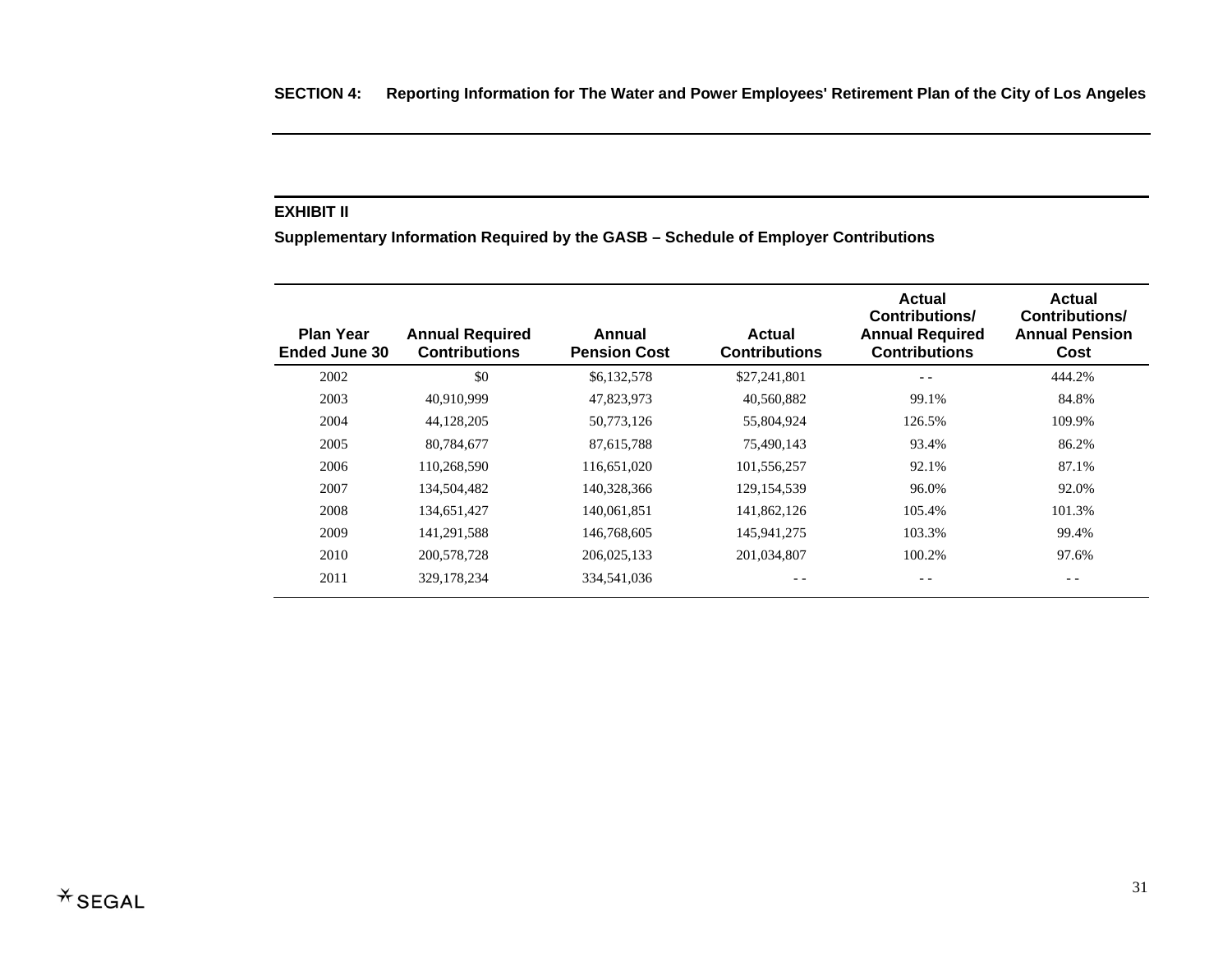**SECTION 4: Reporting Information for The Water and Power Employees' Retirement Plan of the City of Los Angeles**

### EXHIBIT II

**Supplementary Information Required by the GASB – Schedule of Employer Contributions**

| Plan Year Ended June 30 | Annual Required Contributions | Annual Pension Cost | Actual Contributions | Actual Contributions/ Annual Required Contributions | Actual Contributions/ Annual Pension Cost |
|---|---|---|---|---|---|
| 2002 | $0 | $6,132,578 | $27,241,801 | - - | 444.2% |
| 2003 | 40,910,999 | 47,823,973 | 40,560,882 | 99.1% | 84.8% |
| 2004 | 44,128,205 | 50,773,126 | 55,804,924 | 126.5% | 109.9% |
| 2005 | 80,784,677 | 87,615,788 | 75,490,143 | 93.4% | 86.2% |
| 2006 | 110,268,590 | 116,651,020 | 101,556,257 | 92.1% | 87.1% |
| 2007 | 134,504,482 | 140,328,366 | 129,154,539 | 96.0% | 92.0% |
| 2008 | 134,651,427 | 140,061,851 | 141,862,126 | 105.4% | 101.3% |
| 2009 | 141,291,588 | 146,768,605 | 145,941,275 | 103.3% | 99.4% |
| 2010 | 200,578,728 | 206,025,133 | 201,034,807 | 100.2% | 97.6% |
| 2011 | 329,178,234 | 334,541,036 | - - | - - | - - |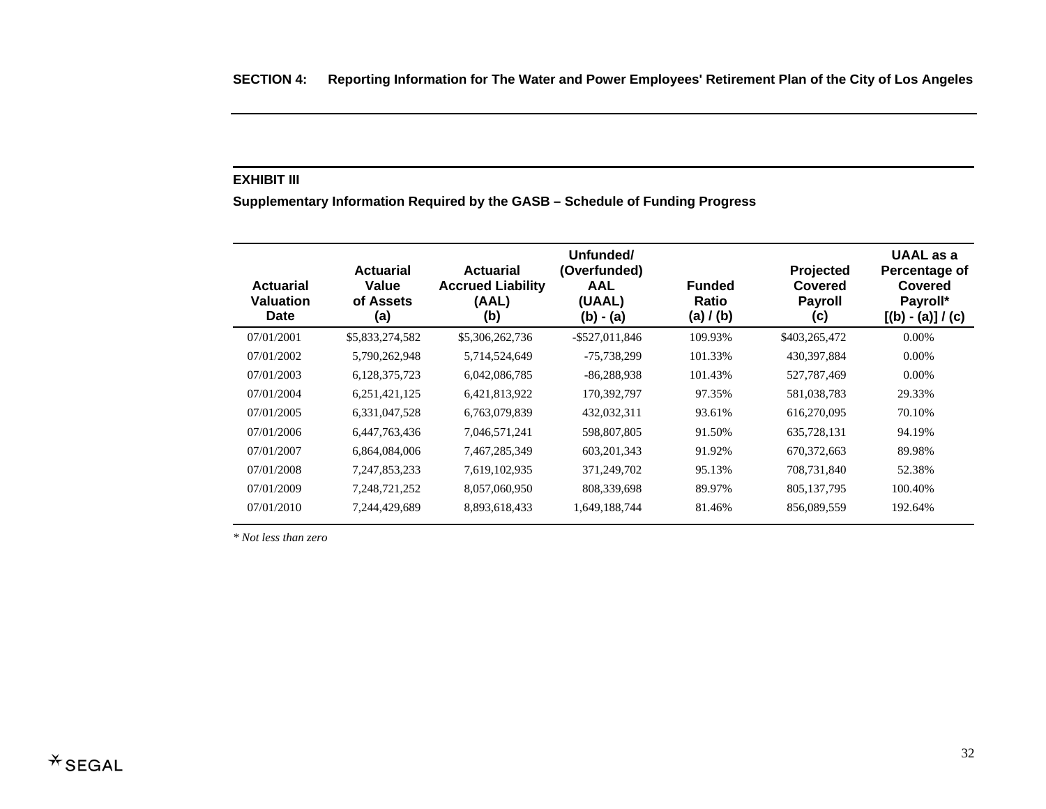**SECTION 4: Reporting Information for The Water and Power Employees' Retirement Plan of the City of Los Angeles**

**EXHIBIT III**

**Supplementary Information Required by the GASB – Schedule of Funding Progress**

| Actuarial Valuation Date | Actuarial Value of Assets (a) | Actuarial Accrued Liability (AAL) (b) | Unfunded/ (Overfunded) AAL (UAAL) (b) - (a) | Funded Ratio (a) / (b) | Projected Covered Payroll (c) | UAAL as a Percentage of Covered Payroll* [(b) - (a)] / (c) |
|---|---|---|---|---|---|---|
| 07/01/2001 | $5,833,274,582 | $5,306,262,736 | -$527,011,846 | 109.93% | $403,265,472 | 0.00% |
| 07/01/2002 | 5,790,262,948 | 5,714,524,649 | -75,738,299 | 101.33% | 430,397,884 | 0.00% |
| 07/01/2003 | 6,128,375,723 | 6,042,086,785 | -86,288,938 | 101.43% | 527,787,469 | 0.00% |
| 07/01/2004 | 6,251,421,125 | 6,421,813,922 | 170,392,797 | 97.35% | 581,038,783 | 29.33% |
| 07/01/2005 | 6,331,047,528 | 6,763,079,839 | 432,032,311 | 93.61% | 616,270,095 | 70.10% |
| 07/01/2006 | 6,447,763,436 | 7,046,571,241 | 598,807,805 | 91.50% | 635,728,131 | 94.19% |
| 07/01/2007 | 6,864,084,006 | 7,467,285,349 | 603,201,343 | 91.92% | 670,372,663 | 89.98% |
| 07/01/2008 | 7,247,853,233 | 7,619,102,935 | 371,249,702 | 95.13% | 708,731,840 | 52.38% |
| 07/01/2009 | 7,248,721,252 | 8,057,060,950 | 808,339,698 | 89.97% | 805,137,795 | 100.40% |
| 07/01/2010 | 7,244,429,689 | 8,893,618,433 | 1,649,188,744 | 81.46% | 856,089,559 | 192.64% |

*\* Not less than zero*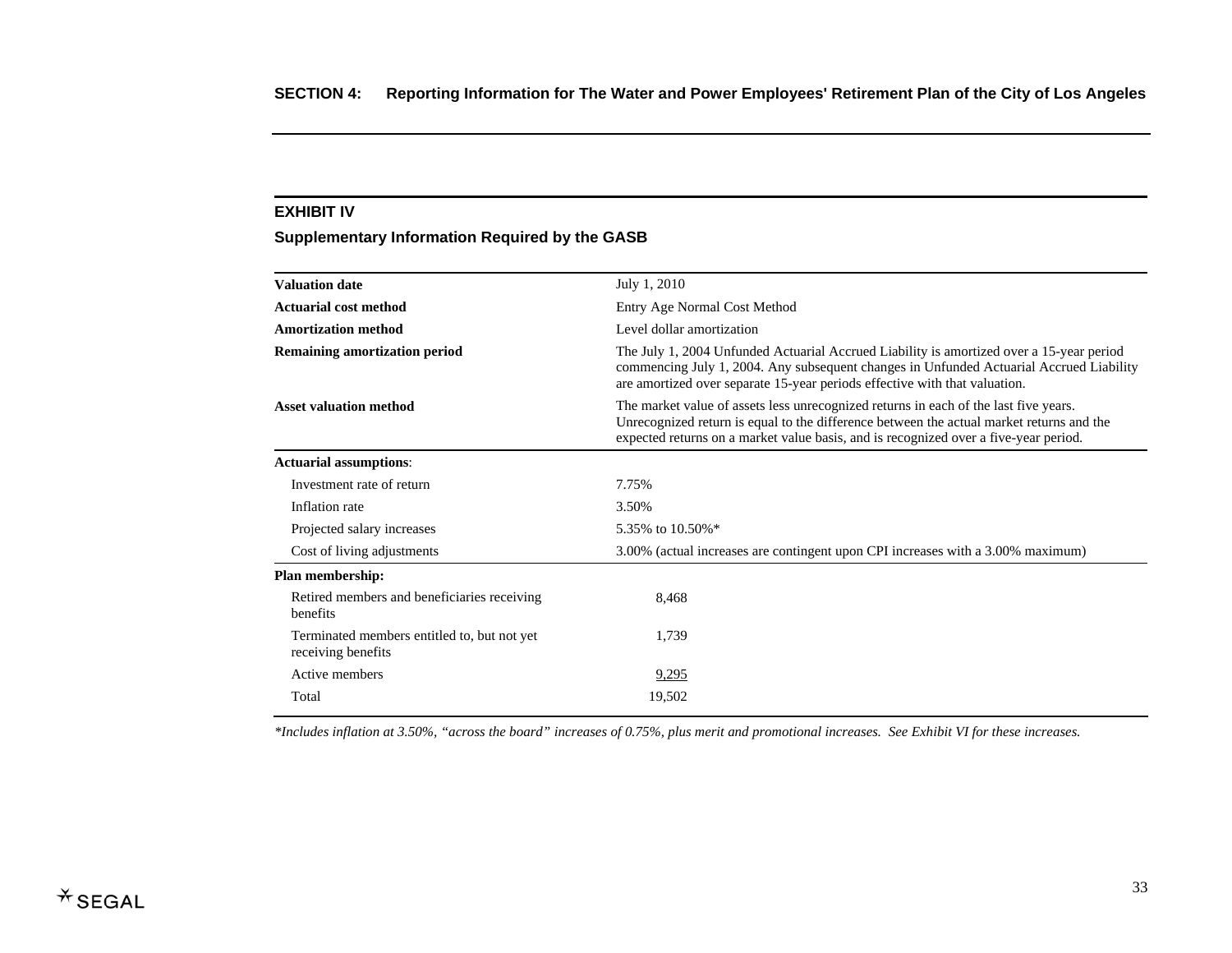## SECTION 4: Reporting Information for The Water and Power Employees' Retirement Plan of the City of Los Angeles

### EXHIBIT IV

### Supplementary Information Required by the GASB

| | |
|---|---|
| **Valuation date** | July 1, 2010 |
| **Actuarial cost method** | Entry Age Normal Cost Method |
| **Amortization method** | Level dollar amortization |
| **Remaining amortization period** | The July 1, 2004 Unfunded Actuarial Accrued Liability is amortized over a 15-year period commencing July 1, 2004. Any subsequent changes in Unfunded Actuarial Accrued Liability are amortized over separate 15-year periods effective with that valuation. |
| **Asset valuation method** | The market value of assets less unrecognized returns in each of the last five years. Unrecognized return is equal to the difference between the actual market returns and the expected returns on a market value basis, and is recognized over a five-year period. |
| **Actuarial assumptions**: | |
| Investment rate of return | 7.75% |
| Inflation rate | 3.50% |
| Projected salary increases | 5.35% to 10.50%* |
| Cost of living adjustments | 3.00% (actual increases are contingent upon CPI increases with a 3.00% maximum) |
| **Plan membership:** | |
| Retired members and beneficiaries receiving benefits | 8,468 |
| Terminated members entitled to, but not yet receiving benefits | 1,739 |
| Active members | 9,295 |
| Total | 19,502 |

*\*Includes inflation at 3.50%, "across the board" increases of 0.75%, plus merit and promotional increases. See Exhibit VI for these increases.*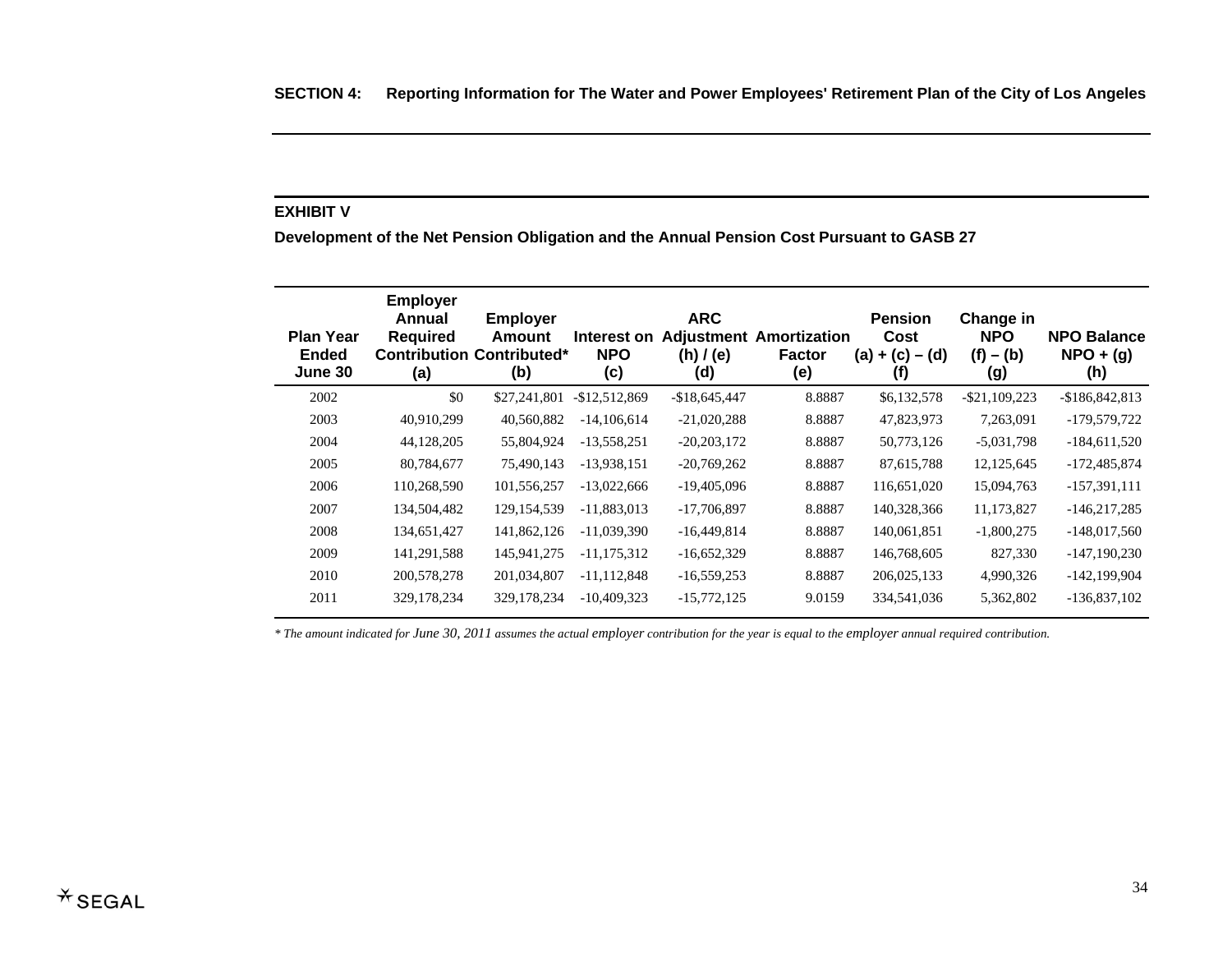**SECTION 4: Reporting Information for The Water and Power Employees' Retirement Plan of the City of Los Angeles**

## EXHIBIT V

**Development of the Net Pension Obligation and the Annual Pension Cost Pursuant to GASB 27**

| Plan Year Ended June 30 | Employer Annual Required Contribution (a) | Employer Amount Contributed* (b) | Interest on NPO (c) | ARC Adjustment (h) / (e) (d) | Amortization Factor (e) | Pension Cost (a) + (c) – (d) (f) | Change in NPO (f) – (b) (g) | NPO Balance NPO + (g) (h) |
|---|---|---|---|---|---|---|---|---|
| 2002 | $0 | $27,241,801 | -$12,512,869 | -$18,645,447 | 8.8887 | $6,132,578 | -$21,109,223 | -$186,842,813 |
| 2003 | 40,910,299 | 40,560,882 | -14,106,614 | -21,020,288 | 8.8887 | 47,823,973 | 7,263,091 | -179,579,722 |
| 2004 | 44,128,205 | 55,804,924 | -13,558,251 | -20,203,172 | 8.8887 | 50,773,126 | -5,031,798 | -184,611,520 |
| 2005 | 80,784,677 | 75,490,143 | -13,938,151 | -20,769,262 | 8.8887 | 87,615,788 | 12,125,645 | -172,485,874 |
| 2006 | 110,268,590 | 101,556,257 | -13,022,666 | -19,405,096 | 8.8887 | 116,651,020 | 15,094,763 | -157,391,111 |
| 2007 | 134,504,482 | 129,154,539 | -11,883,013 | -17,706,897 | 8.8887 | 140,328,366 | 11,173,827 | -146,217,285 |
| 2008 | 134,651,427 | 141,862,126 | -11,039,390 | -16,449,814 | 8.8887 | 140,061,851 | -1,800,275 | -148,017,560 |
| 2009 | 141,291,588 | 145,941,275 | -11,175,312 | -16,652,329 | 8.8887 | 146,768,605 | 827,330 | -147,190,230 |
| 2010 | 200,578,278 | 201,034,807 | -11,112,848 | -16,559,253 | 8.8887 | 206,025,133 | 4,990,326 | -142,199,904 |
| 2011 | 329,178,234 | 329,178,234 | -10,409,323 | -15,772,125 | 9.0159 | 334,541,036 | 5,362,802 | -136,837,102 |

*\* The amount indicated for June 30, 2011 assumes the actual employer contribution for the year is equal to the employer annual required contribution.*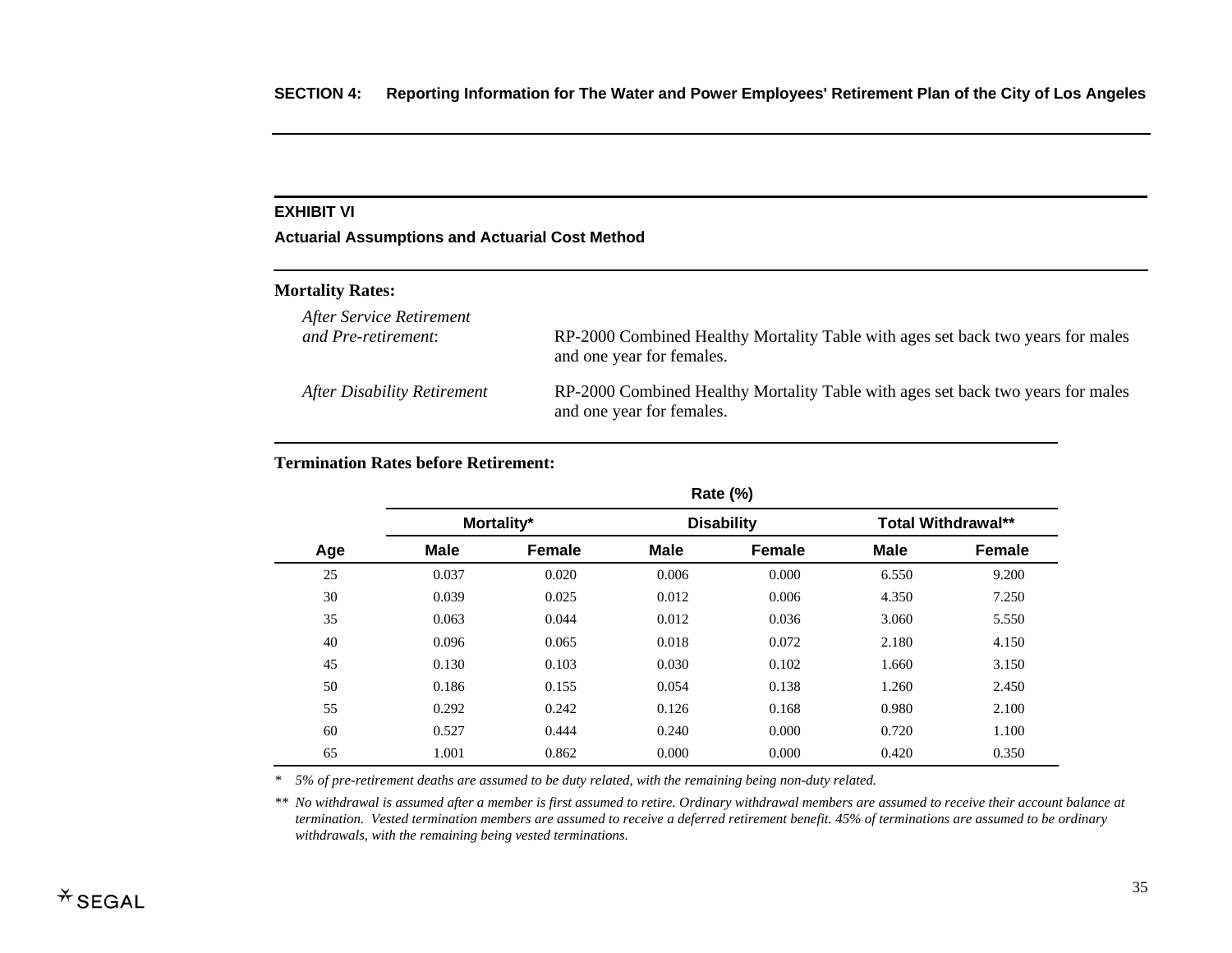## EXHIBIT VI

### Actuarial Assumptions and Actuarial Cost Method

**Mortality Rates:**

*After Service Retirement and Pre-retirement*: RP-2000 Combined Healthy Mortality Table with ages set back two years for males and one year for females.

*After Disability Retirement* RP-2000 Combined Healthy Mortality Table with ages set back two years for males and one year for females.

**Termination Rates before Retirement:**

| | Rate (%) | | | | | |
|---|---|---|---|---|---|---|
| | Mortality* | | Disability | | Total Withdrawal** | |
| Age | Male | Female | Male | Female | Male | Female |
| 25 | 0.037 | 0.020 | 0.006 | 0.000 | 6.550 | 9.200 |
| 30 | 0.039 | 0.025 | 0.012 | 0.006 | 4.350 | 7.250 |
| 35 | 0.063 | 0.044 | 0.012 | 0.036 | 3.060 | 5.550 |
| 40 | 0.096 | 0.065 | 0.018 | 0.072 | 2.180 | 4.150 |
| 45 | 0.130 | 0.103 | 0.030 | 0.102 | 1.660 | 3.150 |
| 50 | 0.186 | 0.155 | 0.054 | 0.138 | 1.260 | 2.450 |
| 55 | 0.292 | 0.242 | 0.126 | 0.168 | 0.980 | 2.100 |
| 60 | 0.527 | 0.444 | 0.240 | 0.000 | 0.720 | 1.100 |
| 65 | 1.001 | 0.862 | 0.000 | 0.000 | 0.420 | 0.350 |

\* *5% of pre-retirement deaths are assumed to be duty related, with the remaining being non-duty related.*

\*\* *No withdrawal is assumed after a member is first assumed to retire. Ordinary withdrawal members are assumed to receive their account balance at termination. Vested termination members are assumed to receive a deferred retirement benefit. 45% of terminations are assumed to be ordinary withdrawals, with the remaining being vested terminations.*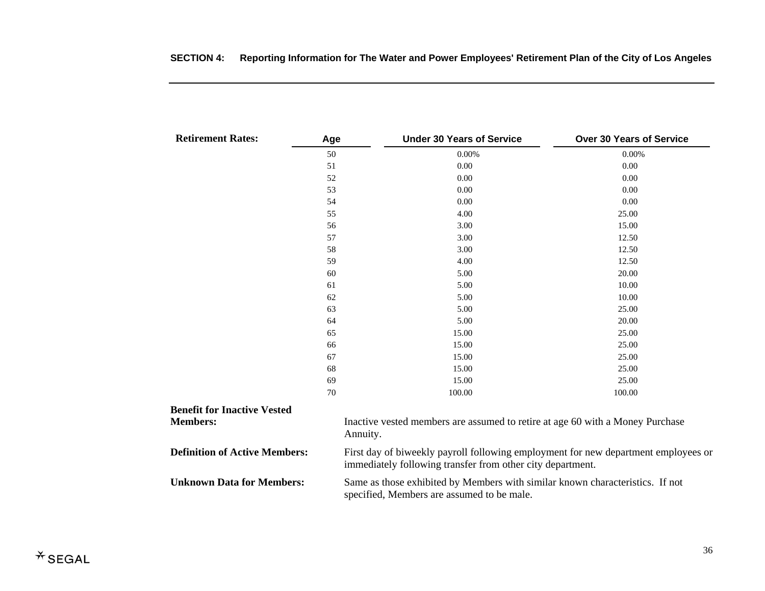**Retirement Rates:**

| Age | Under 30 Years of Service | Over 30 Years of Service |
|---|---|---|
| 50 | 0.00% | 0.00% |
| 51 | 0.00 | 0.00 |
| 52 | 0.00 | 0.00 |
| 53 | 0.00 | 0.00 |
| 54 | 0.00 | 0.00 |
| 55 | 4.00 | 25.00 |
| 56 | 3.00 | 15.00 |
| 57 | 3.00 | 12.50 |
| 58 | 3.00 | 12.50 |
| 59 | 4.00 | 12.50 |
| 60 | 5.00 | 20.00 |
| 61 | 5.00 | 10.00 |
| 62 | 5.00 | 10.00 |
| 63 | 5.00 | 25.00 |
| 64 | 5.00 | 20.00 |
| 65 | 15.00 | 25.00 |
| 66 | 15.00 | 25.00 |
| 67 | 15.00 | 25.00 |
| 68 | 15.00 | 25.00 |
| 69 | 15.00 | 25.00 |
| 70 | 100.00 | 100.00 |

**Benefit for Inactive Vested Members:** Inactive vested members are assumed to retire at age 60 with a Money Purchase Annuity.

**Definition of Active Members:** First day of biweekly payroll following employment for new department employees or immediately following transfer from other city department.

**Unknown Data for Members:** Same as those exhibited by Members with similar known characteristics. If not specified, Members are assumed to be male.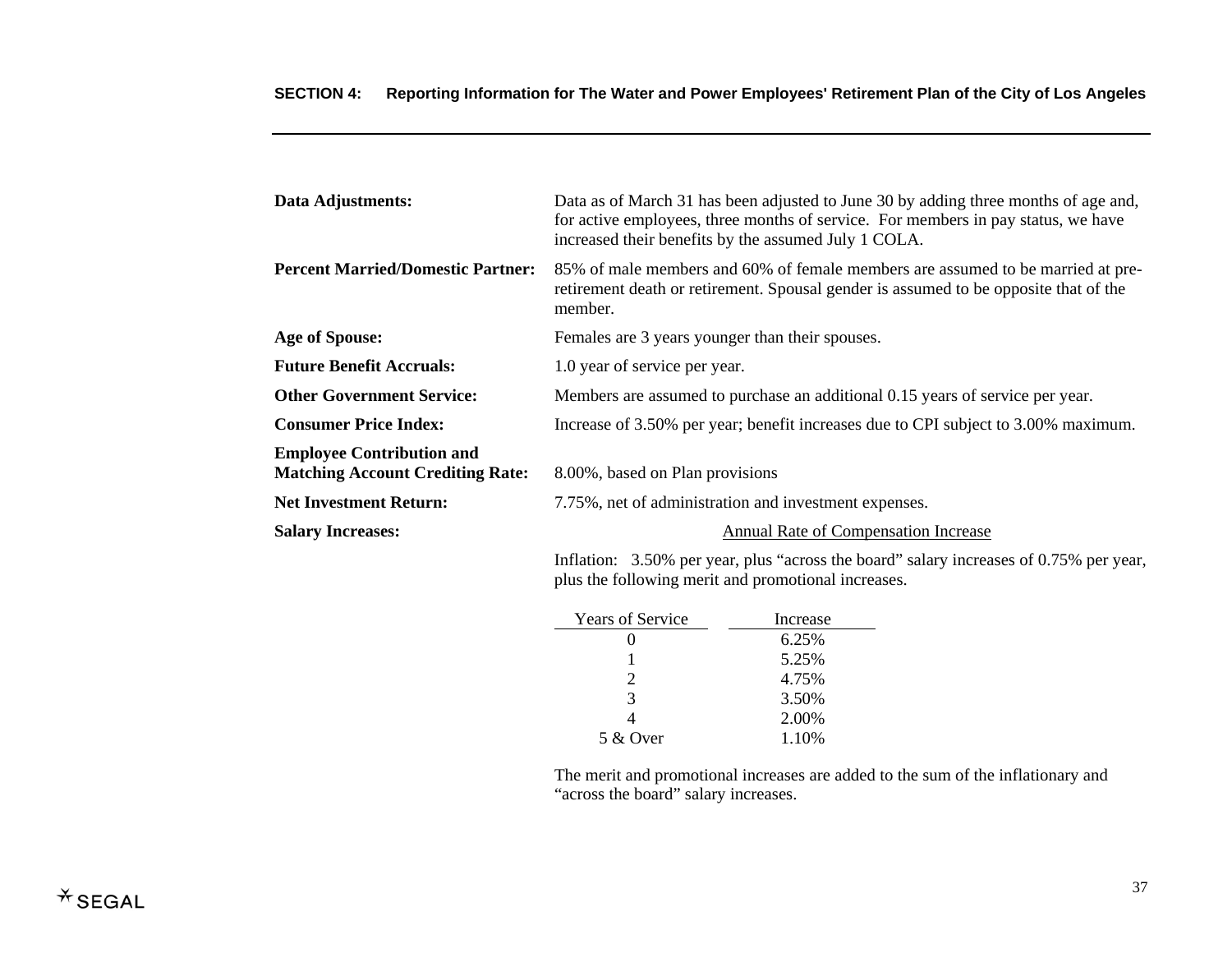**Data Adjustments:** Data as of March 31 has been adjusted to June 30 by adding three months of age and, for active employees, three months of service. For members in pay status, we have increased their benefits by the assumed July 1 COLA.

**Percent Married/Domestic Partner:** 85% of male members and 60% of female members are assumed to be married at pre-retirement death or retirement. Spousal gender is assumed to be opposite that of the member.

**Age of Spouse:** Females are 3 years younger than their spouses.

**Future Benefit Accruals:** 1.0 year of service per year.

**Other Government Service:** Members are assumed to purchase an additional 0.15 years of service per year.

**Consumer Price Index:** Increase of 3.50% per year; benefit increases due to CPI subject to 3.00% maximum.

**Employee Contribution and Matching Account Crediting Rate:** 8.00%, based on Plan provisions

**Net Investment Return:** 7.75%, net of administration and investment expenses.

**Salary Increases:**

Annual Rate of Compensation Increase

Inflation: 3.50% per year, plus "across the board" salary increases of 0.75% per year, plus the following merit and promotional increases.

| Years of Service | Increase |
|---|---|
| 0 | 6.25% |
| 1 | 5.25% |
| 2 | 4.75% |
| 3 | 3.50% |
| 4 | 2.00% |
| 5 & Over | 1.10% |

The merit and promotional increases are added to the sum of the inflationary and "across the board" salary increases.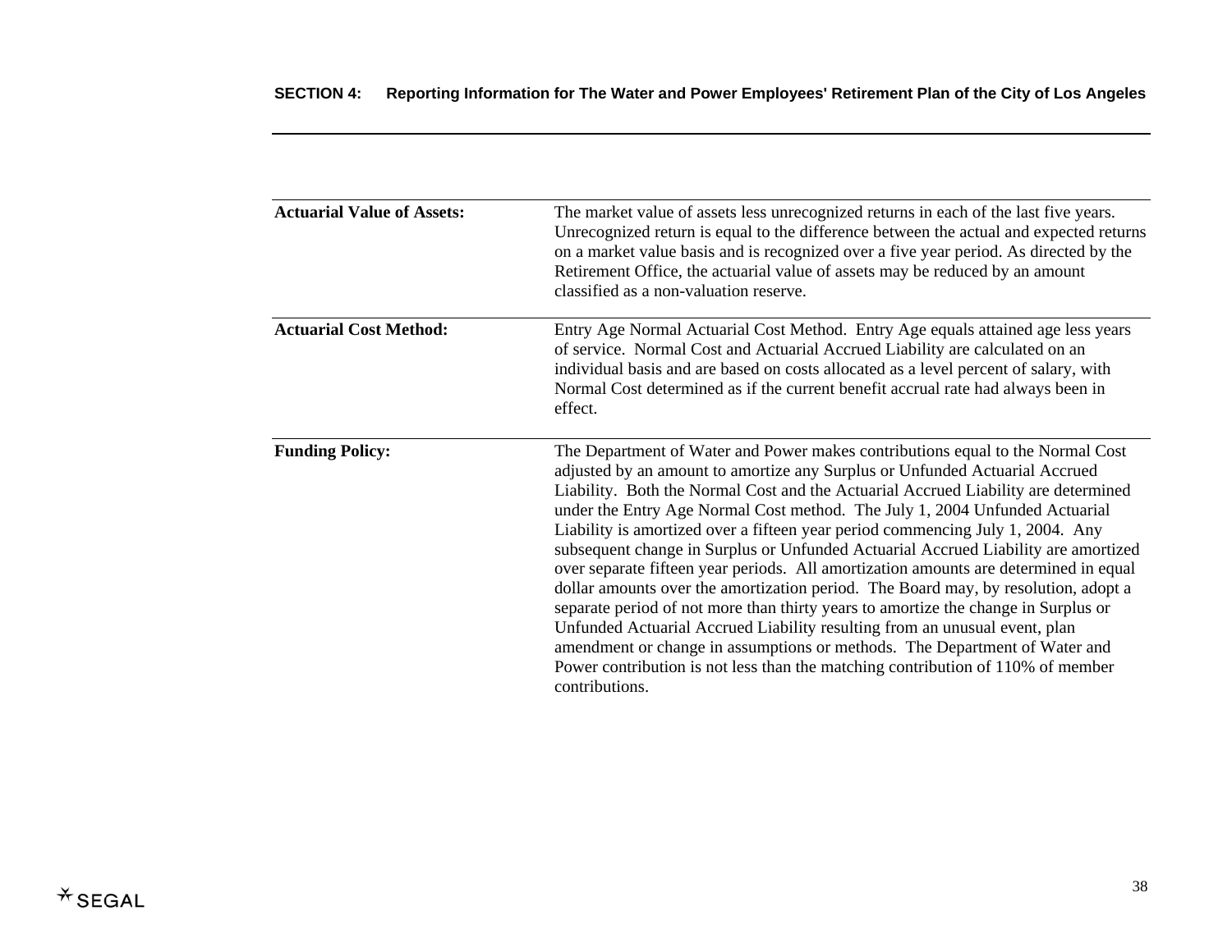| | |
|---|---|
| **Actuarial Value of Assets:** | The market value of assets less unrecognized returns in each of the last five years. Unrecognized return is equal to the difference between the actual and expected returns on a market value basis and is recognized over a five year period. As directed by the Retirement Office, the actuarial value of assets may be reduced by an amount classified as a non-valuation reserve. |
| **Actuarial Cost Method:** | Entry Age Normal Actuarial Cost Method. Entry Age equals attained age less years of service. Normal Cost and Actuarial Accrued Liability are calculated on an individual basis and are based on costs allocated as a level percent of salary, with Normal Cost determined as if the current benefit accrual rate had always been in effect. |
| **Funding Policy:** | The Department of Water and Power makes contributions equal to the Normal Cost adjusted by an amount to amortize any Surplus or Unfunded Actuarial Accrued Liability. Both the Normal Cost and the Actuarial Accrued Liability are determined under the Entry Age Normal Cost method. The July 1, 2004 Unfunded Actuarial Liability is amortized over a fifteen year period commencing July 1, 2004. Any subsequent change in Surplus or Unfunded Actuarial Accrued Liability are amortized over separate fifteen year periods. All amortization amounts are determined in equal dollar amounts over the amortization period. The Board may, by resolution, adopt a separate period of not more than thirty years to amortize the change in Surplus or Unfunded Actuarial Accrued Liability resulting from an unusual event, plan amendment or change in assumptions or methods. The Department of Water and Power contribution is not less than the matching contribution of 110% of member contributions. |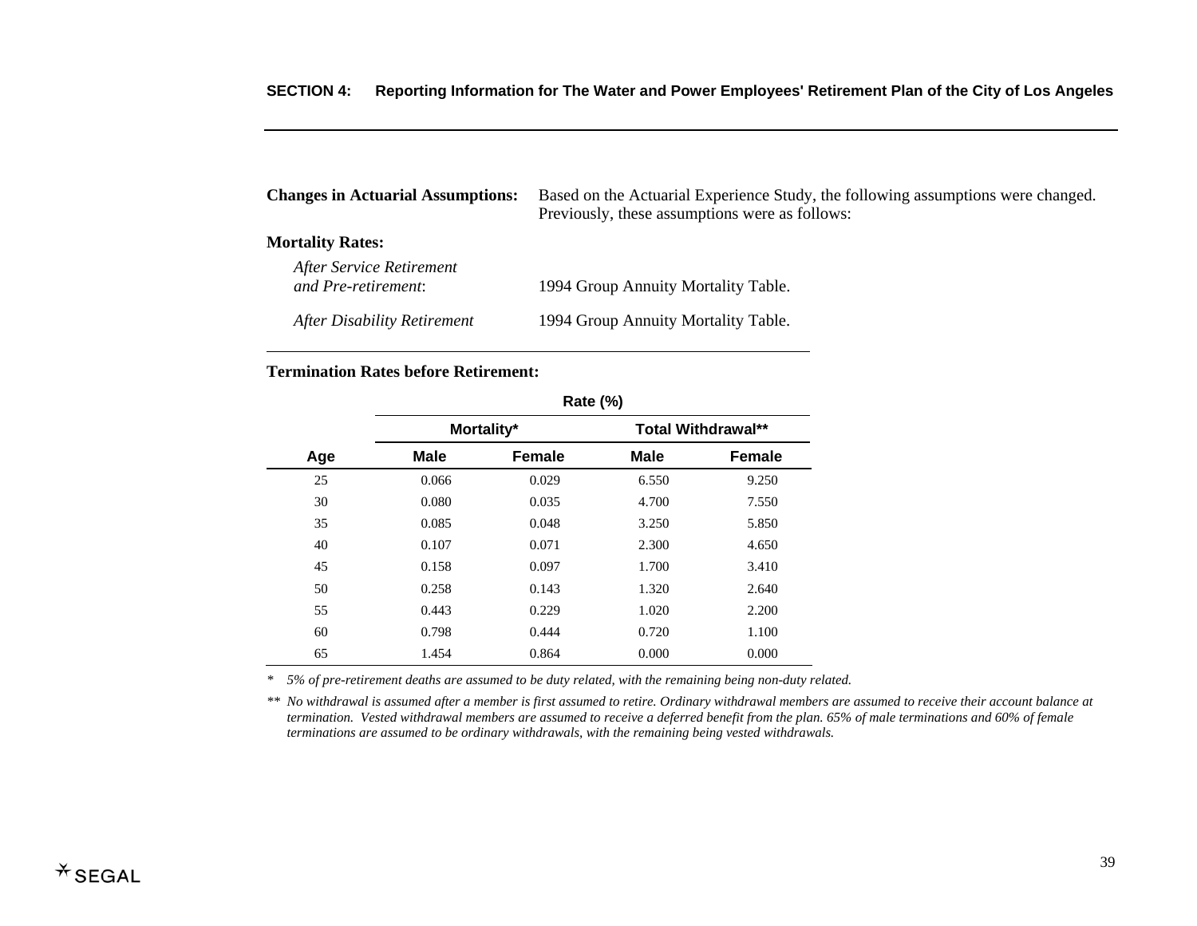**Changes in Actuarial Assumptions:** Based on the Actuarial Experience Study, the following assumptions were changed. Previously, these assumptions were as follows:

**Mortality Rates:**

| | |
|---|---|
| *After Service Retirement and Pre-retirement*: | 1994 Group Annuity Mortality Table. |
| *After Disability Retirement* | 1994 Group Annuity Mortality Table. |

**Termination Rates before Retirement:**

| | Rate (%) | | | |
|---|---|---|---|---|
| | Mortality* | | Total Withdrawal** | |
| Age | Male | Female | Male | Female |
| 25 | 0.066 | 0.029 | 6.550 | 9.250 |
| 30 | 0.080 | 0.035 | 4.700 | 7.550 |
| 35 | 0.085 | 0.048 | 3.250 | 5.850 |
| 40 | 0.107 | 0.071 | 2.300 | 4.650 |
| 45 | 0.158 | 0.097 | 1.700 | 3.410 |
| 50 | 0.258 | 0.143 | 1.320 | 2.640 |
| 55 | 0.443 | 0.229 | 1.020 | 2.200 |
| 60 | 0.798 | 0.444 | 0.720 | 1.100 |
| 65 | 1.454 | 0.864 | 0.000 | 0.000 |

\* *5% of pre-retirement deaths are assumed to be duty related, with the remaining being non-duty related.*

\*\* *No withdrawal is assumed after a member is first assumed to retire. Ordinary withdrawal members are assumed to receive their account balance at termination. Vested withdrawal members are assumed to receive a deferred benefit from the plan. 65% of male terminations and 60% of female terminations are assumed to be ordinary withdrawals, with the remaining being vested withdrawals.*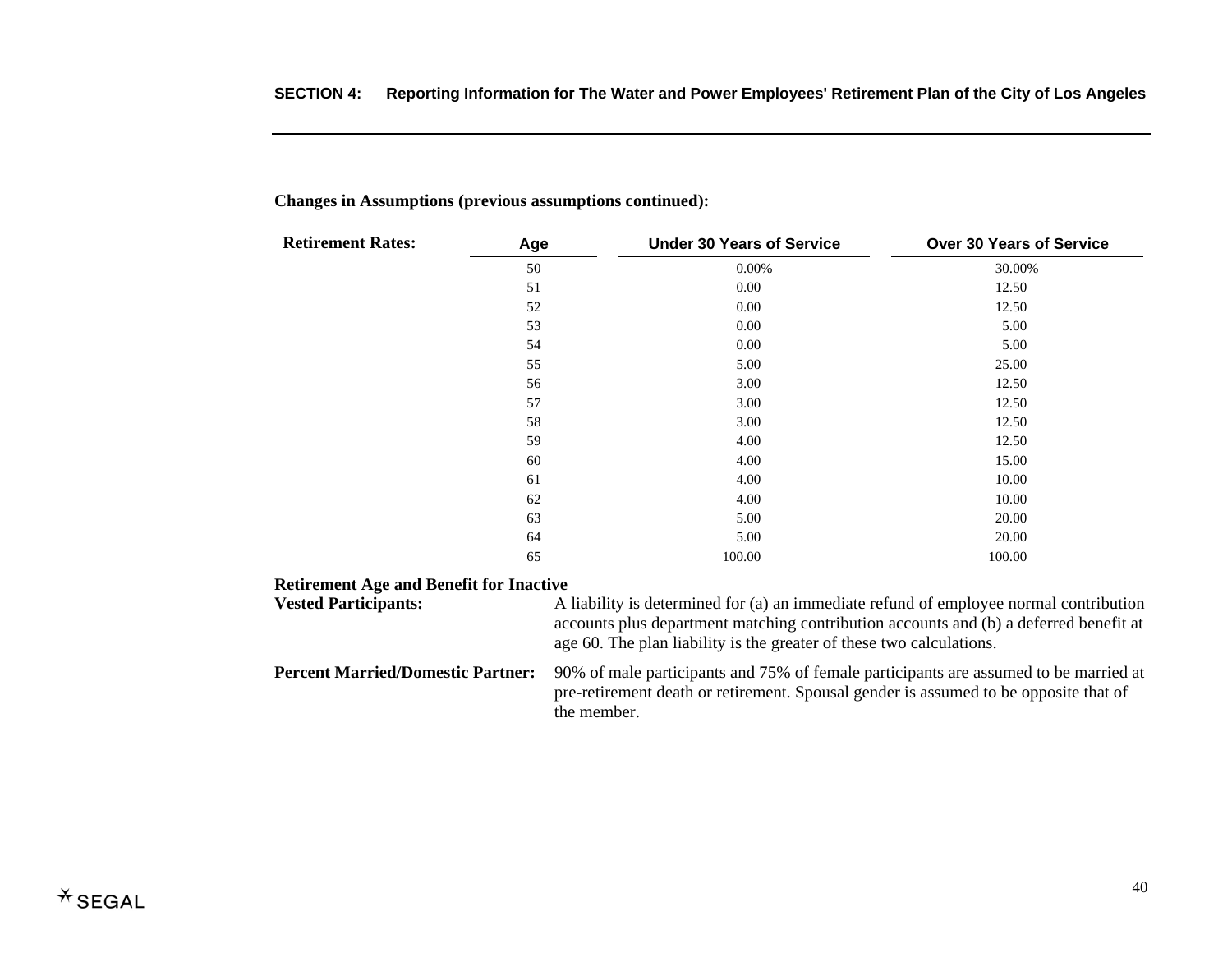**Changes in Assumptions (previous assumptions continued):**

**Retirement Rates:**

| Age | Under 30 Years of Service | Over 30 Years of Service |
|---|---|---|
| 50 | 0.00% | 30.00% |
| 51 | 0.00 | 12.50 |
| 52 | 0.00 | 12.50 |
| 53 | 0.00 | 5.00 |
| 54 | 0.00 | 5.00 |
| 55 | 5.00 | 25.00 |
| 56 | 3.00 | 12.50 |
| 57 | 3.00 | 12.50 |
| 58 | 3.00 | 12.50 |
| 59 | 4.00 | 12.50 |
| 60 | 4.00 | 15.00 |
| 61 | 4.00 | 10.00 |
| 62 | 4.00 | 10.00 |
| 63 | 5.00 | 20.00 |
| 64 | 5.00 | 20.00 |
| 65 | 100.00 | 100.00 |

**Retirement Age and Benefit for Inactive Vested Participants:** A liability is determined for (a) an immediate refund of employee normal contribution accounts plus department matching contribution accounts and (b) a deferred benefit at age 60. The plan liability is the greater of these two calculations.

**Percent Married/Domestic Partner:** 90% of male participants and 75% of female participants are assumed to be married at pre-retirement death or retirement. Spousal gender is assumed to be opposite that of the member.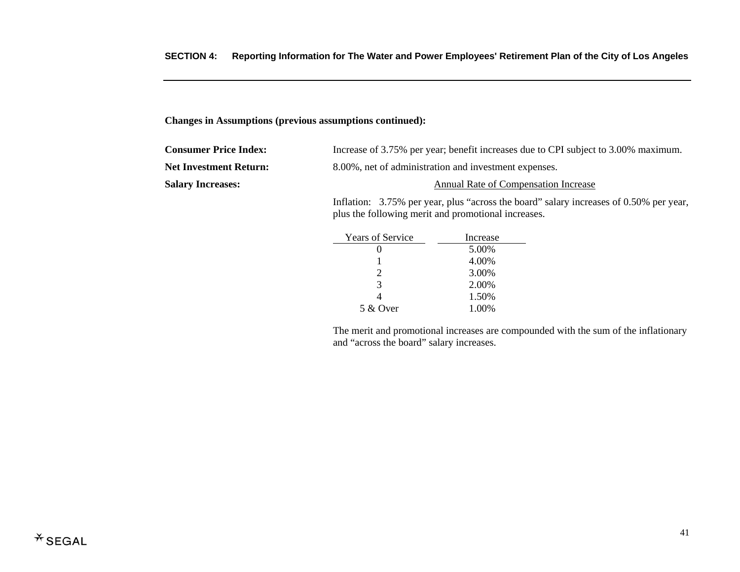**Changes in Assumptions (previous assumptions continued):**

**Consumer Price Index:** Increase of 3.75% per year; benefit increases due to CPI subject to 3.00% maximum.

**Net Investment Return:** 8.00%, net of administration and investment expenses.

**Salary Increases:** Annual Rate of Compensation Increase

Inflation: 3.75% per year, plus "across the board" salary increases of 0.50% per year, plus the following merit and promotional increases.

| Years of Service | Increase |
|---|---|
| 0 | 5.00% |
| 1 | 4.00% |
| 2 | 3.00% |
| 3 | 2.00% |
| 4 | 1.50% |
| 5 & Over | 1.00% |

The merit and promotional increases are compounded with the sum of the inflationary and "across the board" salary increases.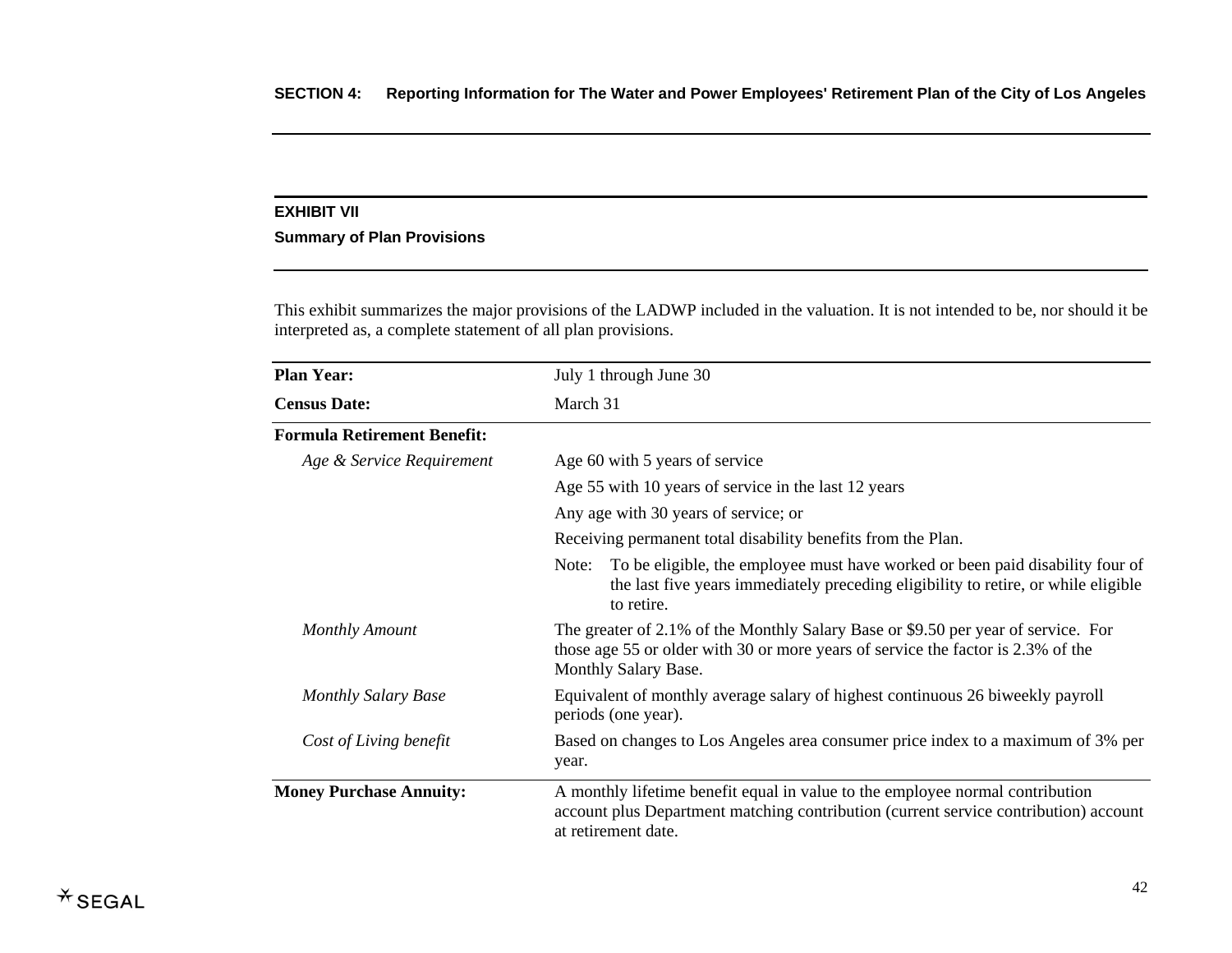**SECTION 4: Reporting Information for The Water and Power Employees' Retirement Plan of the City of Los Angeles**

### EXHIBIT VII

### Summary of Plan Provisions

This exhibit summarizes the major provisions of the LADWP included in the valuation. It is not intended to be, nor should it be interpreted as, a complete statement of all plan provisions.

| | |
|---|---|
| **Plan Year:** | July 1 through June 30 |
| **Census Date:** | March 31 |
| **Formula Retirement Benefit:** | |
| *Age & Service Requirement* | Age 60 with 5 years of service |
| | Age 55 with 10 years of service in the last 12 years |
| | Any age with 30 years of service; or |
| | Receiving permanent total disability benefits from the Plan. |
| | Note: To be eligible, the employee must have worked or been paid disability four of the last five years immediately preceding eligibility to retire, or while eligible to retire. |
| *Monthly Amount* | The greater of 2.1% of the Monthly Salary Base or $9.50 per year of service. For those age 55 or older with 30 or more years of service the factor is 2.3% of the Monthly Salary Base. |
| *Monthly Salary Base* | Equivalent of monthly average salary of highest continuous 26 biweekly payroll periods (one year). |
| *Cost of Living benefit* | Based on changes to Los Angeles area consumer price index to a maximum of 3% per year. |
| **Money Purchase Annuity:** | A monthly lifetime benefit equal in value to the employee normal contribution account plus Department matching contribution (current service contribution) account at retirement date. |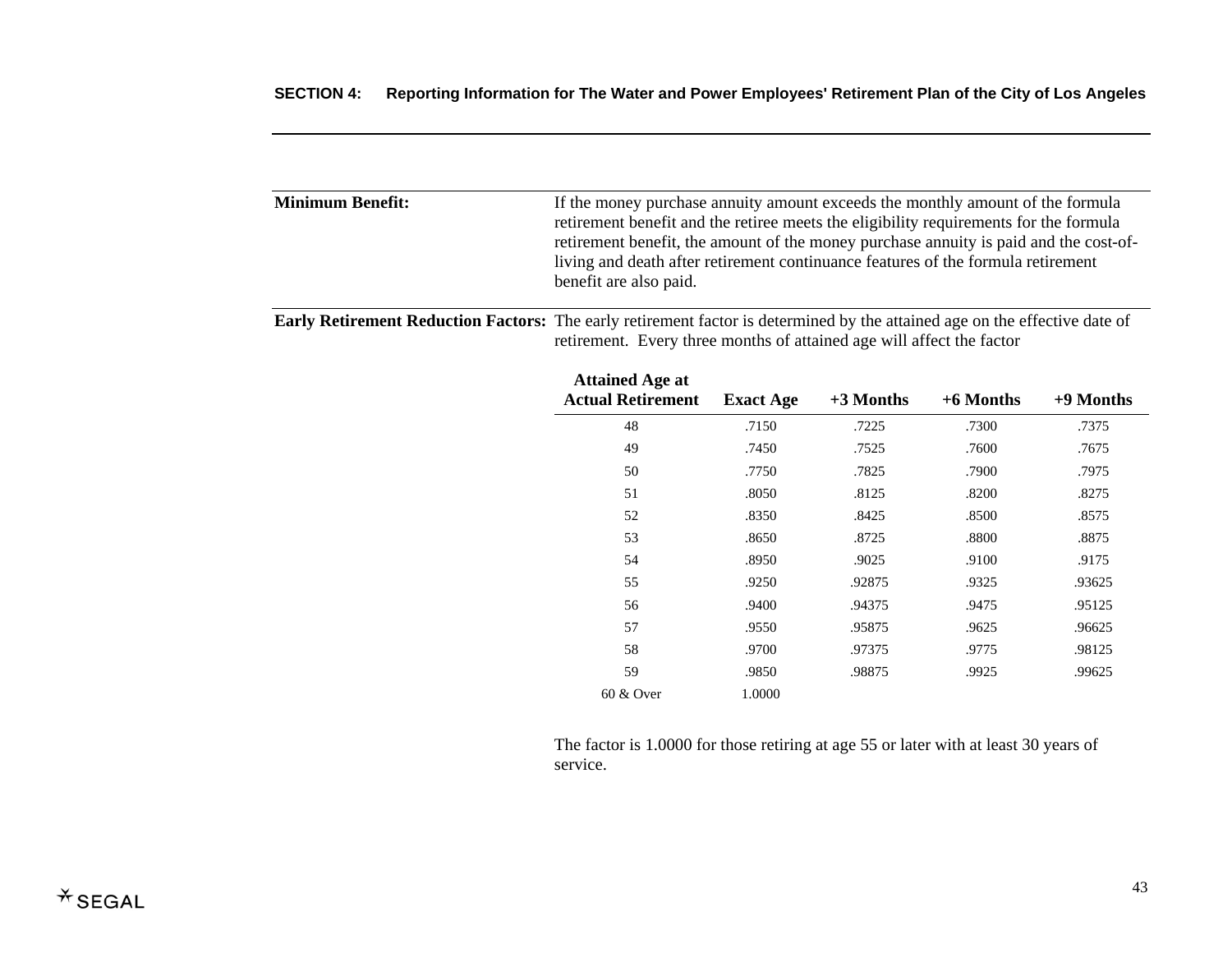**Minimum Benefit:** If the money purchase annuity amount exceeds the monthly amount of the formula retirement benefit and the retiree meets the eligibility requirements for the formula retirement benefit, the amount of the money purchase annuity is paid and the cost-of-living and death after retirement continuance features of the formula retirement benefit are also paid.

**Early Retirement Reduction Factors:** The early retirement factor is determined by the attained age on the effective date of retirement. Every three months of attained age will affect the factor

| Attained Age at Actual Retirement | Exact Age | +3 Months | +6 Months | +9 Months |
|---|---|---|---|---|
| 48 | .7150 | .7225 | .7300 | .7375 |
| 49 | .7450 | .7525 | .7600 | .7675 |
| 50 | .7750 | .7825 | .7900 | .7975 |
| 51 | .8050 | .8125 | .8200 | .8275 |
| 52 | .8350 | .8425 | .8500 | .8575 |
| 53 | .8650 | .8725 | .8800 | .8875 |
| 54 | .8950 | .9025 | .9100 | .9175 |
| 55 | .9250 | .92875 | .9325 | .93625 |
| 56 | .9400 | .94375 | .9475 | .95125 |
| 57 | .9550 | .95875 | .9625 | .96625 |
| 58 | .9700 | .97375 | .9775 | .98125 |
| 59 | .9850 | .98875 | .9925 | .99625 |
| 60 & Over | 1.0000 | | | |

The factor is 1.0000 for those retiring at age 55 or later with at least 30 years of service.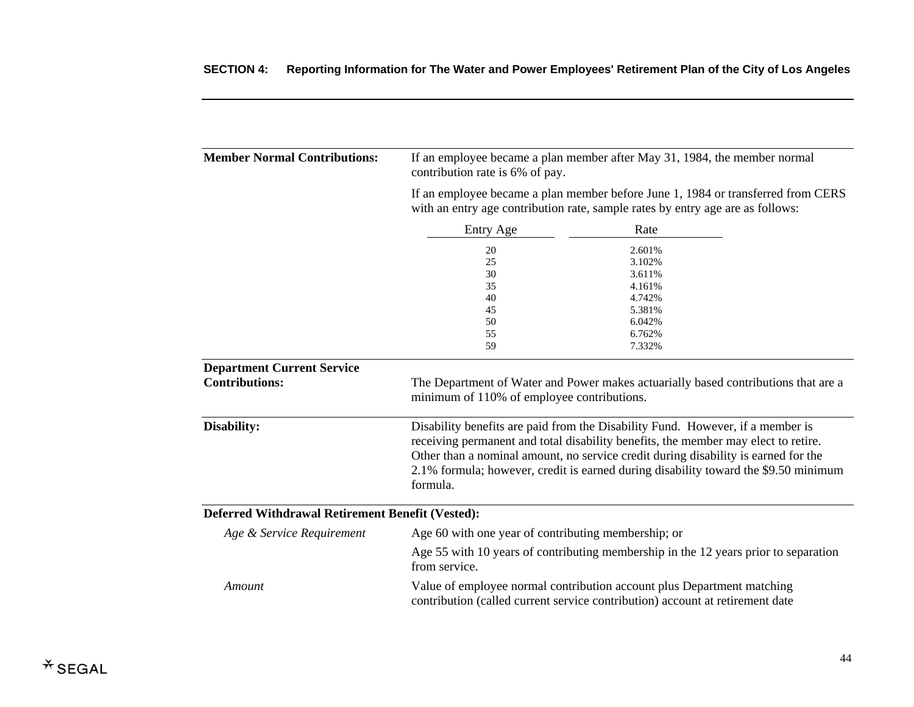**Member Normal Contributions:**

If an employee became a plan member after May 31, 1984, the member normal contribution rate is 6% of pay.

If an employee became a plan member before June 1, 1984 or transferred from CERS with an entry age contribution rate, sample rates by entry age are as follows:

| Entry Age | Rate |
|---|---|
| 20 | 2.601% |
| 25 | 3.102% |
| 30 | 3.611% |
| 35 | 4.161% |
| 40 | 4.742% |
| 45 | 5.381% |
| 50 | 6.042% |
| 55 | 6.762% |
| 59 | 7.332% |

**Department Current Service Contributions:**

The Department of Water and Power makes actuarially based contributions that are a minimum of 110% of employee contributions.

**Disability:**

Disability benefits are paid from the Disability Fund. However, if a member is receiving permanent and total disability benefits, the member may elect to retire. Other than a nominal amount, no service credit during disability is earned for the 2.1% formula; however, credit is earned during disability toward the $9.50 minimum formula.

**Deferred Withdrawal Retirement Benefit (Vested):**

*Age & Service Requirement*

Age 60 with one year of contributing membership; or

Age 55 with 10 years of contributing membership in the 12 years prior to separation from service.

*Amount*

Value of employee normal contribution account plus Department matching contribution (called current service contribution) account at retirement date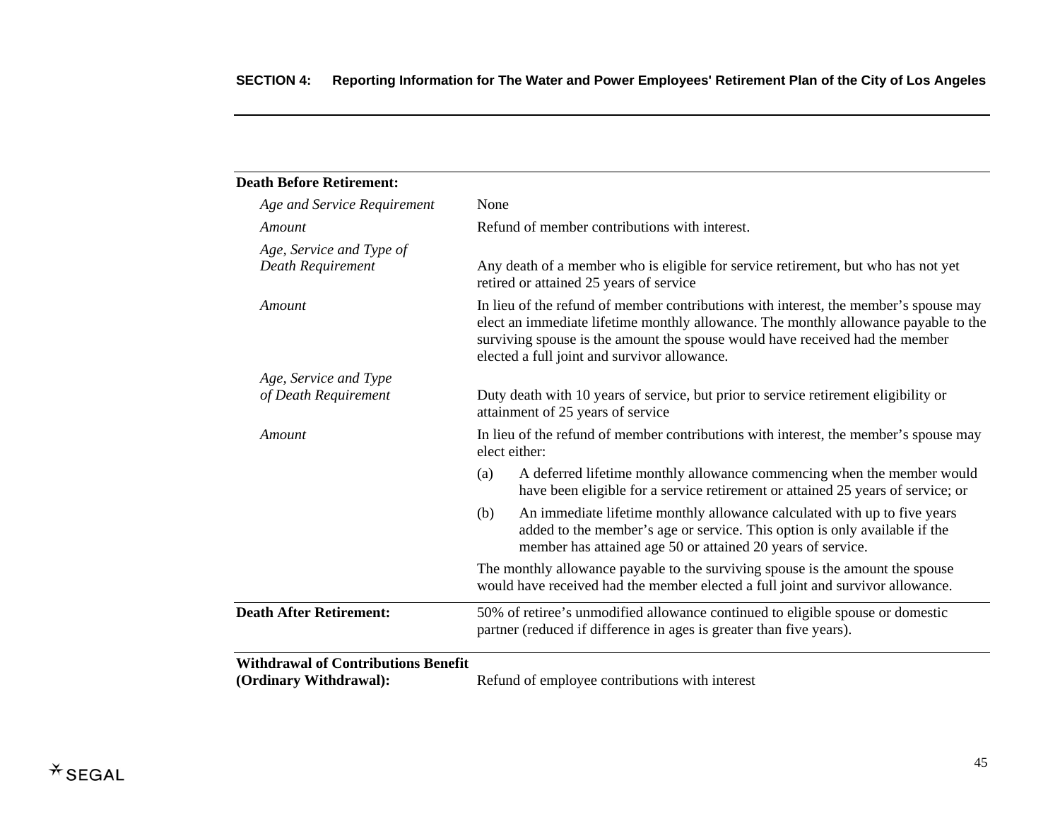**Death Before Retirement:**

| | |
|---|---|
| *Age and Service Requirement* | None |
| *Amount* | Refund of member contributions with interest. |
| *Age, Service and Type of Death Requirement* | Any death of a member who is eligible for service retirement, but who has not yet retired or attained 25 years of service |
| *Amount* | In lieu of the refund of member contributions with interest, the member's spouse may elect an immediate lifetime monthly allowance. The monthly allowance payable to the surviving spouse is the amount the spouse would have received had the member elected a full joint and survivor allowance. |
| *Age, Service and Type of Death Requirement* | Duty death with 10 years of service, but prior to service retirement eligibility or attainment of 25 years of service |
| *Amount* | In lieu of the refund of member contributions with interest, the member's spouse may elect either:<br>(a) A deferred lifetime monthly allowance commencing when the member would have been eligible for a service retirement or attained 25 years of service; or<br>(b) An immediate lifetime monthly allowance calculated with up to five years added to the member's age or service. This option is only available if the member has attained age 50 or attained 20 years of service.<br>The monthly allowance payable to the surviving spouse is the amount the spouse would have received had the member elected a full joint and survivor allowance. |

**Death After Retirement:** 50% of retiree's unmodified allowance continued to eligible spouse or domestic partner (reduced if difference in ages is greater than five years).

**Withdrawal of Contributions Benefit (Ordinary Withdrawal):** Refund of employee contributions with interest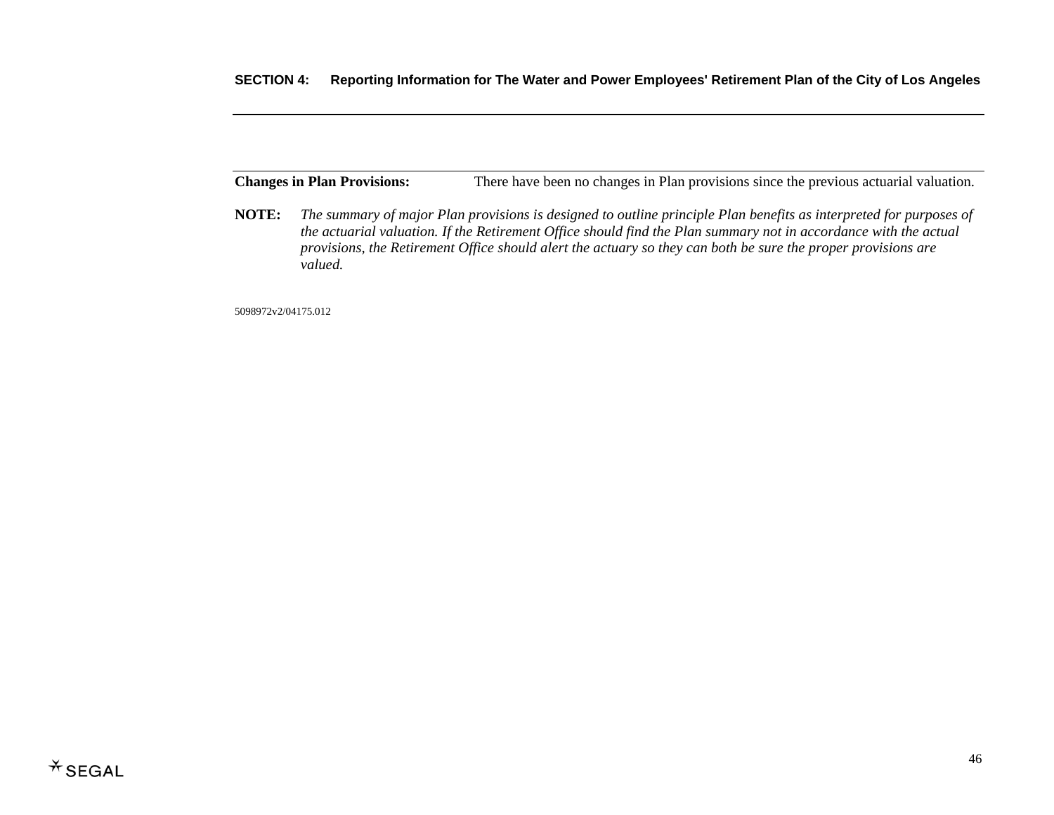**Changes in Plan Provisions:** There have been no changes in Plan provisions since the previous actuarial valuation.

**NOTE:** *The summary of major Plan provisions is designed to outline principle Plan benefits as interpreted for purposes of the actuarial valuation. If the Retirement Office should find the Plan summary not in accordance with the actual provisions, the Retirement Office should alert the actuary so they can both be sure the proper provisions are valued.*

5098972v2/04175.012